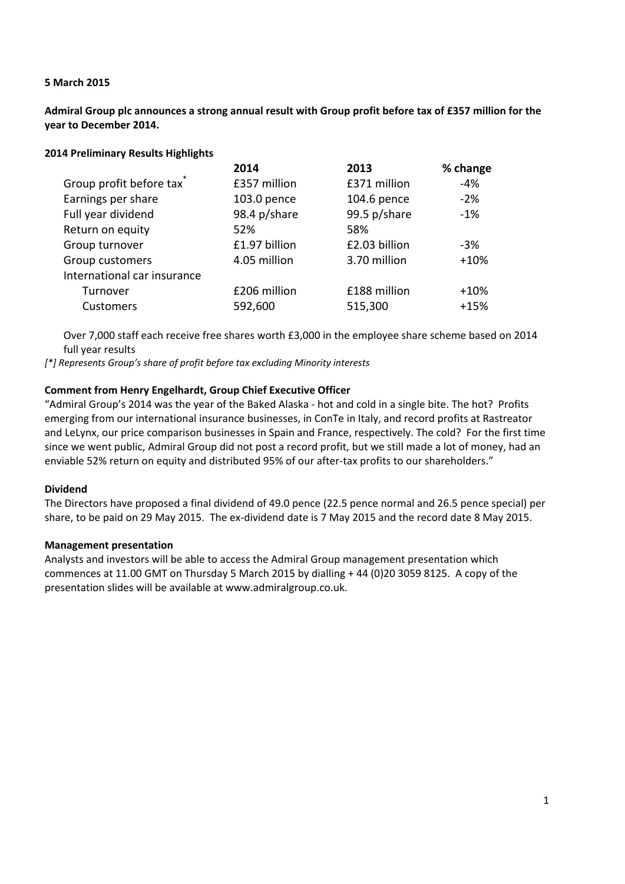**5 March 2015**

**Admiral Group plc announces a strong annual result with Group profit before tax of £357 million for the year to December 2014.**

**2014 Preliminary Results Highlights**

| | 2014 | 2013 | % change |
|---|---|---|---|
| Group profit before tax* | £357 million | £371 million | -4% |
| Earnings per share | 103.0 pence | 104.6 pence | -2% |
| Full year dividend | 98.4 p/share | 99.5 p/share | -1% |
| Return on equity | 52% | 58% | |
| Group turnover | £1.97 billion | £2.03 billion | -3% |
| Group customers | 4.05 million | 3.70 million | +10% |
| International car insurance | | | |
| Turnover | £206 million | £188 million | +10% |
| Customers | 592,600 | 515,300 | +15% |

Over 7,000 staff each receive free shares worth £3,000 in the employee share scheme based on 2014 full year results

*[*] Represents Group's share of profit before tax excluding Minority interests*

**Comment from Henry Engelhardt, Group Chief Executive Officer**

"Admiral Group's 2014 was the year of the Baked Alaska - hot and cold in a single bite. The hot? Profits emerging from our international insurance businesses, in ConTe in Italy, and record profits at Rastreator and LeLynx, our price comparison businesses in Spain and France, respectively. The cold? For the first time since we went public, Admiral Group did not post a record profit, but we still made a lot of money, had an enviable 52% return on equity and distributed 95% of our after-tax profits to our shareholders."

**Dividend**

The Directors have proposed a final dividend of 49.0 pence (22.5 pence normal and 26.5 pence special) per share, to be paid on 29 May 2015. The ex-dividend date is 7 May 2015 and the record date 8 May 2015.

**Management presentation**

Analysts and investors will be able to access the Admiral Group management presentation which commences at 11.00 GMT on Thursday 5 March 2015 by dialling + 44 (0)20 3059 8125. A copy of the presentation slides will be available at www.admiralgroup.co.uk.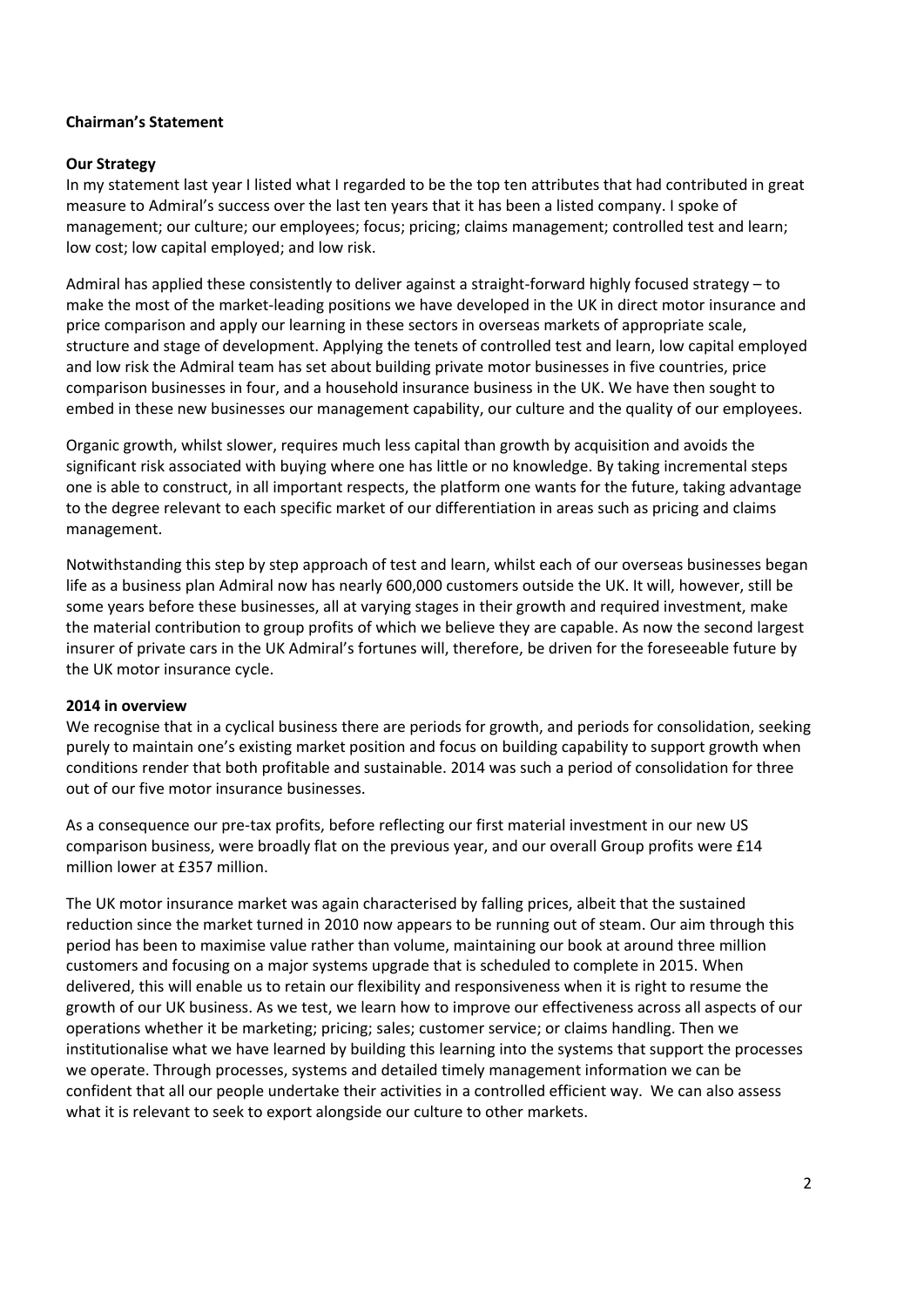**Chairman's Statement**

**Our Strategy**

In my statement last year I listed what I regarded to be the top ten attributes that had contributed in great measure to Admiral's success over the last ten years that it has been a listed company. I spoke of management; our culture; our employees; focus; pricing; claims management; controlled test and learn; low cost; low capital employed; and low risk.

Admiral has applied these consistently to deliver against a straight-forward highly focused strategy – to make the most of the market-leading positions we have developed in the UK in direct motor insurance and price comparison and apply our learning in these sectors in overseas markets of appropriate scale, structure and stage of development. Applying the tenets of controlled test and learn, low capital employed and low risk the Admiral team has set about building private motor businesses in five countries, price comparison businesses in four, and a household insurance business in the UK. We have then sought to embed in these new businesses our management capability, our culture and the quality of our employees.

Organic growth, whilst slower, requires much less capital than growth by acquisition and avoids the significant risk associated with buying where one has little or no knowledge. By taking incremental steps one is able to construct, in all important respects, the platform one wants for the future, taking advantage to the degree relevant to each specific market of our differentiation in areas such as pricing and claims management.

Notwithstanding this step by step approach of test and learn, whilst each of our overseas businesses began life as a business plan Admiral now has nearly 600,000 customers outside the UK. It will, however, still be some years before these businesses, all at varying stages in their growth and required investment, make the material contribution to group profits of which we believe they are capable. As now the second largest insurer of private cars in the UK Admiral's fortunes will, therefore, be driven for the foreseeable future by the UK motor insurance cycle.

**2014 in overview**

We recognise that in a cyclical business there are periods for growth, and periods for consolidation, seeking purely to maintain one's existing market position and focus on building capability to support growth when conditions render that both profitable and sustainable. 2014 was such a period of consolidation for three out of our five motor insurance businesses.

As a consequence our pre-tax profits, before reflecting our first material investment in our new US comparison business, were broadly flat on the previous year, and our overall Group profits were £14 million lower at £357 million.

The UK motor insurance market was again characterised by falling prices, albeit that the sustained reduction since the market turned in 2010 now appears to be running out of steam. Our aim through this period has been to maximise value rather than volume, maintaining our book at around three million customers and focusing on a major systems upgrade that is scheduled to complete in 2015. When delivered, this will enable us to retain our flexibility and responsiveness when it is right to resume the growth of our UK business. As we test, we learn how to improve our effectiveness across all aspects of our operations whether it be marketing; pricing; sales; customer service; or claims handling. Then we institutionalise what we have learned by building this learning into the systems that support the processes we operate. Through processes, systems and detailed timely management information we can be confident that all our people undertake their activities in a controlled efficient way. We can also assess what it is relevant to seek to export alongside our culture to other markets.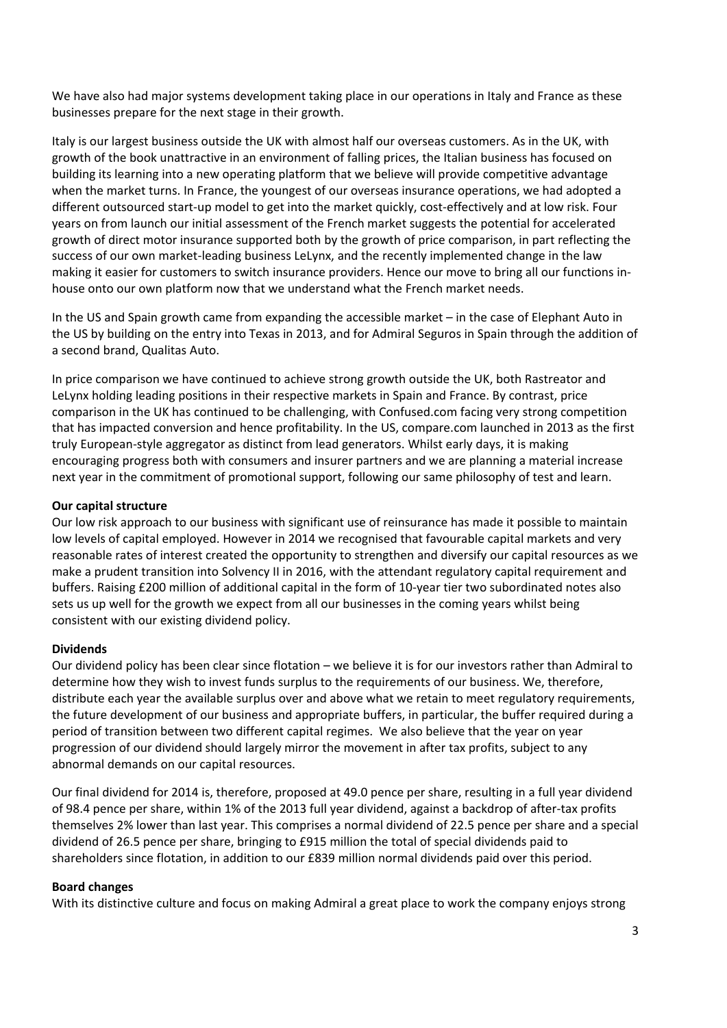We have also had major systems development taking place in our operations in Italy and France as these businesses prepare for the next stage in their growth.

Italy is our largest business outside the UK with almost half our overseas customers. As in the UK, with growth of the book unattractive in an environment of falling prices, the Italian business has focused on building its learning into a new operating platform that we believe will provide competitive advantage when the market turns. In France, the youngest of our overseas insurance operations, we had adopted a different outsourced start-up model to get into the market quickly, cost-effectively and at low risk. Four years on from launch our initial assessment of the French market suggests the potential for accelerated growth of direct motor insurance supported both by the growth of price comparison, in part reflecting the success of our own market-leading business LeLynx, and the recently implemented change in the law making it easier for customers to switch insurance providers. Hence our move to bring all our functions in-house onto our own platform now that we understand what the French market needs.

In the US and Spain growth came from expanding the accessible market – in the case of Elephant Auto in the US by building on the entry into Texas in 2013, and for Admiral Seguros in Spain through the addition of a second brand, Qualitas Auto.

In price comparison we have continued to achieve strong growth outside the UK, both Rastreator and LeLynx holding leading positions in their respective markets in Spain and France. By contrast, price comparison in the UK has continued to be challenging, with Confused.com facing very strong competition that has impacted conversion and hence profitability. In the US, compare.com launched in 2013 as the first truly European-style aggregator as distinct from lead generators. Whilst early days, it is making encouraging progress both with consumers and insurer partners and we are planning a material increase next year in the commitment of promotional support, following our same philosophy of test and learn.

**Our capital structure**

Our low risk approach to our business with significant use of reinsurance has made it possible to maintain low levels of capital employed. However in 2014 we recognised that favourable capital markets and very reasonable rates of interest created the opportunity to strengthen and diversify our capital resources as we make a prudent transition into Solvency II in 2016, with the attendant regulatory capital requirement and buffers. Raising £200 million of additional capital in the form of 10-year tier two subordinated notes also sets us up well for the growth we expect from all our businesses in the coming years whilst being consistent with our existing dividend policy.

**Dividends**

Our dividend policy has been clear since flotation – we believe it is for our investors rather than Admiral to determine how they wish to invest funds surplus to the requirements of our business. We, therefore, distribute each year the available surplus over and above what we retain to meet regulatory requirements, the future development of our business and appropriate buffers, in particular, the buffer required during a period of transition between two different capital regimes. We also believe that the year on year progression of our dividend should largely mirror the movement in after tax profits, subject to any abnormal demands on our capital resources.

Our final dividend for 2014 is, therefore, proposed at 49.0 pence per share, resulting in a full year dividend of 98.4 pence per share, within 1% of the 2013 full year dividend, against a backdrop of after-tax profits themselves 2% lower than last year. This comprises a normal dividend of 22.5 pence per share and a special dividend of 26.5 pence per share, bringing to £915 million the total of special dividends paid to shareholders since flotation, in addition to our £839 million normal dividends paid over this period.

**Board changes**

With its distinctive culture and focus on making Admiral a great place to work the company enjoys strong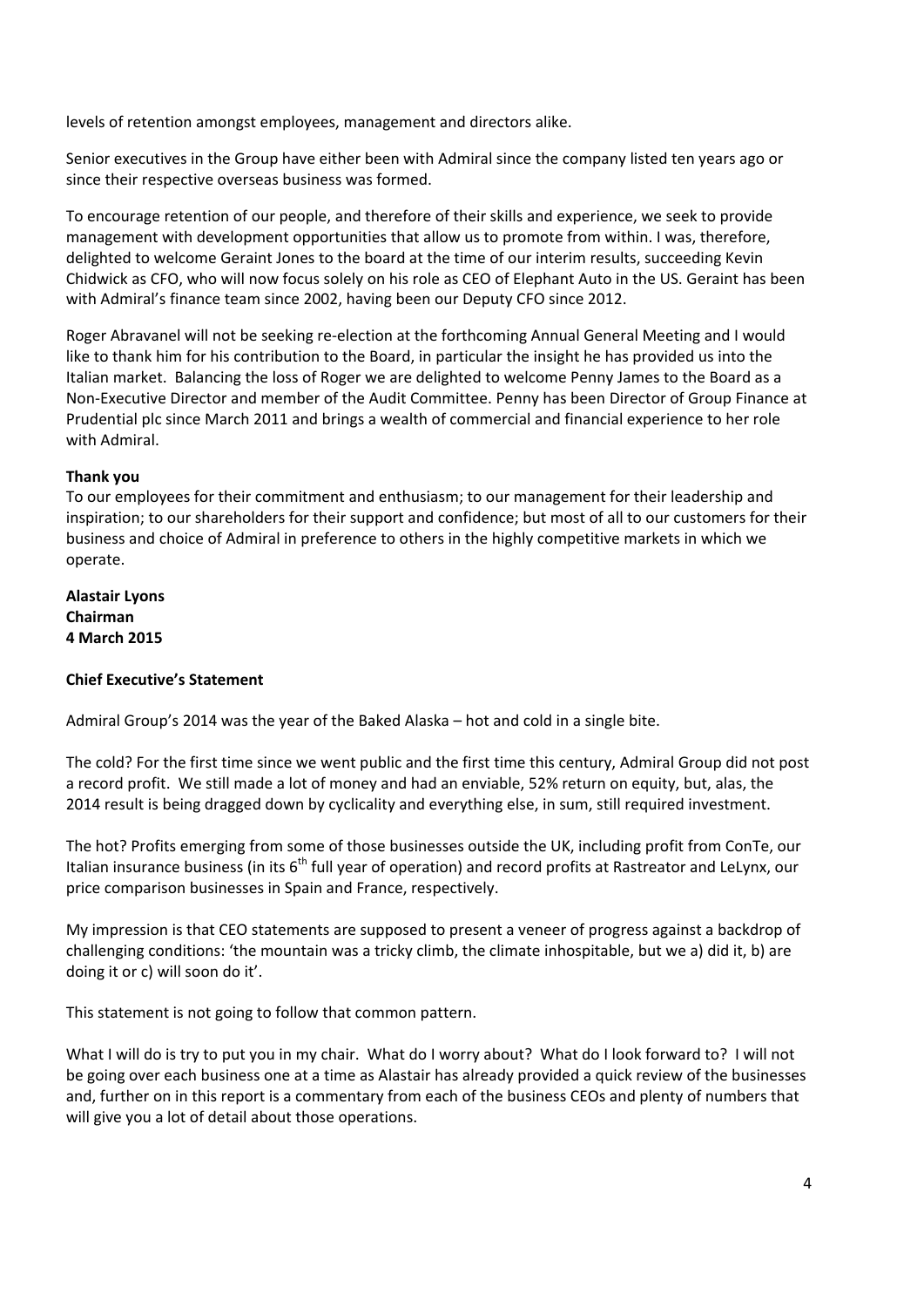levels of retention amongst employees, management and directors alike.

Senior executives in the Group have either been with Admiral since the company listed ten years ago or since their respective overseas business was formed.

To encourage retention of our people, and therefore of their skills and experience, we seek to provide management with development opportunities that allow us to promote from within. I was, therefore, delighted to welcome Geraint Jones to the board at the time of our interim results, succeeding Kevin Chidwick as CFO, who will now focus solely on his role as CEO of Elephant Auto in the US. Geraint has been with Admiral's finance team since 2002, having been our Deputy CFO since 2012.

Roger Abravanel will not be seeking re-election at the forthcoming Annual General Meeting and I would like to thank him for his contribution to the Board, in particular the insight he has provided us into the Italian market. Balancing the loss of Roger we are delighted to welcome Penny James to the Board as a Non-Executive Director and member of the Audit Committee. Penny has been Director of Group Finance at Prudential plc since March 2011 and brings a wealth of commercial and financial experience to her role with Admiral.

**Thank you**

To our employees for their commitment and enthusiasm; to our management for their leadership and inspiration; to our shareholders for their support and confidence; but most of all to our customers for their business and choice of Admiral in preference to others in the highly competitive markets in which we operate.

**Alastair Lyons**
**Chairman**
**4 March 2015**

**Chief Executive's Statement**

Admiral Group's 2014 was the year of the Baked Alaska – hot and cold in a single bite.

The cold? For the first time since we went public and the first time this century, Admiral Group did not post a record profit. We still made a lot of money and had an enviable, 52% return on equity, but, alas, the 2014 result is being dragged down by cyclicality and everything else, in sum, still required investment.

The hot? Profits emerging from some of those businesses outside the UK, including profit from ConTe, our Italian insurance business (in its 6th full year of operation) and record profits at Rastreator and LeLynx, our price comparison businesses in Spain and France, respectively.

My impression is that CEO statements are supposed to present a veneer of progress against a backdrop of challenging conditions: 'the mountain was a tricky climb, the climate inhospitable, but we a) did it, b) are doing it or c) will soon do it'.

This statement is not going to follow that common pattern.

What I will do is try to put you in my chair. What do I worry about? What do I look forward to? I will not be going over each business one at a time as Alastair has already provided a quick review of the businesses and, further on in this report is a commentary from each of the business CEOs and plenty of numbers that will give you a lot of detail about those operations.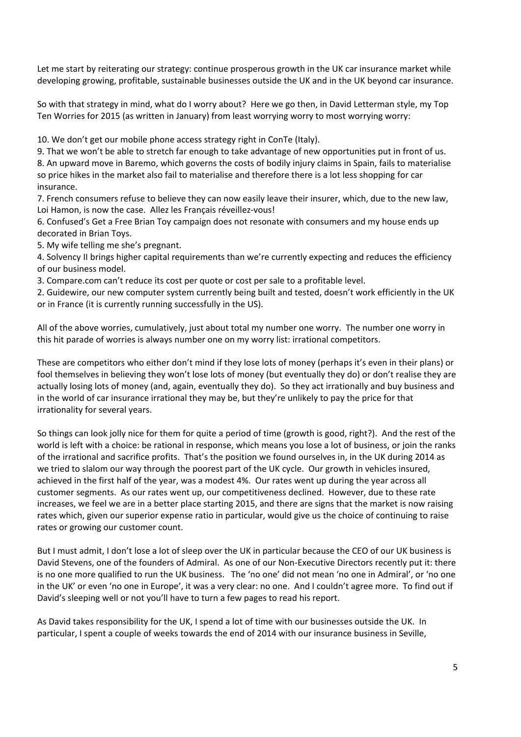Let me start by reiterating our strategy: continue prosperous growth in the UK car insurance market while developing growing, profitable, sustainable businesses outside the UK and in the UK beyond car insurance.

So with that strategy in mind, what do I worry about? Here we go then, in David Letterman style, my Top Ten Worries for 2015 (as written in January) from least worrying worry to most worrying worry:

10. We don't get our mobile phone access strategy right in ConTe (Italy).
9. That we won't be able to stretch far enough to take advantage of new opportunities put in front of us.
8. An upward move in Baremo, which governs the costs of bodily injury claims in Spain, fails to materialise so price hikes in the market also fail to materialise and therefore there is a lot less shopping for car insurance.
7. French consumers refuse to believe they can now easily leave their insurer, which, due to the new law, Loi Hamon, is now the case. Allez les Français réveillez-vous!
6. Confused's Get a Free Brian Toy campaign does not resonate with consumers and my house ends up decorated in Brian Toys.
5. My wife telling me she's pregnant.
4. Solvency II brings higher capital requirements than we're currently expecting and reduces the efficiency of our business model.
3. Compare.com can't reduce its cost per quote or cost per sale to a profitable level.
2. Guidewire, our new computer system currently being built and tested, doesn't work efficiently in the UK or in France (it is currently running successfully in the US).

All of the above worries, cumulatively, just about total my number one worry. The number one worry in this hit parade of worries is always number one on my worry list: irrational competitors.

These are competitors who either don't mind if they lose lots of money (perhaps it's even in their plans) or fool themselves in believing they won't lose lots of money (but eventually they do) or don't realise they are actually losing lots of money (and, again, eventually they do). So they act irrationally and buy business and in the world of car insurance irrational they may be, but they're unlikely to pay the price for that irrationality for several years.

So things can look jolly nice for them for quite a period of time (growth is good, right?). And the rest of the world is left with a choice: be rational in response, which means you lose a lot of business, or join the ranks of the irrational and sacrifice profits. That's the position we found ourselves in, in the UK during 2014 as we tried to slalom our way through the poorest part of the UK cycle. Our growth in vehicles insured, achieved in the first half of the year, was a modest 4%. Our rates went up during the year across all customer segments. As our rates went up, our competitiveness declined. However, due to these rate increases, we feel we are in a better place starting 2015, and there are signs that the market is now raising rates which, given our superior expense ratio in particular, would give us the choice of continuing to raise rates or growing our customer count.

But I must admit, I don't lose a lot of sleep over the UK in particular because the CEO of our UK business is David Stevens, one of the founders of Admiral. As one of our Non-Executive Directors recently put it: there is no one more qualified to run the UK business. The 'no one' did not mean 'no one in Admiral', or 'no one in the UK' or even 'no one in Europe', it was a very clear: no one. And I couldn't agree more. To find out if David's sleeping well or not you'll have to turn a few pages to read his report.

As David takes responsibility for the UK, I spend a lot of time with our businesses outside the UK. In particular, I spent a couple of weeks towards the end of 2014 with our insurance business in Seville,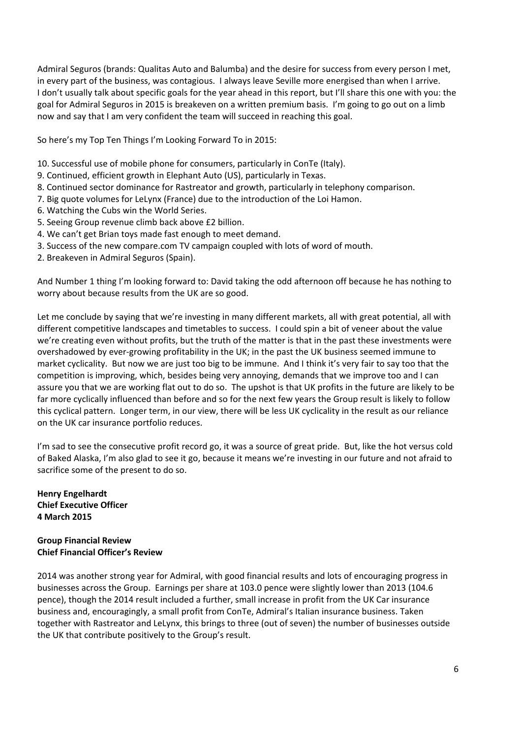Admiral Seguros (brands: Qualitas Auto and Balumba) and the desire for success from every person I met, in every part of the business, was contagious. I always leave Seville more energised than when I arrive. I don't usually talk about specific goals for the year ahead in this report, but I'll share this one with you: the goal for Admiral Seguros in 2015 is breakeven on a written premium basis. I'm going to go out on a limb now and say that I am very confident the team will succeed in reaching this goal.

So here's my Top Ten Things I'm Looking Forward To in 2015:

10. Successful use of mobile phone for consumers, particularly in ConTe (Italy).
9. Continued, efficient growth in Elephant Auto (US), particularly in Texas.
8. Continued sector dominance for Rastreator and growth, particularly in telephony comparison.
7. Big quote volumes for LeLynx (France) due to the introduction of the Loi Hamon.
6. Watching the Cubs win the World Series.
5. Seeing Group revenue climb back above £2 billion.
4. We can't get Brian toys made fast enough to meet demand.
3. Success of the new compare.com TV campaign coupled with lots of word of mouth.
2. Breakeven in Admiral Seguros (Spain).

And Number 1 thing I'm looking forward to: David taking the odd afternoon off because he has nothing to worry about because results from the UK are so good.

Let me conclude by saying that we're investing in many different markets, all with great potential, all with different competitive landscapes and timetables to success. I could spin a bit of veneer about the value we're creating even without profits, but the truth of the matter is that in the past these investments were overshadowed by ever-growing profitability in the UK; in the past the UK business seemed immune to market cyclicality. But now we are just too big to be immune. And I think it's very fair to say too that the competition is improving, which, besides being very annoying, demands that we improve too and I can assure you that we are working flat out to do so. The upshot is that UK profits in the future are likely to be far more cyclically influenced than before and so for the next few years the Group result is likely to follow this cyclical pattern. Longer term, in our view, there will be less UK cyclicality in the result as our reliance on the UK car insurance portfolio reduces.

I'm sad to see the consecutive profit record go, it was a source of great pride. But, like the hot versus cold of Baked Alaska, I'm also glad to see it go, because it means we're investing in our future and not afraid to sacrifice some of the present to do so.

**Henry Engelhardt**
**Chief Executive Officer**
**4 March 2015**

## Group Financial Review
## Chief Financial Officer's Review

2014 was another strong year for Admiral, with good financial results and lots of encouraging progress in businesses across the Group. Earnings per share at 103.0 pence were slightly lower than 2013 (104.6 pence), though the 2014 result included a further, small increase in profit from the UK Car insurance business and, encouragingly, a small profit from ConTe, Admiral's Italian insurance business. Taken together with Rastreator and LeLynx, this brings to three (out of seven) the number of businesses outside the UK that contribute positively to the Group's result.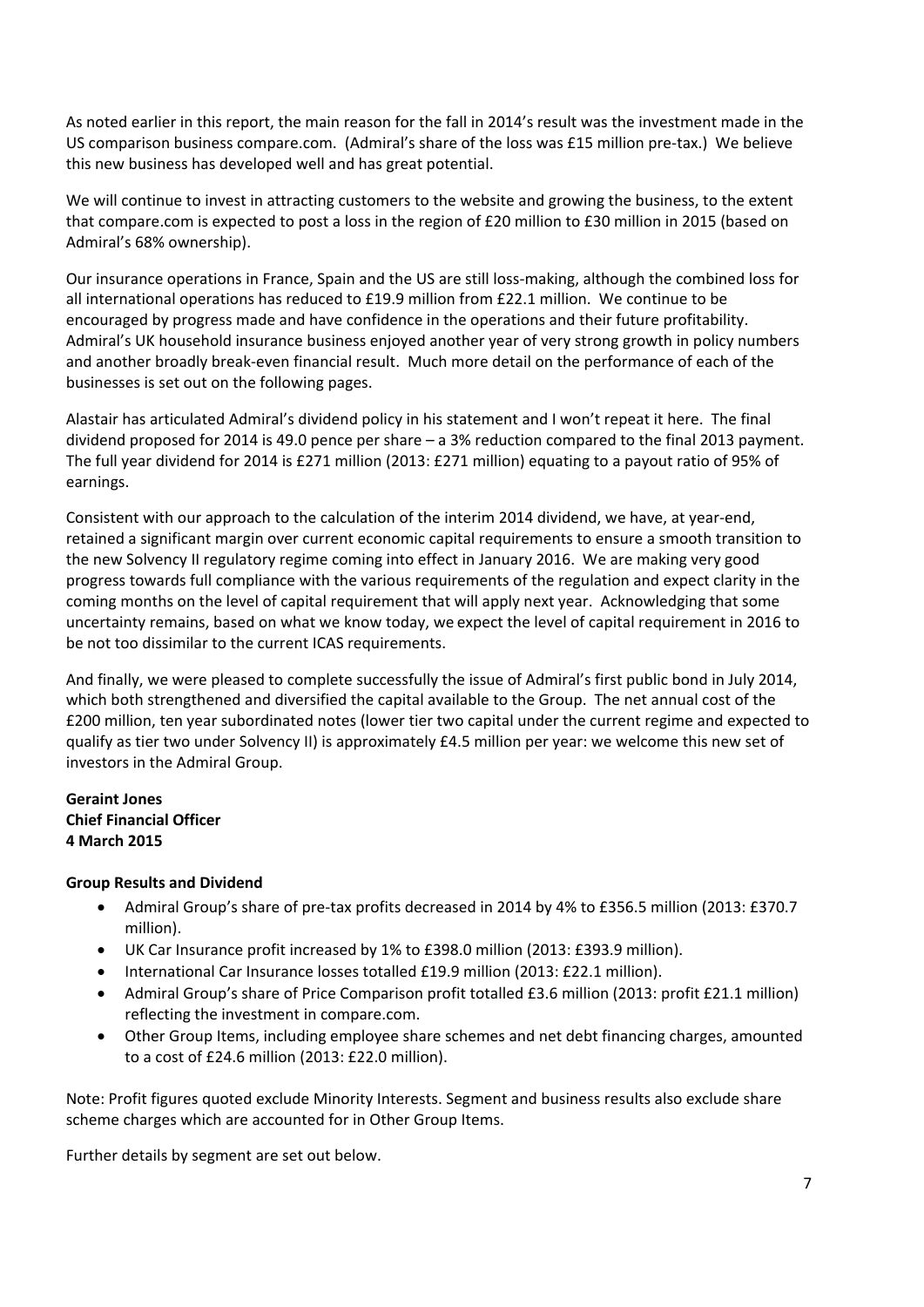As noted earlier in this report, the main reason for the fall in 2014's result was the investment made in the US comparison business compare.com. (Admiral's share of the loss was £15 million pre-tax.) We believe this new business has developed well and has great potential.

We will continue to invest in attracting customers to the website and growing the business, to the extent that compare.com is expected to post a loss in the region of £20 million to £30 million in 2015 (based on Admiral's 68% ownership).

Our insurance operations in France, Spain and the US are still loss-making, although the combined loss for all international operations has reduced to £19.9 million from £22.1 million. We continue to be encouraged by progress made and have confidence in the operations and their future profitability. Admiral's UK household insurance business enjoyed another year of very strong growth in policy numbers and another broadly break-even financial result. Much more detail on the performance of each of the businesses is set out on the following pages.

Alastair has articulated Admiral's dividend policy in his statement and I won't repeat it here. The final dividend proposed for 2014 is 49.0 pence per share – a 3% reduction compared to the final 2013 payment. The full year dividend for 2014 is £271 million (2013: £271 million) equating to a payout ratio of 95% of earnings.

Consistent with our approach to the calculation of the interim 2014 dividend, we have, at year-end, retained a significant margin over current economic capital requirements to ensure a smooth transition to the new Solvency II regulatory regime coming into effect in January 2016. We are making very good progress towards full compliance with the various requirements of the regulation and expect clarity in the coming months on the level of capital requirement that will apply next year. Acknowledging that some uncertainty remains, based on what we know today, we expect the level of capital requirement in 2016 to be not too dissimilar to the current ICAS requirements.

And finally, we were pleased to complete successfully the issue of Admiral's first public bond in July 2014, which both strengthened and diversified the capital available to the Group. The net annual cost of the £200 million, ten year subordinated notes (lower tier two capital under the current regime and expected to qualify as tier two under Solvency II) is approximately £4.5 million per year: we welcome this new set of investors in the Admiral Group.

**Geraint Jones**
**Chief Financial Officer**
**4 March 2015**

**Group Results and Dividend**

- Admiral Group's share of pre-tax profits decreased in 2014 by 4% to £356.5 million (2013: £370.7 million).
- UK Car Insurance profit increased by 1% to £398.0 million (2013: £393.9 million).
- International Car Insurance losses totalled £19.9 million (2013: £22.1 million).
- Admiral Group's share of Price Comparison profit totalled £3.6 million (2013: profit £21.1 million) reflecting the investment in compare.com.
- Other Group Items, including employee share schemes and net debt financing charges, amounted to a cost of £24.6 million (2013: £22.0 million).

Note: Profit figures quoted exclude Minority Interests. Segment and business results also exclude share scheme charges which are accounted for in Other Group Items.

Further details by segment are set out below.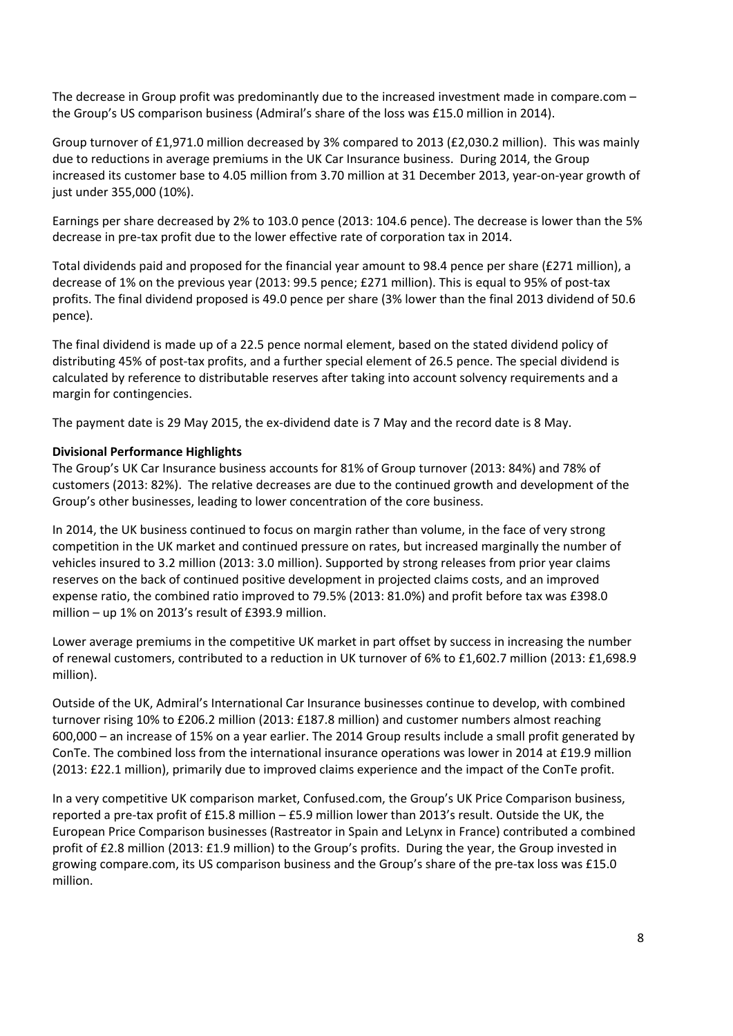The decrease in Group profit was predominantly due to the increased investment made in compare.com – the Group's US comparison business (Admiral's share of the loss was £15.0 million in 2014).

Group turnover of £1,971.0 million decreased by 3% compared to 2013 (£2,030.2 million). This was mainly due to reductions in average premiums in the UK Car Insurance business. During 2014, the Group increased its customer base to 4.05 million from 3.70 million at 31 December 2013, year-on-year growth of just under 355,000 (10%).

Earnings per share decreased by 2% to 103.0 pence (2013: 104.6 pence). The decrease is lower than the 5% decrease in pre-tax profit due to the lower effective rate of corporation tax in 2014.

Total dividends paid and proposed for the financial year amount to 98.4 pence per share (£271 million), a decrease of 1% on the previous year (2013: 99.5 pence; £271 million). This is equal to 95% of post-tax profits. The final dividend proposed is 49.0 pence per share (3% lower than the final 2013 dividend of 50.6 pence).

The final dividend is made up of a 22.5 pence normal element, based on the stated dividend policy of distributing 45% of post-tax profits, and a further special element of 26.5 pence. The special dividend is calculated by reference to distributable reserves after taking into account solvency requirements and a margin for contingencies.

The payment date is 29 May 2015, the ex-dividend date is 7 May and the record date is 8 May.

**Divisional Performance Highlights**

The Group's UK Car Insurance business accounts for 81% of Group turnover (2013: 84%) and 78% of customers (2013: 82%). The relative decreases are due to the continued growth and development of the Group's other businesses, leading to lower concentration of the core business.

In 2014, the UK business continued to focus on margin rather than volume, in the face of very strong competition in the UK market and continued pressure on rates, but increased marginally the number of vehicles insured to 3.2 million (2013: 3.0 million). Supported by strong releases from prior year claims reserves on the back of continued positive development in projected claims costs, and an improved expense ratio, the combined ratio improved to 79.5% (2013: 81.0%) and profit before tax was £398.0 million – up 1% on 2013's result of £393.9 million.

Lower average premiums in the competitive UK market in part offset by success in increasing the number of renewal customers, contributed to a reduction in UK turnover of 6% to £1,602.7 million (2013: £1,698.9 million).

Outside of the UK, Admiral's International Car Insurance businesses continue to develop, with combined turnover rising 10% to £206.2 million (2013: £187.8 million) and customer numbers almost reaching 600,000 – an increase of 15% on a year earlier. The 2014 Group results include a small profit generated by ConTe. The combined loss from the international insurance operations was lower in 2014 at £19.9 million (2013: £22.1 million), primarily due to improved claims experience and the impact of the ConTe profit.

In a very competitive UK comparison market, Confused.com, the Group's UK Price Comparison business, reported a pre-tax profit of £15.8 million – £5.9 million lower than 2013's result. Outside the UK, the European Price Comparison businesses (Rastreator in Spain and LeLynx in France) contributed a combined profit of £2.8 million (2013: £1.9 million) to the Group's profits. During the year, the Group invested in growing compare.com, its US comparison business and the Group's share of the pre-tax loss was £15.0 million.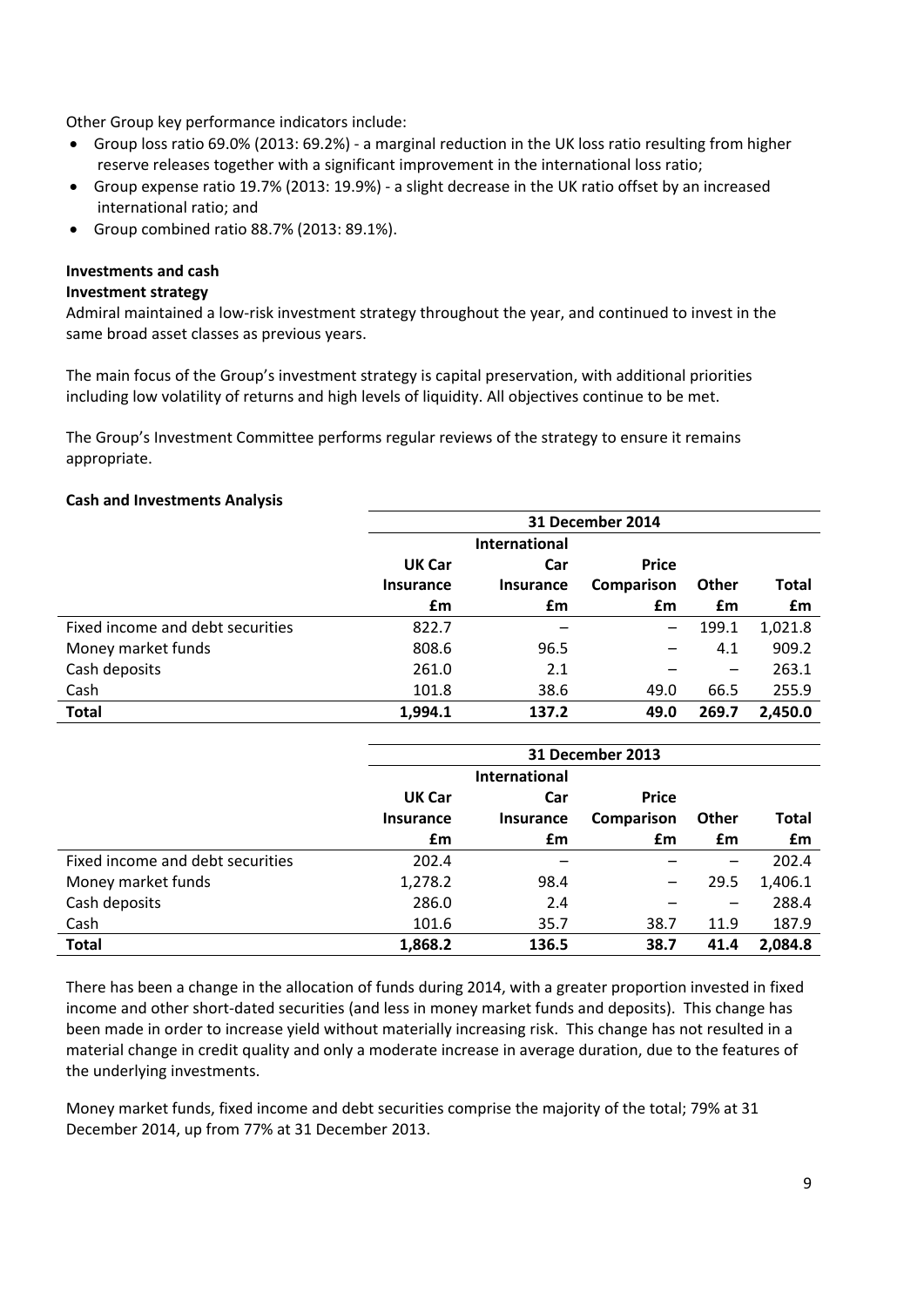Other Group key performance indicators include:

- Group loss ratio 69.0% (2013: 69.2%) - a marginal reduction in the UK loss ratio resulting from higher reserve releases together with a significant improvement in the international loss ratio;
- Group expense ratio 19.7% (2013: 19.9%) - a slight decrease in the UK ratio offset by an increased international ratio; and
- Group combined ratio 88.7% (2013: 89.1%).

**Investments and cash**

**Investment strategy**

Admiral maintained a low-risk investment strategy throughout the year, and continued to invest in the same broad asset classes as previous years.

The main focus of the Group's investment strategy is capital preservation, with additional priorities including low volatility of returns and high levels of liquidity. All objectives continue to be met.

The Group's Investment Committee performs regular reviews of the strategy to ensure it remains appropriate.

**Cash and Investments Analysis**

| | 31 December 2014 | | | | |
|---|---|---|---|---|---|
| | **UK Car Insurance £m** | **International Car Insurance £m** | **Price Comparison £m** | **Other £m** | **Total £m** |
| Fixed income and debt securities | 822.7 | – | – | 199.1 | 1,021.8 |
| Money market funds | 808.6 | 96.5 | – | 4.1 | 909.2 |
| Cash deposits | 261.0 | 2.1 | – | – | 263.1 |
| Cash | 101.8 | 38.6 | 49.0 | 66.5 | 255.9 |
| **Total** | **1,994.1** | **137.2** | **49.0** | **269.7** | **2,450.0** |

| | 31 December 2013 | | | | |
|---|---|---|---|---|---|
| | **UK Car Insurance £m** | **International Car Insurance £m** | **Price Comparison £m** | **Other £m** | **Total £m** |
| Fixed income and debt securities | 202.4 | – | – | – | 202.4 |
| Money market funds | 1,278.2 | 98.4 | – | 29.5 | 1,406.1 |
| Cash deposits | 286.0 | 2.4 | – | – | 288.4 |
| Cash | 101.6 | 35.7 | 38.7 | 11.9 | 187.9 |
| **Total** | **1,868.2** | **136.5** | **38.7** | **41.4** | **2,084.8** |

There has been a change in the allocation of funds during 2014, with a greater proportion invested in fixed income and other short-dated securities (and less in money market funds and deposits). This change has been made in order to increase yield without materially increasing risk. This change has not resulted in a material change in credit quality and only a moderate increase in average duration, due to the features of the underlying investments.

Money market funds, fixed income and debt securities comprise the majority of the total; 79% at 31 December 2014, up from 77% at 31 December 2013.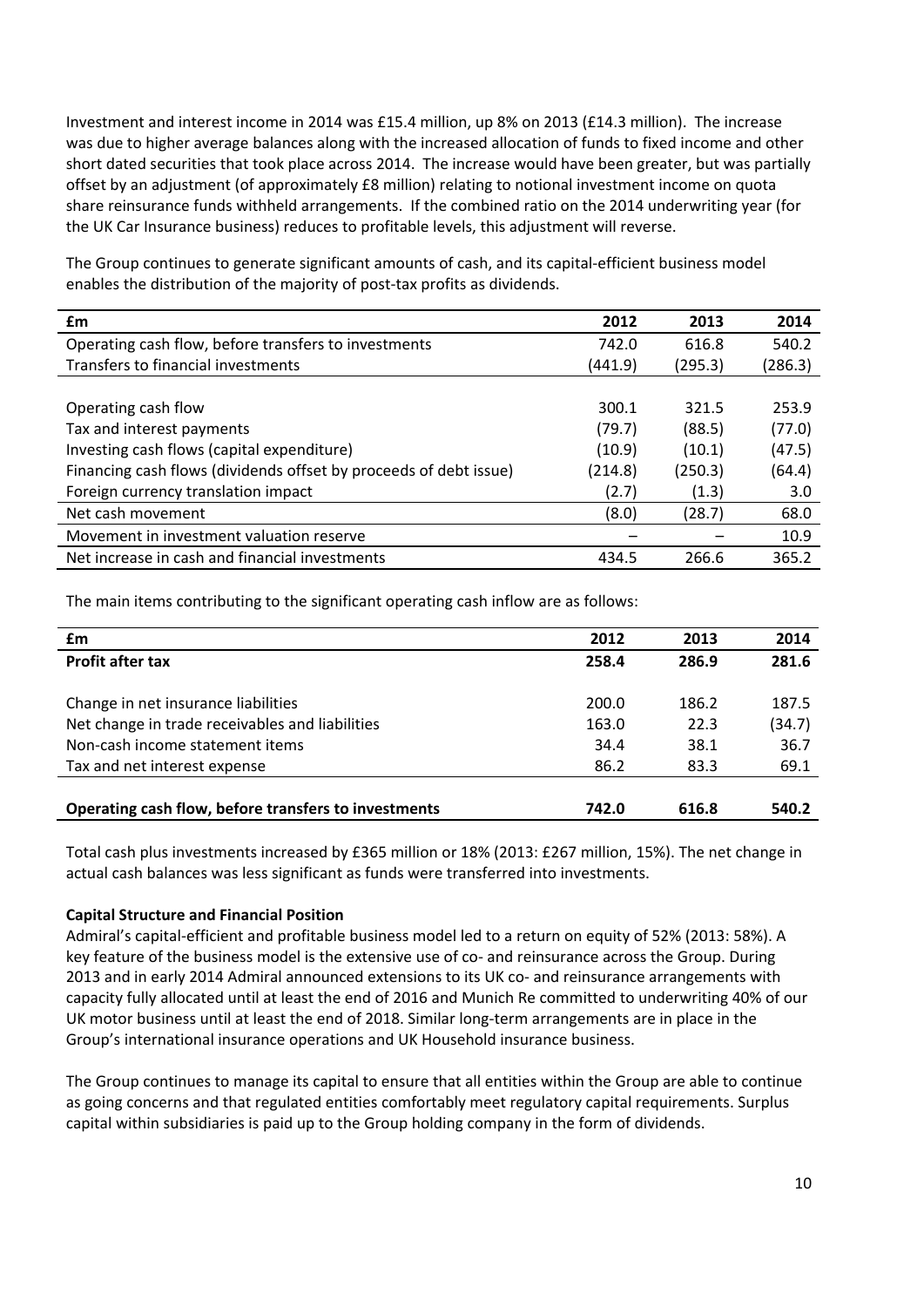Investment and interest income in 2014 was £15.4 million, up 8% on 2013 (£14.3 million). The increase was due to higher average balances along with the increased allocation of funds to fixed income and other short dated securities that took place across 2014. The increase would have been greater, but was partially offset by an adjustment (of approximately £8 million) relating to notional investment income on quota share reinsurance funds withheld arrangements. If the combined ratio on the 2014 underwriting year (for the UK Car Insurance business) reduces to profitable levels, this adjustment will reverse.

The Group continues to generate significant amounts of cash, and its capital-efficient business model enables the distribution of the majority of post-tax profits as dividends.

| £m | 2012 | 2013 | 2014 |
|---|---|---|---|
| Operating cash flow, before transfers to investments | 742.0 | 616.8 | 540.2 |
| Transfers to financial investments | (441.9) | (295.3) | (286.3) |
| | | | |
| Operating cash flow | 300.1 | 321.5 | 253.9 |
| Tax and interest payments | (79.7) | (88.5) | (77.0) |
| Investing cash flows (capital expenditure) | (10.9) | (10.1) | (47.5) |
| Financing cash flows (dividends offset by proceeds of debt issue) | (214.8) | (250.3) | (64.4) |
| Foreign currency translation impact | (2.7) | (1.3) | 3.0 |
| Net cash movement | (8.0) | (28.7) | 68.0 |
| Movement in investment valuation reserve | – | – | 10.9 |
| Net increase in cash and financial investments | 434.5 | 266.6 | 365.2 |

The main items contributing to the significant operating cash inflow are as follows:

| £m | 2012 | 2013 | 2014 |
|---|---|---|---|
| **Profit after tax** | **258.4** | **286.9** | **281.6** |
| | | | |
| Change in net insurance liabilities | 200.0 | 186.2 | 187.5 |
| Net change in trade receivables and liabilities | 163.0 | 22.3 | (34.7) |
| Non-cash income statement items | 34.4 | 38.1 | 36.7 |
| Tax and net interest expense | 86.2 | 83.3 | 69.1 |
| | | | |
| **Operating cash flow, before transfers to investments** | **742.0** | **616.8** | **540.2** |

Total cash plus investments increased by £365 million or 18% (2013: £267 million, 15%). The net change in actual cash balances was less significant as funds were transferred into investments.

**Capital Structure and Financial Position**

Admiral's capital-efficient and profitable business model led to a return on equity of 52% (2013: 58%). A key feature of the business model is the extensive use of co- and reinsurance across the Group. During 2013 and in early 2014 Admiral announced extensions to its UK co- and reinsurance arrangements with capacity fully allocated until at least the end of 2016 and Munich Re committed to underwriting 40% of our UK motor business until at least the end of 2018. Similar long-term arrangements are in place in the Group's international insurance operations and UK Household insurance business.

The Group continues to manage its capital to ensure that all entities within the Group are able to continue as going concerns and that regulated entities comfortably meet regulatory capital requirements. Surplus capital within subsidiaries is paid up to the Group holding company in the form of dividends.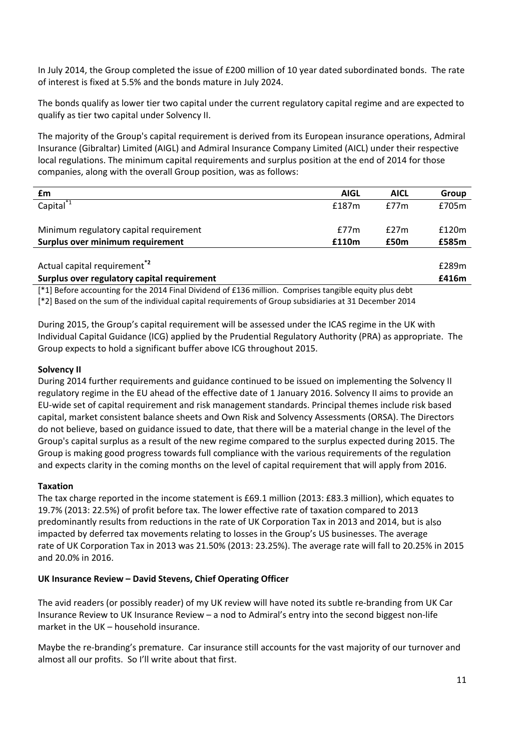In July 2014, the Group completed the issue of £200 million of 10 year dated subordinated bonds. The rate of interest is fixed at 5.5% and the bonds mature in July 2024.

The bonds qualify as lower tier two capital under the current regulatory capital regime and are expected to qualify as tier two capital under Solvency II.

The majority of the Group's capital requirement is derived from its European insurance operations, Admiral Insurance (Gibraltar) Limited (AIGL) and Admiral Insurance Company Limited (AICL) under their respective local regulations. The minimum capital requirements and surplus position at the end of 2014 for those companies, along with the overall Group position, was as follows:

| £m | AIGL | AICL | Group |
|---|---|---|---|
| Capital[*1] | £187m | £77m | £705m |
| | | | |
| Minimum regulatory capital requirement | £77m | £27m | £120m |
| **Surplus over minimum requirement** | **£110m** | **£50m** | **£585m** |
| | | | |
| Actual capital requirement[*2] | | | £289m |
| **Surplus over regulatory capital requirement** | | | **£416m** |

[*1] Before accounting for the 2014 Final Dividend of £136 million. Comprises tangible equity plus debt

[*2] Based on the sum of the individual capital requirements of Group subsidiaries at 31 December 2014

During 2015, the Group's capital requirement will be assessed under the ICAS regime in the UK with Individual Capital Guidance (ICG) applied by the Prudential Regulatory Authority (PRA) as appropriate. The Group expects to hold a significant buffer above ICG throughout 2015.

**Solvency II**

During 2014 further requirements and guidance continued to be issued on implementing the Solvency II regulatory regime in the EU ahead of the effective date of 1 January 2016. Solvency II aims to provide an EU-wide set of capital requirement and risk management standards. Principal themes include risk based capital, market consistent balance sheets and Own Risk and Solvency Assessments (ORSA). The Directors do not believe, based on guidance issued to date, that there will be a material change in the level of the Group's capital surplus as a result of the new regime compared to the surplus expected during 2015. The Group is making good progress towards full compliance with the various requirements of the regulation and expects clarity in the coming months on the level of capital requirement that will apply from 2016.

**Taxation**

The tax charge reported in the income statement is £69.1 million (2013: £83.3 million), which equates to 19.7% (2013: 22.5%) of profit before tax. The lower effective rate of taxation compared to 2013 predominantly results from reductions in the rate of UK Corporation Tax in 2013 and 2014, but is also impacted by deferred tax movements relating to losses in the Group's US businesses. The average rate of UK Corporation Tax in 2013 was 21.50% (2013: 23.25%). The average rate will fall to 20.25% in 2015 and 20.0% in 2016.

**UK Insurance Review – David Stevens, Chief Operating Officer**

The avid readers (or possibly reader) of my UK review will have noted its subtle re-branding from UK Car Insurance Review to UK Insurance Review – a nod to Admiral's entry into the second biggest non-life market in the UK – household insurance.

Maybe the re-branding's premature. Car insurance still accounts for the vast majority of our turnover and almost all our profits. So I'll write about that first.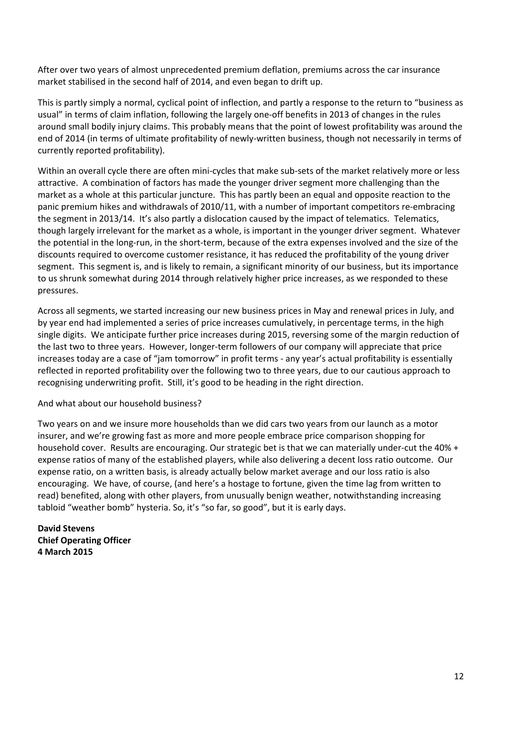After over two years of almost unprecedented premium deflation, premiums across the car insurance market stabilised in the second half of 2014, and even began to drift up.

This is partly simply a normal, cyclical point of inflection, and partly a response to the return to "business as usual" in terms of claim inflation, following the largely one-off benefits in 2013 of changes in the rules around small bodily injury claims. This probably means that the point of lowest profitability was around the end of 2014 (in terms of ultimate profitability of newly-written business, though not necessarily in terms of currently reported profitability).

Within an overall cycle there are often mini-cycles that make sub-sets of the market relatively more or less attractive. A combination of factors has made the younger driver segment more challenging than the market as a whole at this particular juncture. This has partly been an equal and opposite reaction to the panic premium hikes and withdrawals of 2010/11, with a number of important competitors re-embracing the segment in 2013/14. It's also partly a dislocation caused by the impact of telematics. Telematics, though largely irrelevant for the market as a whole, is important in the younger driver segment. Whatever the potential in the long-run, in the short-term, because of the extra expenses involved and the size of the discounts required to overcome customer resistance, it has reduced the profitability of the young driver segment. This segment is, and is likely to remain, a significant minority of our business, but its importance to us shrunk somewhat during 2014 through relatively higher price increases, as we responded to these pressures.

Across all segments, we started increasing our new business prices in May and renewal prices in July, and by year end had implemented a series of price increases cumulatively, in percentage terms, in the high single digits. We anticipate further price increases during 2015, reversing some of the margin reduction of the last two to three years. However, longer-term followers of our company will appreciate that price increases today are a case of "jam tomorrow" in profit terms - any year's actual profitability is essentially reflected in reported profitability over the following two to three years, due to our cautious approach to recognising underwriting profit. Still, it's good to be heading in the right direction.

And what about our household business?

Two years on and we insure more households than we did cars two years from our launch as a motor insurer, and we're growing fast as more and more people embrace price comparison shopping for household cover. Results are encouraging. Our strategic bet is that we can materially under-cut the 40% + expense ratios of many of the established players, while also delivering a decent loss ratio outcome. Our expense ratio, on a written basis, is already actually below market average and our loss ratio is also encouraging. We have, of course, (and here's a hostage to fortune, given the time lag from written to read) benefited, along with other players, from unusually benign weather, notwithstanding increasing tabloid "weather bomb" hysteria. So, it's "so far, so good", but it is early days.

**David Stevens**
**Chief Operating Officer**
**4 March 2015**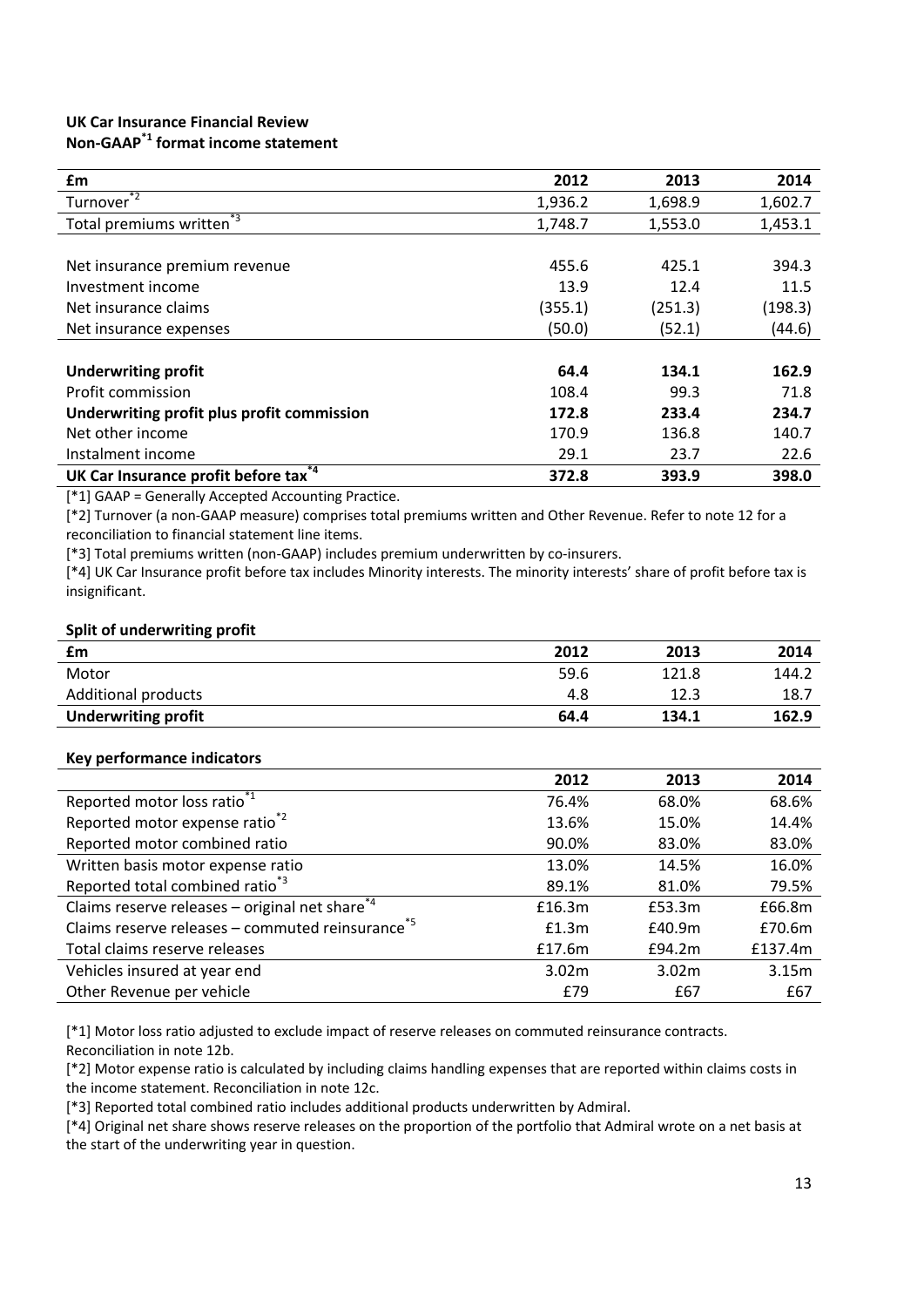**UK Car Insurance Financial Review**
**Non-GAAP[*1] format income statement**

| £m | 2012 | 2013 | 2014 |
|---|---|---|---|
| Turnover[*2] | 1,936.2 | 1,698.9 | 1,602.7 |
| Total premiums written[*3] | 1,748.7 | 1,553.0 | 1,453.1 |
| | | | |
| Net insurance premium revenue | 455.6 | 425.1 | 394.3 |
| Investment income | 13.9 | 12.4 | 11.5 |
| Net insurance claims | (355.1) | (251.3) | (198.3) |
| Net insurance expenses | (50.0) | (52.1) | (44.6) |
| | | | |
| **Underwriting profit** | **64.4** | **134.1** | **162.9** |
| Profit commission | 108.4 | 99.3 | 71.8 |
| **Underwriting profit plus profit commission** | **172.8** | **233.4** | **234.7** |
| Net other income | 170.9 | 136.8 | 140.7 |
| Instalment income | 29.1 | 23.7 | 22.6 |
| **UK Car Insurance profit before tax[*4]** | **372.8** | **393.9** | **398.0** |

[*1] GAAP = Generally Accepted Accounting Practice.
[*2] Turnover (a non-GAAP measure) comprises total premiums written and Other Revenue. Refer to note 12 for a reconciliation to financial statement line items.
[*3] Total premiums written (non-GAAP) includes premium underwritten by co-insurers.
[*4] UK Car Insurance profit before tax includes Minority interests. The minority interests' share of profit before tax is insignificant.

**Split of underwriting profit**

| £m | 2012 | 2013 | 2014 |
|---|---|---|---|
| Motor | 59.6 | 121.8 | 144.2 |
| Additional products | 4.8 | 12.3 | 18.7 |
| **Underwriting profit** | **64.4** | **134.1** | **162.9** |

**Key performance indicators**

| | 2012 | 2013 | 2014 |
|---|---|---|---|
| Reported motor loss ratio[*1] | 76.4% | 68.0% | 68.6% |
| Reported motor expense ratio[*2] | 13.6% | 15.0% | 14.4% |
| Reported motor combined ratio | 90.0% | 83.0% | 83.0% |
| Written basis motor expense ratio | 13.0% | 14.5% | 16.0% |
| Reported total combined ratio[*3] | 89.1% | 81.0% | 79.5% |
| Claims reserve releases – original net share[*4] | £16.3m | £53.3m | £66.8m |
| Claims reserve releases – commuted reinsurance[*5] | £1.3m | £40.9m | £70.6m |
| Total claims reserve releases | £17.6m | £94.2m | £137.4m |
| Vehicles insured at year end | 3.02m | 3.02m | 3.15m |
| Other Revenue per vehicle | £79 | £67 | £67 |

[*1] Motor loss ratio adjusted to exclude impact of reserve releases on commuted reinsurance contracts. Reconciliation in note 12b.
[*2] Motor expense ratio is calculated by including claims handling expenses that are reported within claims costs in the income statement. Reconciliation in note 12c.
[*3] Reported total combined ratio includes additional products underwritten by Admiral.
[*4] Original net share shows reserve releases on the proportion of the portfolio that Admiral wrote on a net basis at the start of the underwriting year in question.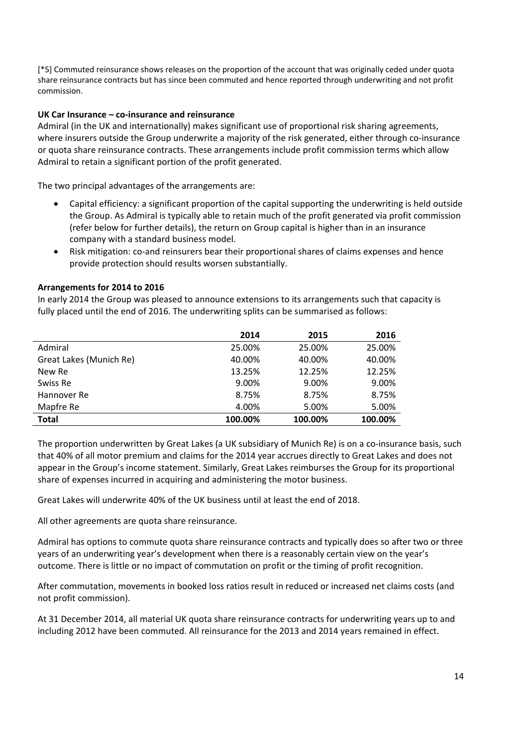[*5] Commuted reinsurance shows releases on the proportion of the account that was originally ceded under quota share reinsurance contracts but has since been commuted and hence reported through underwriting and not profit commission.

**UK Car Insurance – co-insurance and reinsurance**

Admiral (in the UK and internationally) makes significant use of proportional risk sharing agreements, where insurers outside the Group underwrite a majority of the risk generated, either through co-insurance or quota share reinsurance contracts. These arrangements include profit commission terms which allow Admiral to retain a significant portion of the profit generated.

The two principal advantages of the arrangements are:

- Capital efficiency: a significant proportion of the capital supporting the underwriting is held outside the Group. As Admiral is typically able to retain much of the profit generated via profit commission (refer below for further details), the return on Group capital is higher than in an insurance company with a standard business model.
- Risk mitigation: co-and reinsurers bear their proportional shares of claims expenses and hence provide protection should results worsen substantially.

**Arrangements for 2014 to 2016**

In early 2014 the Group was pleased to announce extensions to its arrangements such that capacity is fully placed until the end of 2016. The underwriting splits can be summarised as follows:

| | 2014 | 2015 | 2016 |
|---|---|---|---|
| Admiral | 25.00% | 25.00% | 25.00% |
| Great Lakes (Munich Re) | 40.00% | 40.00% | 40.00% |
| New Re | 13.25% | 12.25% | 12.25% |
| Swiss Re | 9.00% | 9.00% | 9.00% |
| Hannover Re | 8.75% | 8.75% | 8.75% |
| Mapfre Re | 4.00% | 5.00% | 5.00% |
| **Total** | **100.00%** | **100.00%** | **100.00%** |

The proportion underwritten by Great Lakes (a UK subsidiary of Munich Re) is on a co-insurance basis, such that 40% of all motor premium and claims for the 2014 year accrues directly to Great Lakes and does not appear in the Group's income statement. Similarly, Great Lakes reimburses the Group for its proportional share of expenses incurred in acquiring and administering the motor business.

Great Lakes will underwrite 40% of the UK business until at least the end of 2018.

All other agreements are quota share reinsurance.

Admiral has options to commute quota share reinsurance contracts and typically does so after two or three years of an underwriting year's development when there is a reasonably certain view on the year's outcome. There is little or no impact of commutation on profit or the timing of profit recognition.

After commutation, movements in booked loss ratios result in reduced or increased net claims costs (and not profit commission).

At 31 December 2014, all material UK quota share reinsurance contracts for underwriting years up to and including 2012 have been commuted. All reinsurance for the 2013 and 2014 years remained in effect.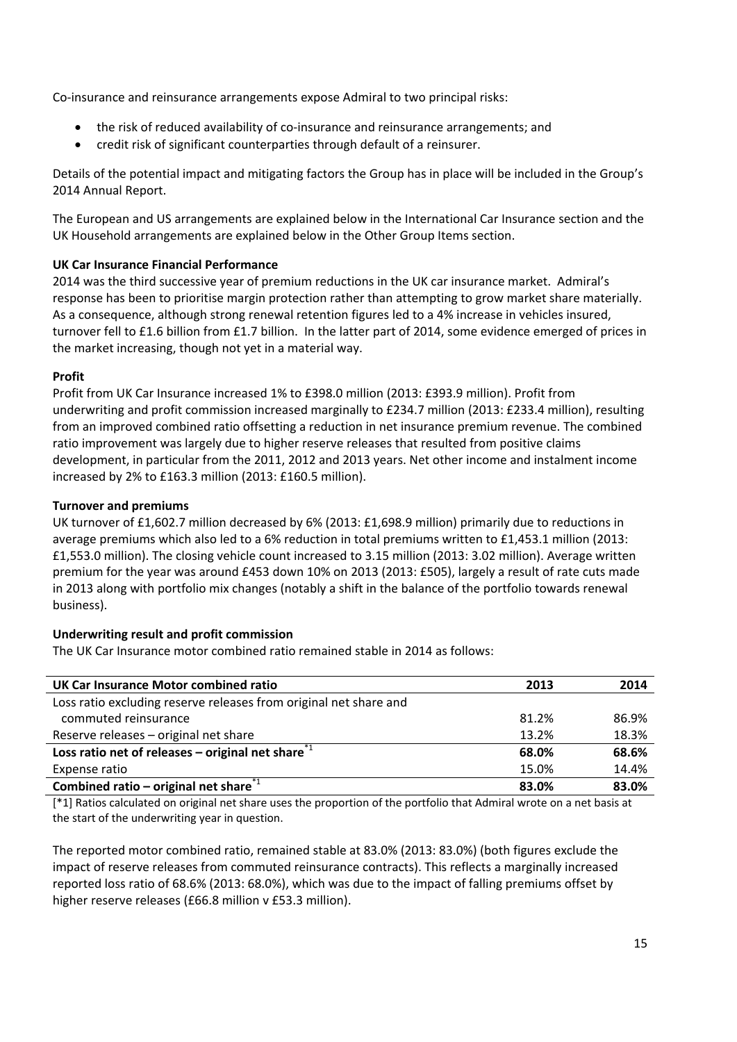Co-insurance and reinsurance arrangements expose Admiral to two principal risks:

- the risk of reduced availability of co-insurance and reinsurance arrangements; and
- credit risk of significant counterparties through default of a reinsurer.

Details of the potential impact and mitigating factors the Group has in place will be included in the Group's 2014 Annual Report.

The European and US arrangements are explained below in the International Car Insurance section and the UK Household arrangements are explained below in the Other Group Items section.

**UK Car Insurance Financial Performance**

2014 was the third successive year of premium reductions in the UK car insurance market. Admiral's response has been to prioritise margin protection rather than attempting to grow market share materially. As a consequence, although strong renewal retention figures led to a 4% increase in vehicles insured, turnover fell to £1.6 billion from £1.7 billion. In the latter part of 2014, some evidence emerged of prices in the market increasing, though not yet in a material way.

**Profit**

Profit from UK Car Insurance increased 1% to £398.0 million (2013: £393.9 million). Profit from underwriting and profit commission increased marginally to £234.7 million (2013: £233.4 million), resulting from an improved combined ratio offsetting a reduction in net insurance premium revenue. The combined ratio improvement was largely due to higher reserve releases that resulted from positive claims development, in particular from the 2011, 2012 and 2013 years. Net other income and instalment income increased by 2% to £163.3 million (2013: £160.5 million).

**Turnover and premiums**

UK turnover of £1,602.7 million decreased by 6% (2013: £1,698.9 million) primarily due to reductions in average premiums which also led to a 6% reduction in total premiums written to £1,453.1 million (2013: £1,553.0 million). The closing vehicle count increased to 3.15 million (2013: 3.02 million). Average written premium for the year was around £453 down 10% on 2013 (2013: £505), largely a result of rate cuts made in 2013 along with portfolio mix changes (notably a shift in the balance of the portfolio towards renewal business).

**Underwriting result and profit commission**

The UK Car Insurance motor combined ratio remained stable in 2014 as follows:

| UK Car Insurance Motor combined ratio | 2013 | 2014 |
|---|---|---|
| Loss ratio excluding reserve releases from original net share and commuted reinsurance | 81.2% | 86.9% |
| Reserve releases – original net share | 13.2% | 18.3% |
| **Loss ratio net of releases – original net share**[*1] | **68.0%** | **68.6%** |
| Expense ratio | 15.0% | 14.4% |
| **Combined ratio – original net share**[*1] | **83.0%** | **83.0%** |

[*1] Ratios calculated on original net share uses the proportion of the portfolio that Admiral wrote on a net basis at the start of the underwriting year in question.

The reported motor combined ratio, remained stable at 83.0% (2013: 83.0%) (both figures exclude the impact of reserve releases from commuted reinsurance contracts). This reflects a marginally increased reported loss ratio of 68.6% (2013: 68.0%), which was due to the impact of falling premiums offset by higher reserve releases (£66.8 million v £53.3 million).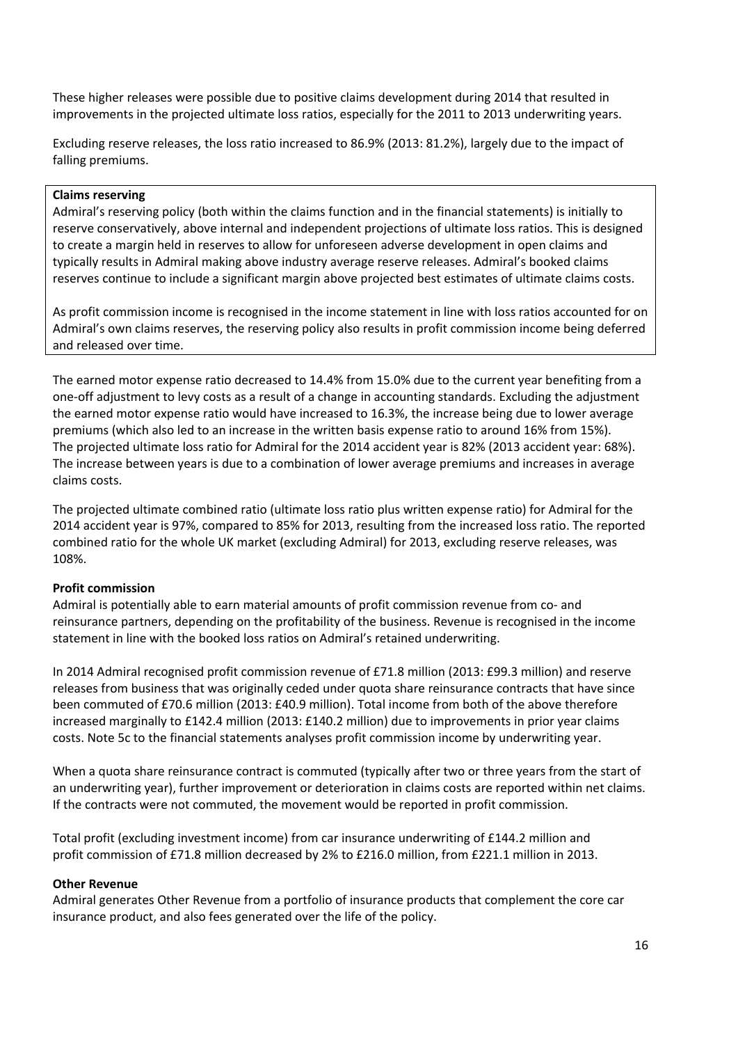These higher releases were possible due to positive claims development during 2014 that resulted in improvements in the projected ultimate loss ratios, especially for the 2011 to 2013 underwriting years.

Excluding reserve releases, the loss ratio increased to 86.9% (2013: 81.2%), largely due to the impact of falling premiums.

**Claims reserving**

Admiral's reserving policy (both within the claims function and in the financial statements) is initially to reserve conservatively, above internal and independent projections of ultimate loss ratios. This is designed to create a margin held in reserves to allow for unforeseen adverse development in open claims and typically results in Admiral making above industry average reserve releases. Admiral's booked claims reserves continue to include a significant margin above projected best estimates of ultimate claims costs.

As profit commission income is recognised in the income statement in line with loss ratios accounted for on Admiral's own claims reserves, the reserving policy also results in profit commission income being deferred and released over time.

The earned motor expense ratio decreased to 14.4% from 15.0% due to the current year benefiting from a one-off adjustment to levy costs as a result of a change in accounting standards. Excluding the adjustment the earned motor expense ratio would have increased to 16.3%, the increase being due to lower average premiums (which also led to an increase in the written basis expense ratio to around 16% from 15%). The projected ultimate loss ratio for Admiral for the 2014 accident year is 82% (2013 accident year: 68%). The increase between years is due to a combination of lower average premiums and increases in average claims costs.

The projected ultimate combined ratio (ultimate loss ratio plus written expense ratio) for Admiral for the 2014 accident year is 97%, compared to 85% for 2013, resulting from the increased loss ratio. The reported combined ratio for the whole UK market (excluding Admiral) for 2013, excluding reserve releases, was 108%.

**Profit commission**

Admiral is potentially able to earn material amounts of profit commission revenue from co- and reinsurance partners, depending on the profitability of the business. Revenue is recognised in the income statement in line with the booked loss ratios on Admiral's retained underwriting.

In 2014 Admiral recognised profit commission revenue of £71.8 million (2013: £99.3 million) and reserve releases from business that was originally ceded under quota share reinsurance contracts that have since been commuted of £70.6 million (2013: £40.9 million). Total income from both of the above therefore increased marginally to £142.4 million (2013: £140.2 million) due to improvements in prior year claims costs. Note 5c to the financial statements analyses profit commission income by underwriting year.

When a quota share reinsurance contract is commuted (typically after two or three years from the start of an underwriting year), further improvement or deterioration in claims costs are reported within net claims. If the contracts were not commuted, the movement would be reported in profit commission.

Total profit (excluding investment income) from car insurance underwriting of £144.2 million and profit commission of £71.8 million decreased by 2% to £216.0 million, from £221.1 million in 2013.

**Other Revenue**

Admiral generates Other Revenue from a portfolio of insurance products that complement the core car insurance product, and also fees generated over the life of the policy.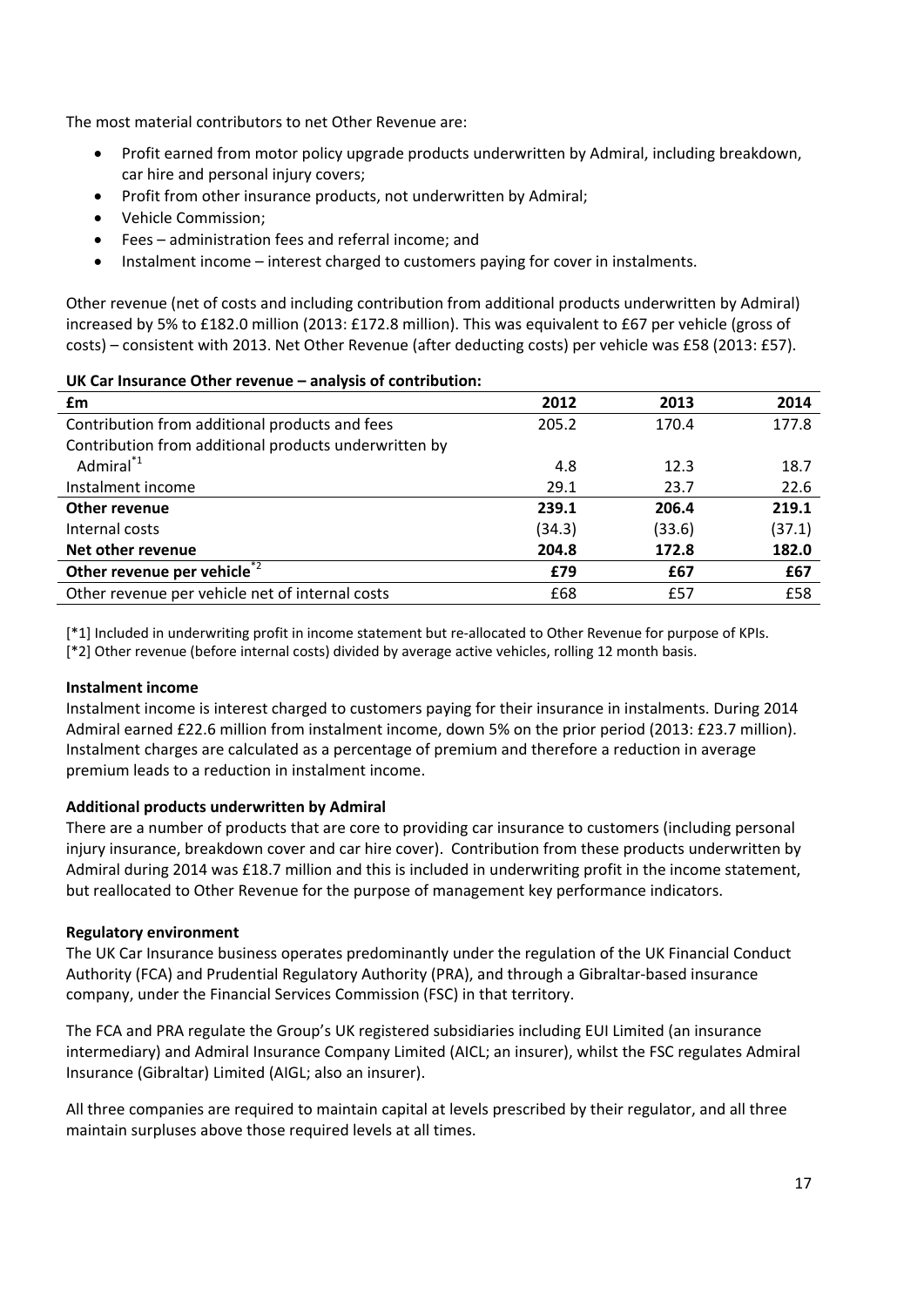The most material contributors to net Other Revenue are:

- Profit earned from motor policy upgrade products underwritten by Admiral, including breakdown, car hire and personal injury covers;
- Profit from other insurance products, not underwritten by Admiral;
- Vehicle Commission;
- Fees – administration fees and referral income; and
- Instalment income – interest charged to customers paying for cover in instalments.

Other revenue (net of costs and including contribution from additional products underwritten by Admiral) increased by 5% to £182.0 million (2013: £172.8 million). This was equivalent to £67 per vehicle (gross of costs) – consistent with 2013. Net Other Revenue (after deducting costs) per vehicle was £58 (2013: £57).

**UK Car Insurance Other revenue – analysis of contribution:**

| £m | 2012 | 2013 | 2014 |
|---|---|---|---|
| Contribution from additional products and fees | 205.2 | 170.4 | 177.8 |
| Contribution from additional products underwritten by Admiral[*1] | 4.8 | 12.3 | 18.7 |
| Instalment income | 29.1 | 23.7 | 22.6 |
| **Other revenue** | **239.1** | **206.4** | **219.1** |
| Internal costs | (34.3) | (33.6) | (37.1) |
| **Net other revenue** | **204.8** | **172.8** | **182.0** |
| **Other revenue per vehicle[*2]** | **£79** | **£67** | **£67** |
| Other revenue per vehicle net of internal costs | £68 | £57 | £58 |

[*1] Included in underwriting profit in income statement but re-allocated to Other Revenue for purpose of KPIs.
[*2] Other revenue (before internal costs) divided by average active vehicles, rolling 12 month basis.

**Instalment income**

Instalment income is interest charged to customers paying for their insurance in instalments. During 2014 Admiral earned £22.6 million from instalment income, down 5% on the prior period (2013: £23.7 million). Instalment charges are calculated as a percentage of premium and therefore a reduction in average premium leads to a reduction in instalment income.

**Additional products underwritten by Admiral**

There are a number of products that are core to providing car insurance to customers (including personal injury insurance, breakdown cover and car hire cover). Contribution from these products underwritten by Admiral during 2014 was £18.7 million and this is included in underwriting profit in the income statement, but reallocated to Other Revenue for the purpose of management key performance indicators.

**Regulatory environment**

The UK Car Insurance business operates predominantly under the regulation of the UK Financial Conduct Authority (FCA) and Prudential Regulatory Authority (PRA), and through a Gibraltar-based insurance company, under the Financial Services Commission (FSC) in that territory.

The FCA and PRA regulate the Group's UK registered subsidiaries including EUI Limited (an insurance intermediary) and Admiral Insurance Company Limited (AICL; an insurer), whilst the FSC regulates Admiral Insurance (Gibraltar) Limited (AIGL; also an insurer).

All three companies are required to maintain capital at levels prescribed by their regulator, and all three maintain surpluses above those required levels at all times.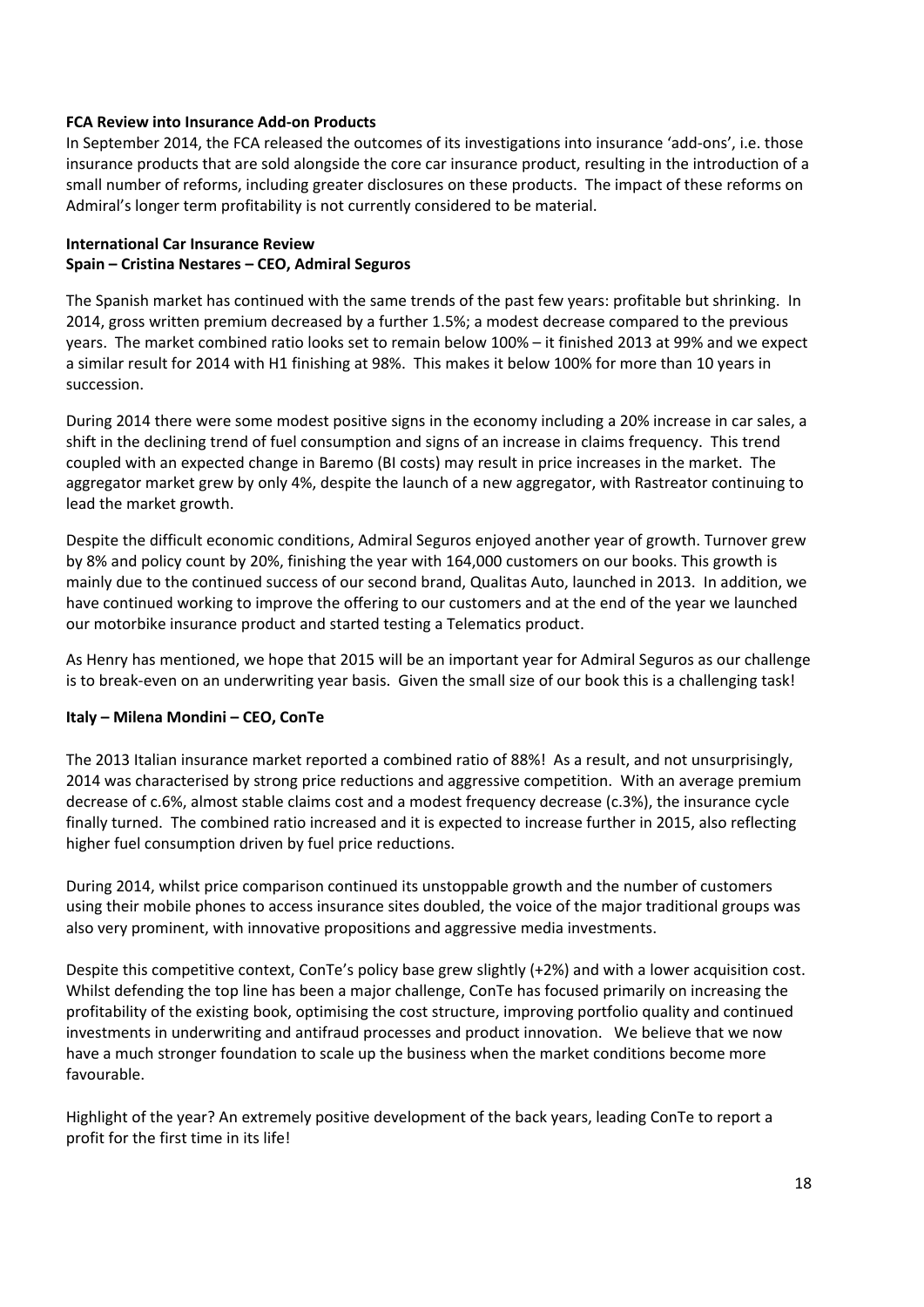**FCA Review into Insurance Add-on Products**

In September 2014, the FCA released the outcomes of its investigations into insurance 'add-ons', i.e. those insurance products that are sold alongside the core car insurance product, resulting in the introduction of a small number of reforms, including greater disclosures on these products. The impact of these reforms on Admiral's longer term profitability is not currently considered to be material.

**International Car Insurance Review**

**Spain – Cristina Nestares – CEO, Admiral Seguros**

The Spanish market has continued with the same trends of the past few years: profitable but shrinking. In 2014, gross written premium decreased by a further 1.5%; a modest decrease compared to the previous years. The market combined ratio looks set to remain below 100% – it finished 2013 at 99% and we expect a similar result for 2014 with H1 finishing at 98%. This makes it below 100% for more than 10 years in succession.

During 2014 there were some modest positive signs in the economy including a 20% increase in car sales, a shift in the declining trend of fuel consumption and signs of an increase in claims frequency. This trend coupled with an expected change in Baremo (BI costs) may result in price increases in the market. The aggregator market grew by only 4%, despite the launch of a new aggregator, with Rastreator continuing to lead the market growth.

Despite the difficult economic conditions, Admiral Seguros enjoyed another year of growth. Turnover grew by 8% and policy count by 20%, finishing the year with 164,000 customers on our books. This growth is mainly due to the continued success of our second brand, Qualitas Auto, launched in 2013. In addition, we have continued working to improve the offering to our customers and at the end of the year we launched our motorbike insurance product and started testing a Telematics product.

As Henry has mentioned, we hope that 2015 will be an important year for Admiral Seguros as our challenge is to break-even on an underwriting year basis. Given the small size of our book this is a challenging task!

**Italy – Milena Mondini – CEO, ConTe**

The 2013 Italian insurance market reported a combined ratio of 88%! As a result, and not unsurprisingly, 2014 was characterised by strong price reductions and aggressive competition. With an average premium decrease of c.6%, almost stable claims cost and a modest frequency decrease (c.3%), the insurance cycle finally turned. The combined ratio increased and it is expected to increase further in 2015, also reflecting higher fuel consumption driven by fuel price reductions.

During 2014, whilst price comparison continued its unstoppable growth and the number of customers using their mobile phones to access insurance sites doubled, the voice of the major traditional groups was also very prominent, with innovative propositions and aggressive media investments.

Despite this competitive context, ConTe's policy base grew slightly (+2%) and with a lower acquisition cost. Whilst defending the top line has been a major challenge, ConTe has focused primarily on increasing the profitability of the existing book, optimising the cost structure, improving portfolio quality and continued investments in underwriting and antifraud processes and product innovation. We believe that we now have a much stronger foundation to scale up the business when the market conditions become more favourable.

Highlight of the year? An extremely positive development of the back years, leading ConTe to report a profit for the first time in its life!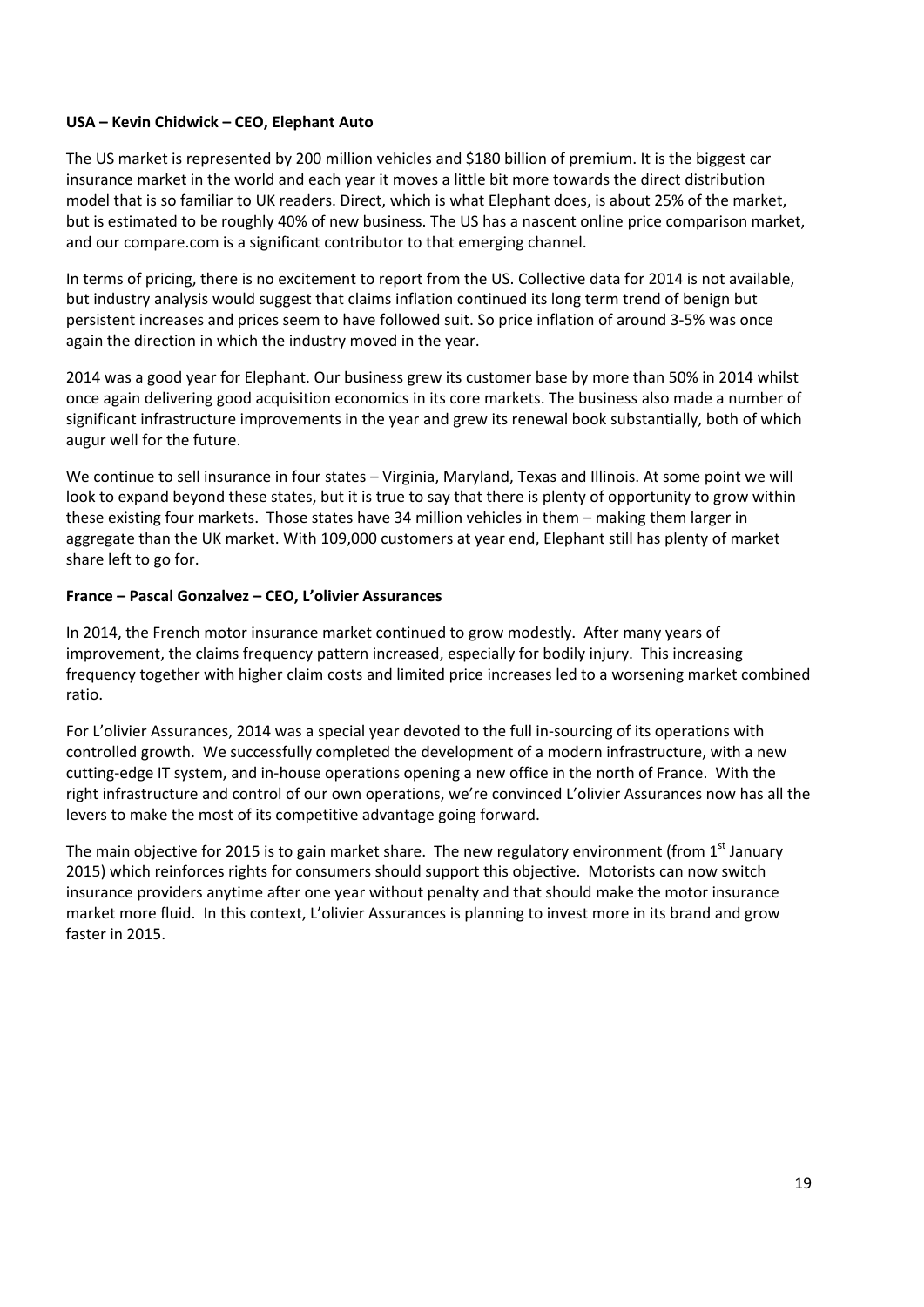**USA – Kevin Chidwick – CEO, Elephant Auto**

The US market is represented by 200 million vehicles and $180 billion of premium. It is the biggest car insurance market in the world and each year it moves a little bit more towards the direct distribution model that is so familiar to UK readers. Direct, which is what Elephant does, is about 25% of the market, but is estimated to be roughly 40% of new business. The US has a nascent online price comparison market, and our compare.com is a significant contributor to that emerging channel.

In terms of pricing, there is no excitement to report from the US. Collective data for 2014 is not available, but industry analysis would suggest that claims inflation continued its long term trend of benign but persistent increases and prices seem to have followed suit. So price inflation of around 3-5% was once again the direction in which the industry moved in the year.

2014 was a good year for Elephant. Our business grew its customer base by more than 50% in 2014 whilst once again delivering good acquisition economics in its core markets. The business also made a number of significant infrastructure improvements in the year and grew its renewal book substantially, both of which augur well for the future.

We continue to sell insurance in four states – Virginia, Maryland, Texas and Illinois. At some point we will look to expand beyond these states, but it is true to say that there is plenty of opportunity to grow within these existing four markets. Those states have 34 million vehicles in them – making them larger in aggregate than the UK market. With 109,000 customers at year end, Elephant still has plenty of market share left to go for.

**France – Pascal Gonzalvez – CEO, L'olivier Assurances**

In 2014, the French motor insurance market continued to grow modestly. After many years of improvement, the claims frequency pattern increased, especially for bodily injury. This increasing frequency together with higher claim costs and limited price increases led to a worsening market combined ratio.

For L'olivier Assurances, 2014 was a special year devoted to the full in-sourcing of its operations with controlled growth. We successfully completed the development of a modern infrastructure, with a new cutting-edge IT system, and in-house operations opening a new office in the north of France. With the right infrastructure and control of our own operations, we're convinced L'olivier Assurances now has all the levers to make the most of its competitive advantage going forward.

The main objective for 2015 is to gain market share. The new regulatory environment (from 1st January 2015) which reinforces rights for consumers should support this objective. Motorists can now switch insurance providers anytime after one year without penalty and that should make the motor insurance market more fluid. In this context, L'olivier Assurances is planning to invest more in its brand and grow faster in 2015.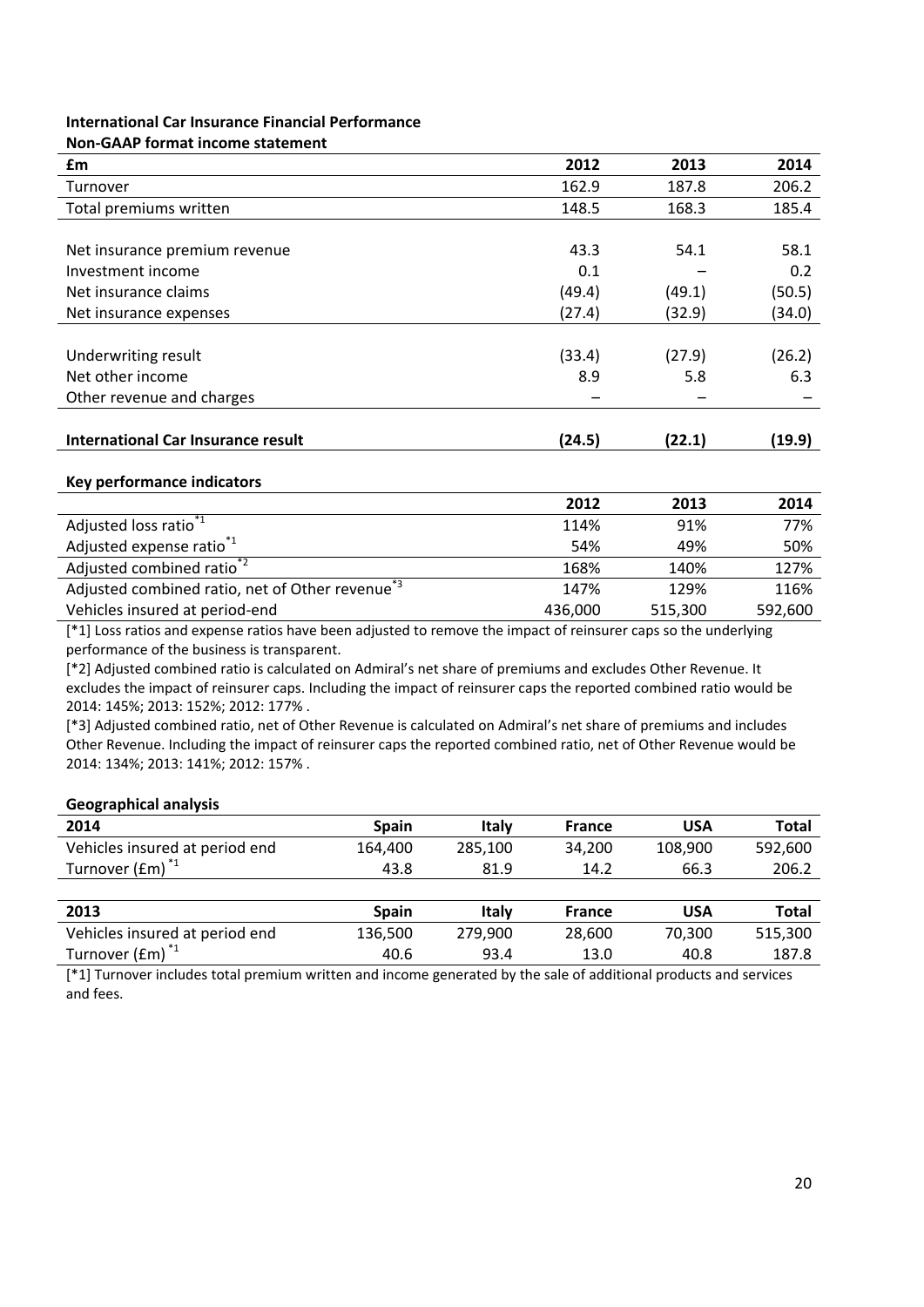**International Car Insurance Financial Performance**

**Non-GAAP format income statement**

| £m | 2012 | 2013 | 2014 |
|---|---|---|---|
| Turnover | 162.9 | 187.8 | 206.2 |
| Total premiums written | 148.5 | 168.3 | 185.4 |
| | | | |
| Net insurance premium revenue | 43.3 | 54.1 | 58.1 |
| Investment income | 0.1 | – | 0.2 |
| Net insurance claims | (49.4) | (49.1) | (50.5) |
| Net insurance expenses | (27.4) | (32.9) | (34.0) |
| | | | |
| Underwriting result | (33.4) | (27.9) | (26.2) |
| Net other income | 8.9 | 5.8 | 6.3 |
| Other revenue and charges | – | – | – |
| | | | |
| **International Car Insurance result** | **(24.5)** | **(22.1)** | **(19.9)** |

**Key performance indicators**

| | 2012 | 2013 | 2014 |
|---|---|---|---|
| Adjusted loss ratio*1 | 114% | 91% | 77% |
| Adjusted expense ratio*1 | 54% | 49% | 50% |
| Adjusted combined ratio*2 | 168% | 140% | 127% |
| Adjusted combined ratio, net of Other revenue*3 | 147% | 129% | 116% |
| Vehicles insured at period-end | 436,000 | 515,300 | 592,600 |

[*1] Loss ratios and expense ratios have been adjusted to remove the impact of reinsurer caps so the underlying performance of the business is transparent.

[*2] Adjusted combined ratio is calculated on Admiral's net share of premiums and excludes Other Revenue. It excludes the impact of reinsurer caps. Including the impact of reinsurer caps the reported combined ratio would be 2014: 145%; 2013: 152%; 2012: 177% .

[*3] Adjusted combined ratio, net of Other Revenue is calculated on Admiral's net share of premiums and includes Other Revenue. Including the impact of reinsurer caps the reported combined ratio, net of Other Revenue would be 2014: 134%; 2013: 141%; 2012: 157% .

**Geographical analysis**

| 2014 | Spain | Italy | France | USA | Total |
|---|---|---|---|---|---|
| Vehicles insured at period end | 164,400 | 285,100 | 34,200 | 108,900 | 592,600 |
| Turnover (£m) *1 | 43.8 | 81.9 | 14.2 | 66.3 | 206.2 |

| 2013 | Spain | Italy | France | USA | Total |
|---|---|---|---|---|---|
| Vehicles insured at period end | 136,500 | 279,900 | 28,600 | 70,300 | 515,300 |
| Turnover (£m) *1 | 40.6 | 93.4 | 13.0 | 40.8 | 187.8 |

[*1] Turnover includes total premium written and income generated by the sale of additional products and services and fees.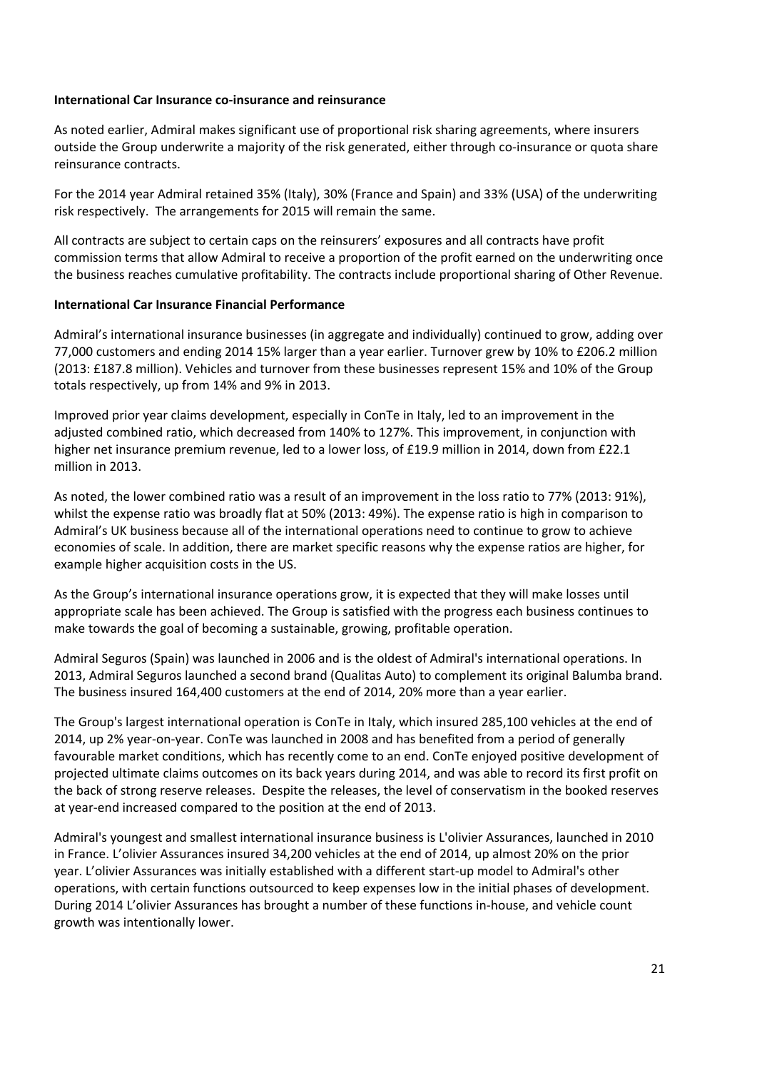**International Car Insurance co-insurance and reinsurance**

As noted earlier, Admiral makes significant use of proportional risk sharing agreements, where insurers outside the Group underwrite a majority of the risk generated, either through co-insurance or quota share reinsurance contracts.

For the 2014 year Admiral retained 35% (Italy), 30% (France and Spain) and 33% (USA) of the underwriting risk respectively. The arrangements for 2015 will remain the same.

All contracts are subject to certain caps on the reinsurers' exposures and all contracts have profit commission terms that allow Admiral to receive a proportion of the profit earned on the underwriting once the business reaches cumulative profitability. The contracts include proportional sharing of Other Revenue.

**International Car Insurance Financial Performance**

Admiral's international insurance businesses (in aggregate and individually) continued to grow, adding over 77,000 customers and ending 2014 15% larger than a year earlier. Turnover grew by 10% to £206.2 million (2013: £187.8 million). Vehicles and turnover from these businesses represent 15% and 10% of the Group totals respectively, up from 14% and 9% in 2013.

Improved prior year claims development, especially in ConTe in Italy, led to an improvement in the adjusted combined ratio, which decreased from 140% to 127%. This improvement, in conjunction with higher net insurance premium revenue, led to a lower loss, of £19.9 million in 2014, down from £22.1 million in 2013.

As noted, the lower combined ratio was a result of an improvement in the loss ratio to 77% (2013: 91%), whilst the expense ratio was broadly flat at 50% (2013: 49%). The expense ratio is high in comparison to Admiral's UK business because all of the international operations need to continue to grow to achieve economies of scale. In addition, there are market specific reasons why the expense ratios are higher, for example higher acquisition costs in the US.

As the Group's international insurance operations grow, it is expected that they will make losses until appropriate scale has been achieved. The Group is satisfied with the progress each business continues to make towards the goal of becoming a sustainable, growing, profitable operation.

Admiral Seguros (Spain) was launched in 2006 and is the oldest of Admiral's international operations. In 2013, Admiral Seguros launched a second brand (Qualitas Auto) to complement its original Balumba brand. The business insured 164,400 customers at the end of 2014, 20% more than a year earlier.

The Group's largest international operation is ConTe in Italy, which insured 285,100 vehicles at the end of 2014, up 2% year-on-year. ConTe was launched in 2008 and has benefited from a period of generally favourable market conditions, which has recently come to an end. ConTe enjoyed positive development of projected ultimate claims outcomes on its back years during 2014, and was able to record its first profit on the back of strong reserve releases. Despite the releases, the level of conservatism in the booked reserves at year-end increased compared to the position at the end of 2013.

Admiral's youngest and smallest international insurance business is L'olivier Assurances, launched in 2010 in France. L'olivier Assurances insured 34,200 vehicles at the end of 2014, up almost 20% on the prior year. L'olivier Assurances was initially established with a different start-up model to Admiral's other operations, with certain functions outsourced to keep expenses low in the initial phases of development. During 2014 L'olivier Assurances has brought a number of these functions in-house, and vehicle count growth was intentionally lower.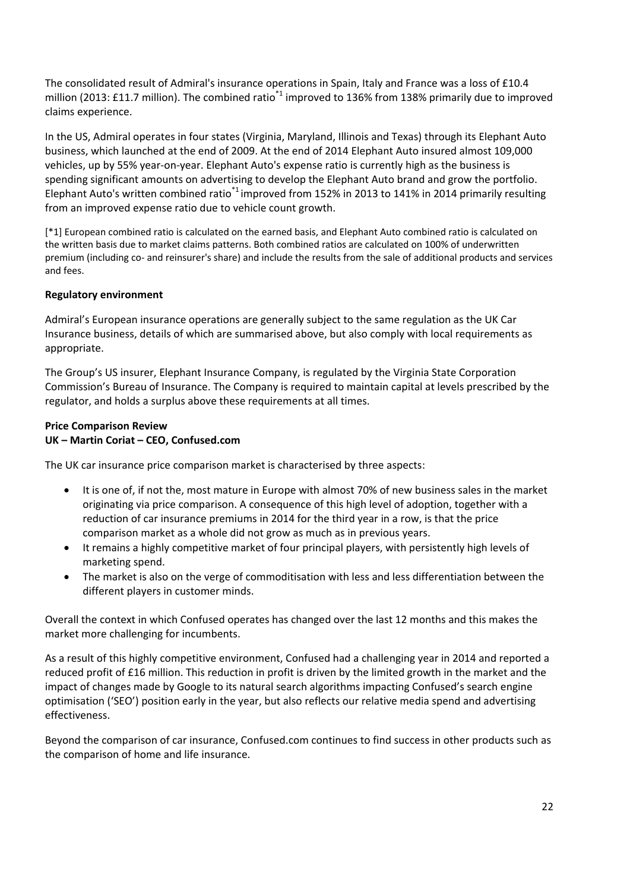The consolidated result of Admiral's insurance operations in Spain, Italy and France was a loss of £10.4 million (2013: £11.7 million). The combined ratio[*1] improved to 136% from 138% primarily due to improved claims experience.

In the US, Admiral operates in four states (Virginia, Maryland, Illinois and Texas) through its Elephant Auto business, which launched at the end of 2009. At the end of 2014 Elephant Auto insured almost 109,000 vehicles, up by 55% year-on-year. Elephant Auto's expense ratio is currently high as the business is spending significant amounts on advertising to develop the Elephant Auto brand and grow the portfolio. Elephant Auto's written combined ratio[*1] improved from 152% in 2013 to 141% in 2014 primarily resulting from an improved expense ratio due to vehicle count growth.

[*1] European combined ratio is calculated on the earned basis, and Elephant Auto combined ratio is calculated on the written basis due to market claims patterns. Both combined ratios are calculated on 100% of underwritten premium (including co- and reinsurer's share) and include the results from the sale of additional products and services and fees.

**Regulatory environment**

Admiral's European insurance operations are generally subject to the same regulation as the UK Car Insurance business, details of which are summarised above, but also comply with local requirements as appropriate.

The Group's US insurer, Elephant Insurance Company, is regulated by the Virginia State Corporation Commission's Bureau of Insurance. The Company is required to maintain capital at levels prescribed by the regulator, and holds a surplus above these requirements at all times.

**Price Comparison Review**
**UK – Martin Coriat – CEO, Confused.com**

The UK car insurance price comparison market is characterised by three aspects:

- It is one of, if not the, most mature in Europe with almost 70% of new business sales in the market originating via price comparison. A consequence of this high level of adoption, together with a reduction of car insurance premiums in 2014 for the third year in a row, is that the price comparison market as a whole did not grow as much as in previous years.
- It remains a highly competitive market of four principal players, with persistently high levels of marketing spend.
- The market is also on the verge of commoditisation with less and less differentiation between the different players in customer minds.

Overall the context in which Confused operates has changed over the last 12 months and this makes the market more challenging for incumbents.

As a result of this highly competitive environment, Confused had a challenging year in 2014 and reported a reduced profit of £16 million. This reduction in profit is driven by the limited growth in the market and the impact of changes made by Google to its natural search algorithms impacting Confused's search engine optimisation ('SEO') position early in the year, but also reflects our relative media spend and advertising effectiveness.

Beyond the comparison of car insurance, Confused.com continues to find success in other products such as the comparison of home and life insurance.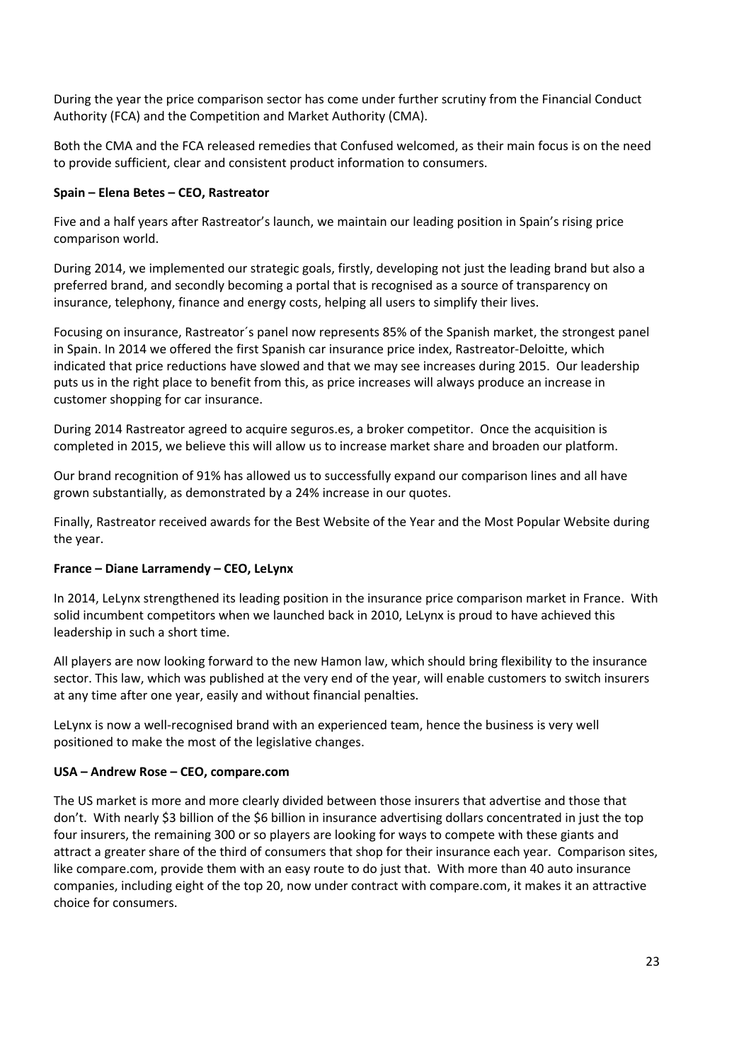During the year the price comparison sector has come under further scrutiny from the Financial Conduct Authority (FCA) and the Competition and Market Authority (CMA).

Both the CMA and the FCA released remedies that Confused welcomed, as their main focus is on the need to provide sufficient, clear and consistent product information to consumers.

**Spain – Elena Betes – CEO, Rastreator**

Five and a half years after Rastreator's launch, we maintain our leading position in Spain's rising price comparison world.

During 2014, we implemented our strategic goals, firstly, developing not just the leading brand but also a preferred brand, and secondly becoming a portal that is recognised as a source of transparency on insurance, telephony, finance and energy costs, helping all users to simplify their lives.

Focusing on insurance, Rastreator´s panel now represents 85% of the Spanish market, the strongest panel in Spain. In 2014 we offered the first Spanish car insurance price index, Rastreator-Deloitte, which indicated that price reductions have slowed and that we may see increases during 2015. Our leadership puts us in the right place to benefit from this, as price increases will always produce an increase in customer shopping for car insurance.

During 2014 Rastreator agreed to acquire seguros.es, a broker competitor. Once the acquisition is completed in 2015, we believe this will allow us to increase market share and broaden our platform.

Our brand recognition of 91% has allowed us to successfully expand our comparison lines and all have grown substantially, as demonstrated by a 24% increase in our quotes.

Finally, Rastreator received awards for the Best Website of the Year and the Most Popular Website during the year.

**France – Diane Larramendy – CEO, LeLynx**

In 2014, LeLynx strengthened its leading position in the insurance price comparison market in France. With solid incumbent competitors when we launched back in 2010, LeLynx is proud to have achieved this leadership in such a short time.

All players are now looking forward to the new Hamon law, which should bring flexibility to the insurance sector. This law, which was published at the very end of the year, will enable customers to switch insurers at any time after one year, easily and without financial penalties.

LeLynx is now a well-recognised brand with an experienced team, hence the business is very well positioned to make the most of the legislative changes.

**USA – Andrew Rose – CEO, compare.com**

The US market is more and more clearly divided between those insurers that advertise and those that don't. With nearly $3 billion of the $6 billion in insurance advertising dollars concentrated in just the top four insurers, the remaining 300 or so players are looking for ways to compete with these giants and attract a greater share of the third of consumers that shop for their insurance each year. Comparison sites, like compare.com, provide them with an easy route to do just that. With more than 40 auto insurance companies, including eight of the top 20, now under contract with compare.com, it makes it an attractive choice for consumers.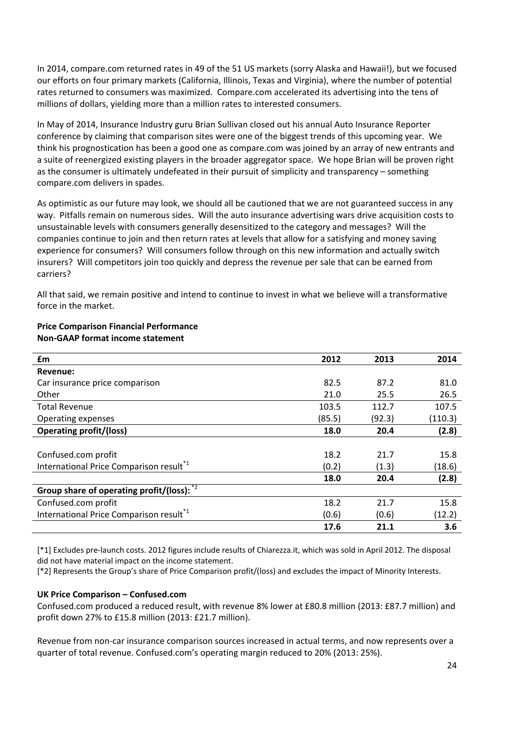In 2014, compare.com returned rates in 49 of the 51 US markets (sorry Alaska and Hawaii!), but we focused our efforts on four primary markets (California, Illinois, Texas and Virginia), where the number of potential rates returned to consumers was maximized. Compare.com accelerated its advertising into the tens of millions of dollars, yielding more than a million rates to interested consumers.

In May of 2014, Insurance Industry guru Brian Sullivan closed out his annual Auto Insurance Reporter conference by claiming that comparison sites were one of the biggest trends of this upcoming year. We think his prognostication has been a good one as compare.com was joined by an array of new entrants and a suite of reenergized existing players in the broader aggregator space. We hope Brian will be proven right as the consumer is ultimately undefeated in their pursuit of simplicity and transparency – something compare.com delivers in spades.

As optimistic as our future may look, we should all be cautioned that we are not guaranteed success in any way. Pitfalls remain on numerous sides. Will the auto insurance advertising wars drive acquisition costs to unsustainable levels with consumers generally desensitized to the category and messages? Will the companies continue to join and then return rates at levels that allow for a satisfying and money saving experience for consumers? Will consumers follow through on this new information and actually switch insurers? Will competitors join too quickly and depress the revenue per sale that can be earned from carriers?

All that said, we remain positive and intend to continue to invest in what we believe will a transformative force in the market.

**Price Comparison Financial Performance**
**Non-GAAP format income statement**

| £m | 2012 | 2013 | 2014 |
|---|---|---|---|
| **Revenue:** | | | |
| Car insurance price comparison | 82.5 | 87.2 | 81.0 |
| Other | 21.0 | 25.5 | 26.5 |
| Total Revenue | 103.5 | 112.7 | 107.5 |
| Operating expenses | (85.5) | (92.3) | (110.3) |
| **Operating profit/(loss)** | **18.0** | **20.4** | **(2.8)** |
| | | | |
| Confused.com profit | 18.2 | 21.7 | 15.8 |
| International Price Comparison result[*1] | (0.2) | (1.3) | (18.6) |
| | **18.0** | **20.4** | **(2.8)** |
| **Group share of operating profit/(loss):** [*2] | | | |
| Confused.com profit | 18.2 | 21.7 | 15.8 |
| International Price Comparison result[*1] | (0.6) | (0.6) | (12.2) |
| | **17.6** | **21.1** | **3.6** |

[*1] Excludes pre-launch costs. 2012 figures include results of Chiarezza.it, which was sold in April 2012. The disposal did not have material impact on the income statement.

[*2] Represents the Group's share of Price Comparison profit/(loss) and excludes the impact of Minority Interests.

**UK Price Comparison – Confused.com**

Confused.com produced a reduced result, with revenue 8% lower at £80.8 million (2013: £87.7 million) and profit down 27% to £15.8 million (2013: £21.7 million).

Revenue from non-car insurance comparison sources increased in actual terms, and now represents over a quarter of total revenue. Confused.com's operating margin reduced to 20% (2013: 25%).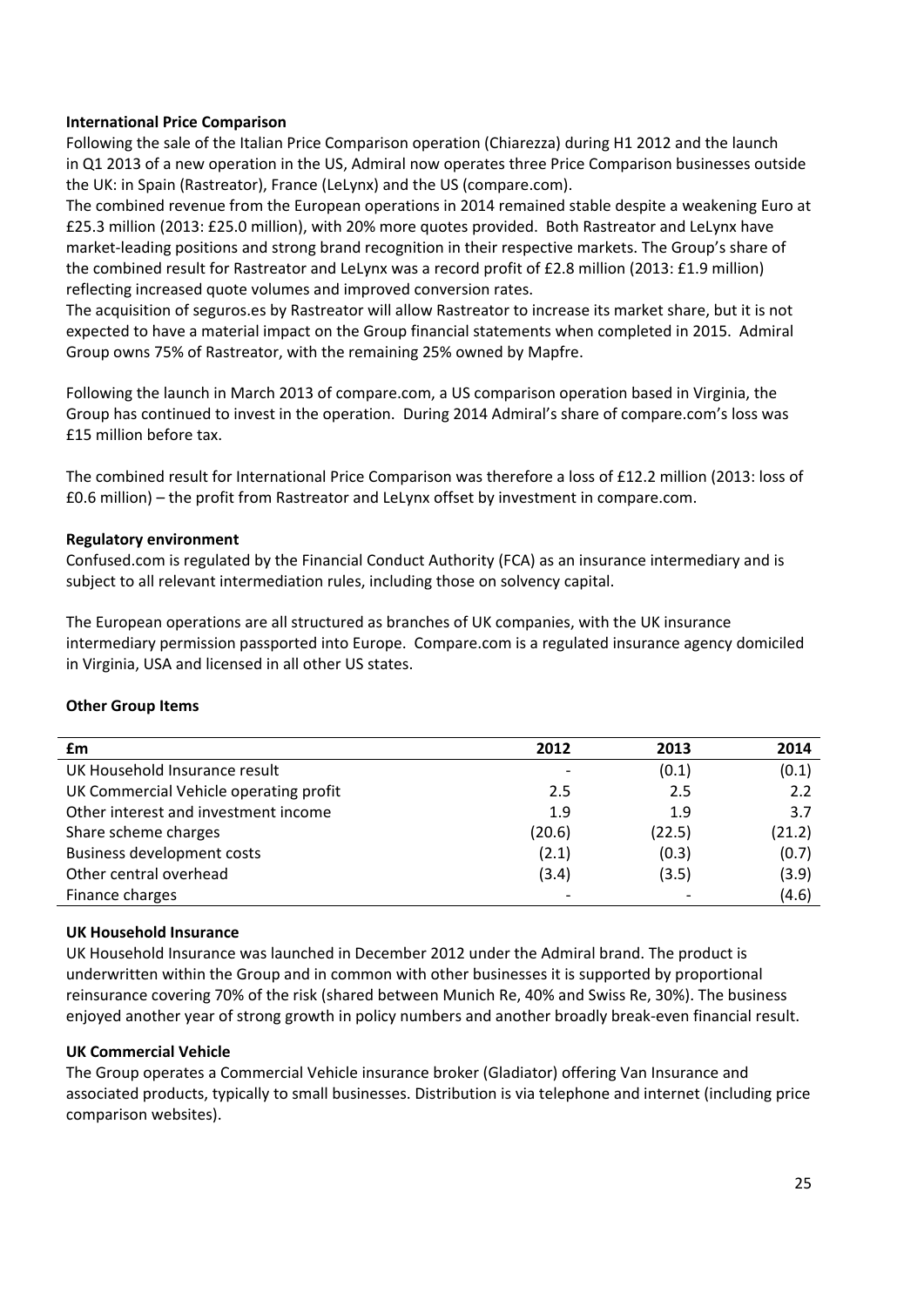**International Price Comparison**

Following the sale of the Italian Price Comparison operation (Chiarezza) during H1 2012 and the launch in Q1 2013 of a new operation in the US, Admiral now operates three Price Comparison businesses outside the UK: in Spain (Rastreator), France (LeLynx) and the US (compare.com).

The combined revenue from the European operations in 2014 remained stable despite a weakening Euro at £25.3 million (2013: £25.0 million), with 20% more quotes provided. Both Rastreator and LeLynx have market-leading positions and strong brand recognition in their respective markets. The Group's share of the combined result for Rastreator and LeLynx was a record profit of £2.8 million (2013: £1.9 million) reflecting increased quote volumes and improved conversion rates.

The acquisition of seguros.es by Rastreator will allow Rastreator to increase its market share, but it is not expected to have a material impact on the Group financial statements when completed in 2015. Admiral Group owns 75% of Rastreator, with the remaining 25% owned by Mapfre.

Following the launch in March 2013 of compare.com, a US comparison operation based in Virginia, the Group has continued to invest in the operation. During 2014 Admiral's share of compare.com's loss was £15 million before tax.

The combined result for International Price Comparison was therefore a loss of £12.2 million (2013: loss of £0.6 million) – the profit from Rastreator and LeLynx offset by investment in compare.com.

**Regulatory environment**

Confused.com is regulated by the Financial Conduct Authority (FCA) as an insurance intermediary and is subject to all relevant intermediation rules, including those on solvency capital.

The European operations are all structured as branches of UK companies, with the UK insurance intermediary permission passported into Europe. Compare.com is a regulated insurance agency domiciled in Virginia, USA and licensed in all other US states.

**Other Group Items**

| £m | 2012 | 2013 | 2014 |
|---|---|---|---|
| UK Household Insurance result | - | (0.1) | (0.1) |
| UK Commercial Vehicle operating profit | 2.5 | 2.5 | 2.2 |
| Other interest and investment income | 1.9 | 1.9 | 3.7 |
| Share scheme charges | (20.6) | (22.5) | (21.2) |
| Business development costs | (2.1) | (0.3) | (0.7) |
| Other central overhead | (3.4) | (3.5) | (3.9) |
| Finance charges | - | - | (4.6) |

**UK Household Insurance**

UK Household Insurance was launched in December 2012 under the Admiral brand. The product is underwritten within the Group and in common with other businesses it is supported by proportional reinsurance covering 70% of the risk (shared between Munich Re, 40% and Swiss Re, 30%). The business enjoyed another year of strong growth in policy numbers and another broadly break-even financial result.

**UK Commercial Vehicle**

The Group operates a Commercial Vehicle insurance broker (Gladiator) offering Van Insurance and associated products, typically to small businesses. Distribution is via telephone and internet (including price comparison websites).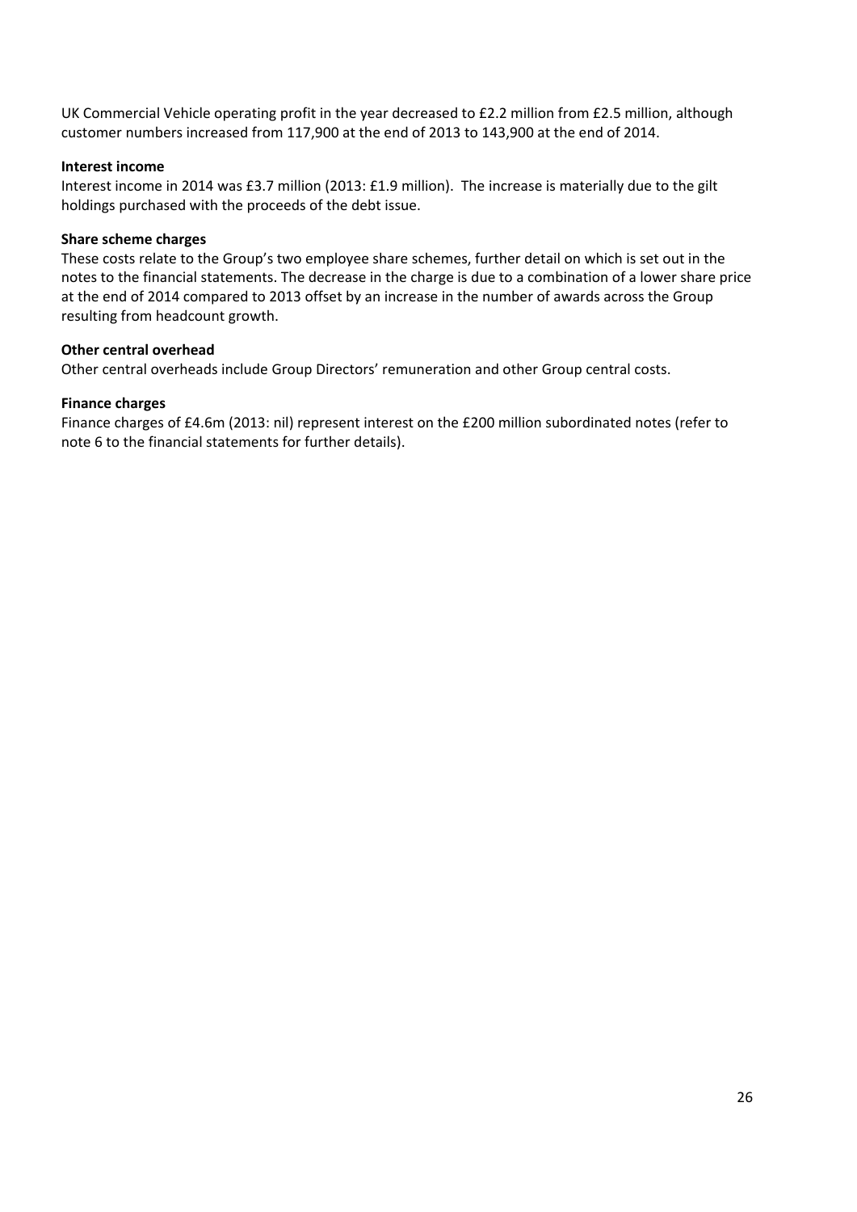UK Commercial Vehicle operating profit in the year decreased to £2.2 million from £2.5 million, although customer numbers increased from 117,900 at the end of 2013 to 143,900 at the end of 2014.

**Interest income**

Interest income in 2014 was £3.7 million (2013: £1.9 million). The increase is materially due to the gilt holdings purchased with the proceeds of the debt issue.

**Share scheme charges**

These costs relate to the Group's two employee share schemes, further detail on which is set out in the notes to the financial statements. The decrease in the charge is due to a combination of a lower share price at the end of 2014 compared to 2013 offset by an increase in the number of awards across the Group resulting from headcount growth.

**Other central overhead**

Other central overheads include Group Directors' remuneration and other Group central costs.

**Finance charges**

Finance charges of £4.6m (2013: nil) represent interest on the £200 million subordinated notes (refer to note 6 to the financial statements for further details).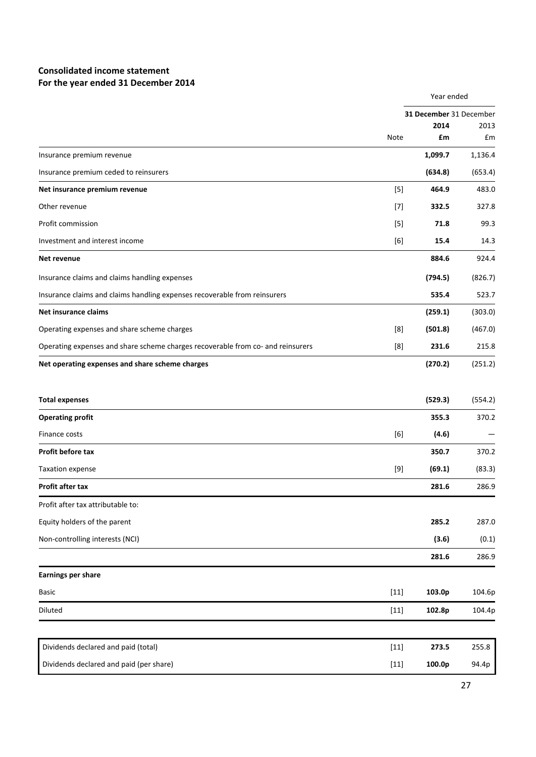## Consolidated income statement
## For the year ended 31 December 2014

| | Note | Year ended 31 December 2014 £m | 31 December 2013 £m |
|---|---|---|---|
| Insurance premium revenue | | **1,099.7** | 1,136.4 |
| Insurance premium ceded to reinsurers | | **(634.8)** | (653.4) |
| **Net insurance premium revenue** | [5] | **464.9** | 483.0 |
| Other revenue | [7] | **332.5** | 327.8 |
| Profit commission | [5] | **71.8** | 99.3 |
| Investment and interest income | [6] | **15.4** | 14.3 |
| **Net revenue** | | **884.6** | 924.4 |
| Insurance claims and claims handling expenses | | **(794.5)** | (826.7) |
| Insurance claims and claims handling expenses recoverable from reinsurers | | **535.4** | 523.7 |
| **Net insurance claims** | | **(259.1)** | (303.0) |
| Operating expenses and share scheme charges | [8] | **(501.8)** | (467.0) |
| Operating expenses and share scheme charges recoverable from co- and reinsurers | [8] | **231.6** | 215.8 |
| **Net operating expenses and share scheme charges** | | **(270.2)** | (251.2) |
| **Total expenses** | | **(529.3)** | (554.2) |
| **Operating profit** | | **355.3** | 370.2 |
| Finance costs | [6] | **(4.6)** | — |
| **Profit before tax** | | **350.7** | 370.2 |
| Taxation expense | [9] | **(69.1)** | (83.3) |
| **Profit after tax** | | **281.6** | 286.9 |
| Profit after tax attributable to: | | | |
| Equity holders of the parent | | **285.2** | 287.0 |
| Non-controlling interests (NCI) | | **(3.6)** | (0.1) |
| | | **281.6** | 286.9 |
| **Earnings per share** | | | |
| Basic | [11] | **103.0p** | 104.6p |
| Diluted | [11] | **102.8p** | 104.4p |

| | | | |
|---|---|---|---|
| Dividends declared and paid (total) | [11] | **273.5** | 255.8 |
| Dividends declared and paid (per share) | [11] | **100.0p** | 94.4p |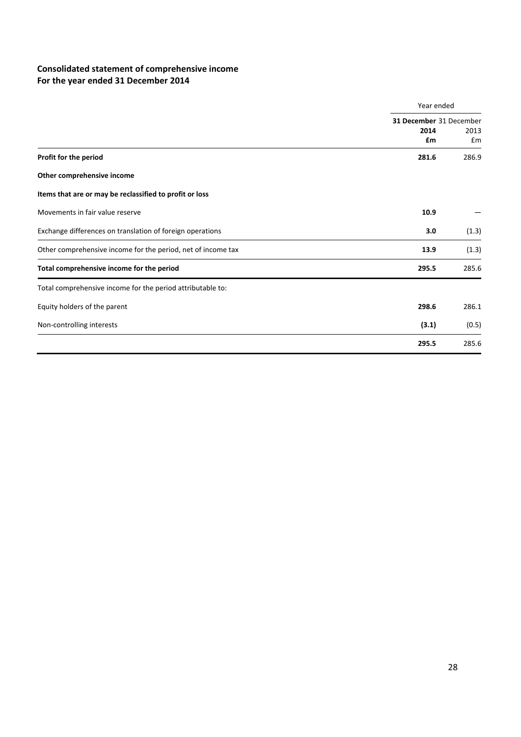## Consolidated statement of comprehensive income
## For the year ended 31 December 2014

| | Year ended | |
|---|---|---|
| | **31 December 2014 £m** | 31 December 2013 £m |
| **Profit for the period** | **281.6** | 286.9 |
| **Other comprehensive income** | | |
| **Items that are or may be reclassified to profit or loss** | | |
| Movements in fair value reserve | **10.9** | — |
| Exchange differences on translation of foreign operations | **3.0** | (1.3) |
| Other comprehensive income for the period, net of income tax | **13.9** | (1.3) |
| **Total comprehensive income for the period** | **295.5** | 285.6 |
| Total comprehensive income for the period attributable to: | | |
| Equity holders of the parent | **298.6** | 286.1 |
| Non-controlling interests | **(3.1)** | (0.5) |
| | **295.5** | 285.6 |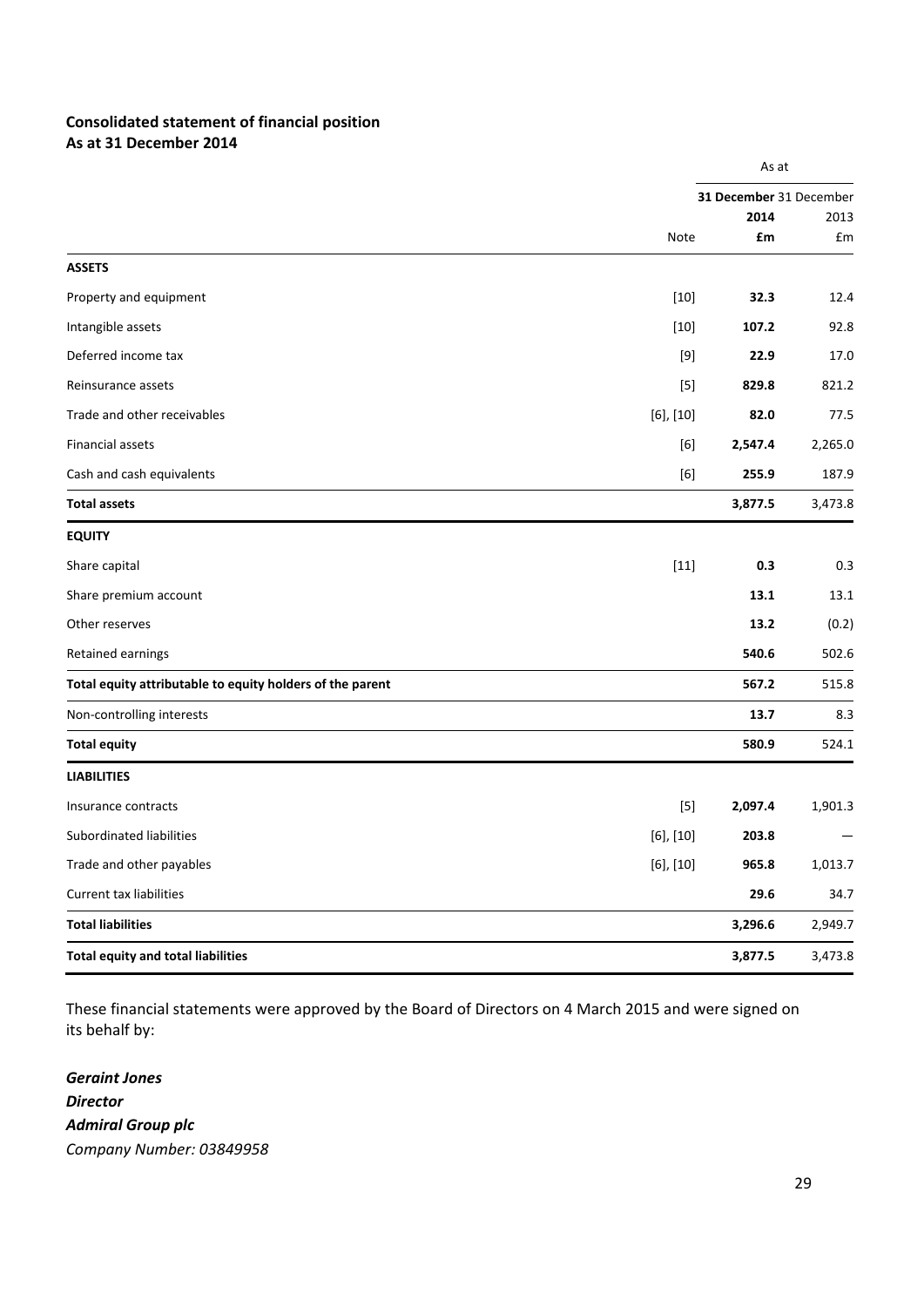## Consolidated statement of financial position
## As at 31 December 2014

| | | As at | |
|---|---|---|---|
| | | **31 December** | 31 December |
| | | **2014** | 2013 |
| | Note | **£m** | £m |
| **ASSETS** | | | |
| Property and equipment | [10] | **32.3** | 12.4 |
| Intangible assets | [10] | **107.2** | 92.8 |
| Deferred income tax | [9] | **22.9** | 17.0 |
| Reinsurance assets | [5] | **829.8** | 821.2 |
| Trade and other receivables | [6], [10] | **82.0** | 77.5 |
| Financial assets | [6] | **2,547.4** | 2,265.0 |
| Cash and cash equivalents | [6] | **255.9** | 187.9 |
| **Total assets** | | **3,877.5** | 3,473.8 |
| **EQUITY** | | | |
| Share capital | [11] | **0.3** | 0.3 |
| Share premium account | | **13.1** | 13.1 |
| Other reserves | | **13.2** | (0.2) |
| Retained earnings | | **540.6** | 502.6 |
| **Total equity attributable to equity holders of the parent** | | **567.2** | 515.8 |
| Non-controlling interests | | **13.7** | 8.3 |
| **Total equity** | | **580.9** | 524.1 |
| **LIABILITIES** | | | |
| Insurance contracts | [5] | **2,097.4** | 1,901.3 |
| Subordinated liabilities | [6], [10] | **203.8** | — |
| Trade and other payables | [6], [10] | **965.8** | 1,013.7 |
| Current tax liabilities | | **29.6** | 34.7 |
| **Total liabilities** | | **3,296.6** | 2,949.7 |
| **Total equity and total liabilities** | | **3,877.5** | 3,473.8 |

These financial statements were approved by the Board of Directors on 4 March 2015 and were signed on its behalf by:

***Geraint Jones***
***Director***
***Admiral Group plc***
*Company Number: 03849958*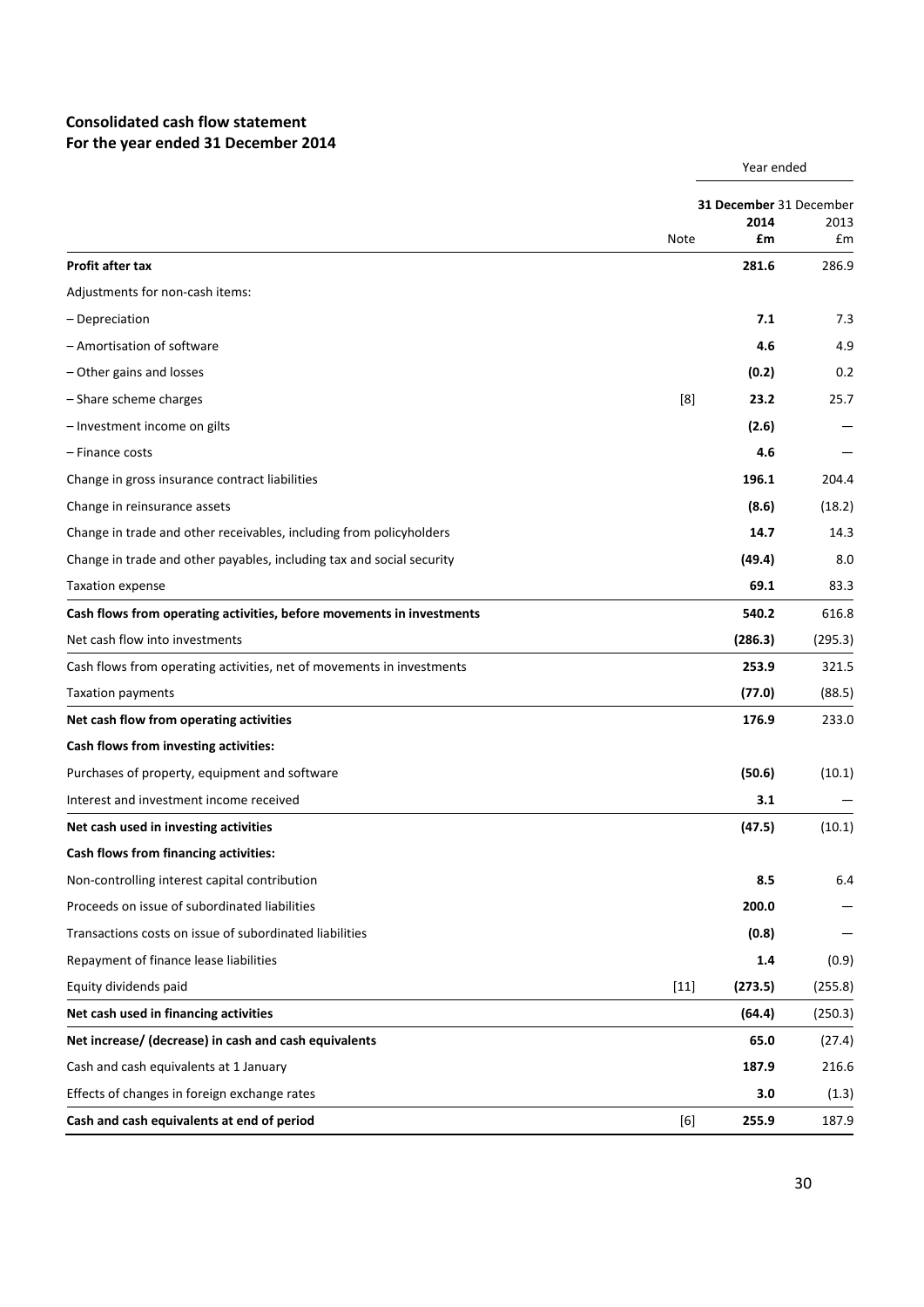## Consolidated cash flow statement
## For the year ended 31 December 2014

| | Note | Year ended 31 December 2014 £m | Year ended 31 December 2013 £m |
|---|---|---|---|
| **Profit after tax** | | **281.6** | 286.9 |
| Adjustments for non-cash items: | | | |
| – Depreciation | | **7.1** | 7.3 |
| – Amortisation of software | | **4.6** | 4.9 |
| – Other gains and losses | | **(0.2)** | 0.2 |
| – Share scheme charges | [8] | **23.2** | 25.7 |
| – Investment income on gilts | | **(2.6)** | — |
| – Finance costs | | **4.6** | — |
| Change in gross insurance contract liabilities | | **196.1** | 204.4 |
| Change in reinsurance assets | | **(8.6)** | (18.2) |
| Change in trade and other receivables, including from policyholders | | **14.7** | 14.3 |
| Change in trade and other payables, including tax and social security | | **(49.4)** | 8.0 |
| Taxation expense | | **69.1** | 83.3 |
| **Cash flows from operating activities, before movements in investments** | | **540.2** | 616.8 |
| Net cash flow into investments | | **(286.3)** | (295.3) |
| Cash flows from operating activities, net of movements in investments | | **253.9** | 321.5 |
| Taxation payments | | **(77.0)** | (88.5) |
| **Net cash flow from operating activities** | | **176.9** | 233.0 |
| **Cash flows from investing activities:** | | | |
| Purchases of property, equipment and software | | **(50.6)** | (10.1) |
| Interest and investment income received | | **3.1** | — |
| **Net cash used in investing activities** | | **(47.5)** | (10.1) |
| **Cash flows from financing activities:** | | | |
| Non-controlling interest capital contribution | | **8.5** | 6.4 |
| Proceeds on issue of subordinated liabilities | | **200.0** | — |
| Transactions costs on issue of subordinated liabilities | | **(0.8)** | — |
| Repayment of finance lease liabilities | | **1.4** | (0.9) |
| Equity dividends paid | [11] | **(273.5)** | (255.8) |
| **Net cash used in financing activities** | | **(64.4)** | (250.3) |
| **Net increase/ (decrease) in cash and cash equivalents** | | **65.0** | (27.4) |
| Cash and cash equivalents at 1 January | | **187.9** | 216.6 |
| Effects of changes in foreign exchange rates | | **3.0** | (1.3) |
| **Cash and cash equivalents at end of period** | [6] | **255.9** | 187.9 |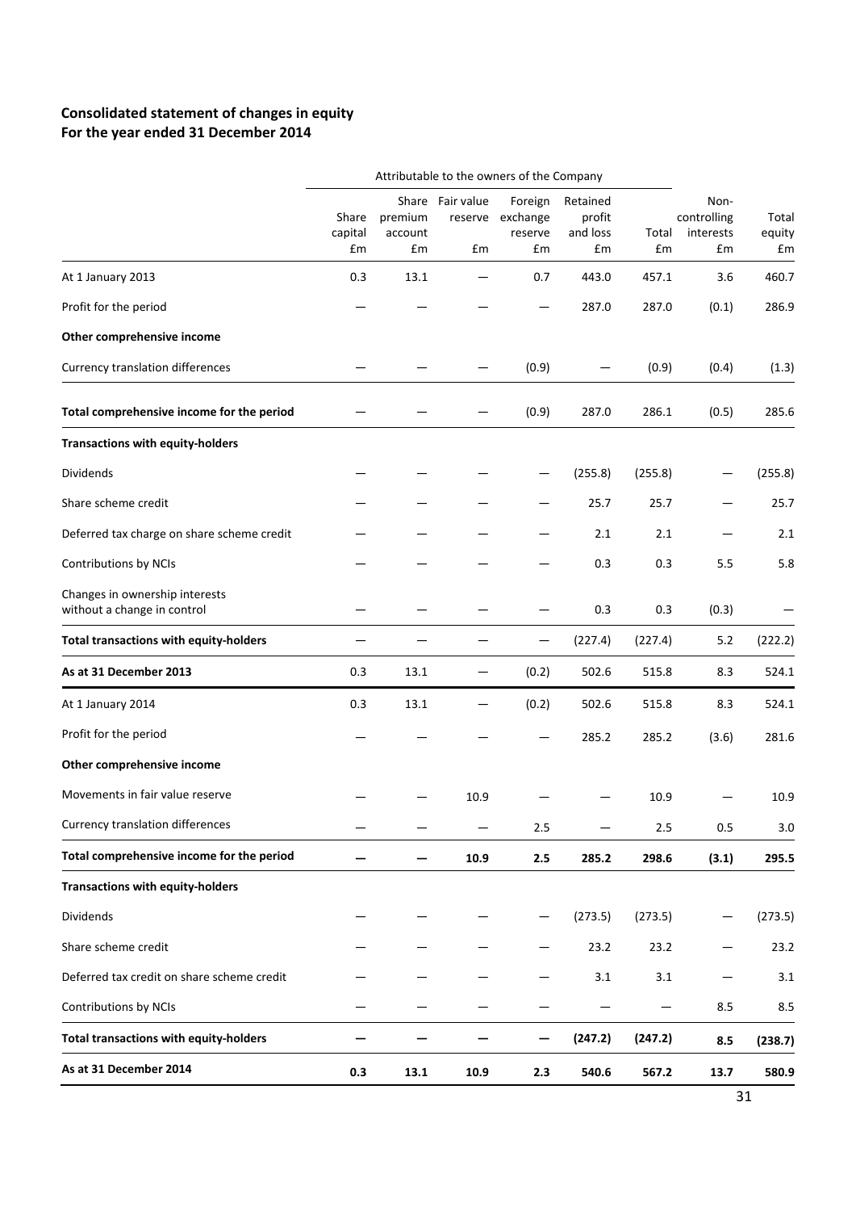## Consolidated statement of changes in equity
## For the year ended 31 December 2014

| | Attributable to the owners of the Company | | | | | | | |
|---|---|---|---|---|---|---|---|---|
| | Share capital £m | Share premium account £m | Fair value reserve £m | Foreign exchange reserve £m | Retained profit and loss £m | Total £m | Non-controlling interests £m | Total equity £m |
| At 1 January 2013 | 0.3 | 13.1 | — | 0.7 | 443.0 | 457.1 | 3.6 | 460.7 |
| Profit for the period | — | — | — | — | 287.0 | 287.0 | (0.1) | 286.9 |
| **Other comprehensive income** | | | | | | | | |
| Currency translation differences | — | — | — | (0.9) | — | (0.9) | (0.4) | (1.3) |
| **Total comprehensive income for the period** | — | — | — | (0.9) | 287.0 | 286.1 | (0.5) | 285.6 |
| **Transactions with equity-holders** | | | | | | | | |
| Dividends | — | — | — | — | (255.8) | (255.8) | — | (255.8) |
| Share scheme credit | — | — | — | — | 25.7 | 25.7 | — | 25.7 |
| Deferred tax charge on share scheme credit | — | — | — | — | 2.1 | 2.1 | — | 2.1 |
| Contributions by NCIs | — | — | — | — | 0.3 | 0.3 | 5.5 | 5.8 |
| Changes in ownership interests without a change in control | — | — | — | — | 0.3 | 0.3 | (0.3) | — |
| **Total transactions with equity-holders** | — | — | — | — | (227.4) | (227.4) | 5.2 | (222.2) |
| **As at 31 December 2013** | 0.3 | 13.1 | — | (0.2) | 502.6 | 515.8 | 8.3 | 524.1 |
| At 1 January 2014 | 0.3 | 13.1 | — | (0.2) | 502.6 | 515.8 | 8.3 | 524.1 |
| Profit for the period | — | — | — | — | 285.2 | 285.2 | (3.6) | 281.6 |
| **Other comprehensive income** | | | | | | | | |
| Movements in fair value reserve | — | — | 10.9 | — | — | 10.9 | — | 10.9 |
| Currency translation differences | — | — | — | 2.5 | — | 2.5 | 0.5 | 3.0 |
| **Total comprehensive income for the period** | **—** | **—** | **10.9** | **2.5** | **285.2** | **298.6** | **(3.1)** | **295.5** |
| **Transactions with equity-holders** | | | | | | | | |
| Dividends | — | — | — | — | (273.5) | (273.5) | — | (273.5) |
| Share scheme credit | — | — | — | — | 23.2 | 23.2 | — | 23.2 |
| Deferred tax credit on share scheme credit | — | — | — | — | 3.1 | 3.1 | — | 3.1 |
| Contributions by NCIs | — | — | — | — | — | — | 8.5 | 8.5 |
| **Total transactions with equity-holders** | **—** | **—** | **—** | **—** | **(247.2)** | **(247.2)** | **8.5** | **(238.7)** |
| **As at 31 December 2014** | **0.3** | **13.1** | **10.9** | **2.3** | **540.6** | **567.2** | **13.7** | **580.9** |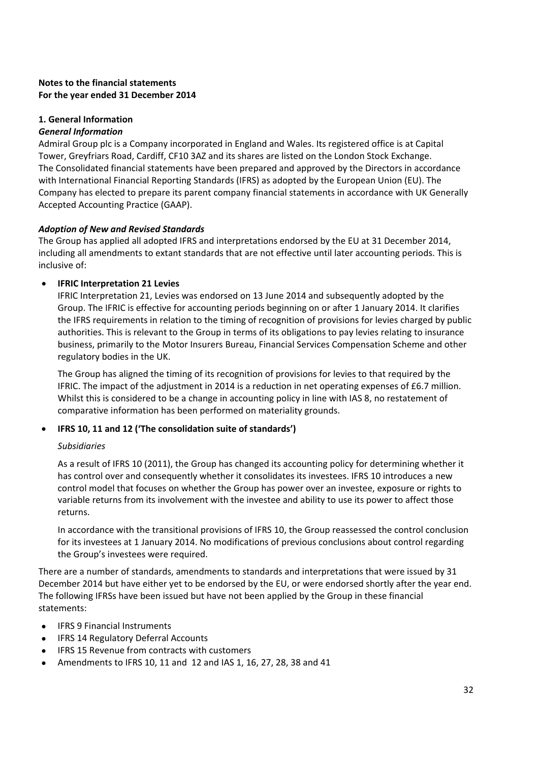**Notes to the financial statements**
**For the year ended 31 December 2014**

## 1. General Information

### *General Information*

Admiral Group plc is a Company incorporated in England and Wales. Its registered office is at Capital Tower, Greyfriars Road, Cardiff, CF10 3AZ and its shares are listed on the London Stock Exchange. The Consolidated financial statements have been prepared and approved by the Directors in accordance with International Financial Reporting Standards (IFRS) as adopted by the European Union (EU). The Company has elected to prepare its parent company financial statements in accordance with UK Generally Accepted Accounting Practice (GAAP).

### *Adoption of New and Revised Standards*

The Group has applied all adopted IFRS and interpretations endorsed by the EU at 31 December 2014, including all amendments to extant standards that are not effective until later accounting periods. This is inclusive of:

- **IFRIC Interpretation 21 Levies**

  IFRIC Interpretation 21, Levies was endorsed on 13 June 2014 and subsequently adopted by the Group. The IFRIC is effective for accounting periods beginning on or after 1 January 2014. It clarifies the IFRS requirements in relation to the timing of recognition of provisions for levies charged by public authorities. This is relevant to the Group in terms of its obligations to pay levies relating to insurance business, primarily to the Motor Insurers Bureau, Financial Services Compensation Scheme and other regulatory bodies in the UK.

  The Group has aligned the timing of its recognition of provisions for levies to that required by the IFRIC. The impact of the adjustment in 2014 is a reduction in net operating expenses of £6.7 million. Whilst this is considered to be a change in accounting policy in line with IAS 8, no restatement of comparative information has been performed on materiality grounds.

- **IFRS 10, 11 and 12 ('The consolidation suite of standards')**

  *Subsidiaries*

  As a result of IFRS 10 (2011), the Group has changed its accounting policy for determining whether it has control over and consequently whether it consolidates its investees. IFRS 10 introduces a new control model that focuses on whether the Group has power over an investee, exposure or rights to variable returns from its involvement with the investee and ability to use its power to affect those returns.

  In accordance with the transitional provisions of IFRS 10, the Group reassessed the control conclusion for its investees at 1 January 2014. No modifications of previous conclusions about control regarding the Group's investees were required.

There are a number of standards, amendments to standards and interpretations that were issued by 31 December 2014 but have either yet to be endorsed by the EU, or were endorsed shortly after the year end. The following IFRSs have been issued but have not been applied by the Group in these financial statements:

- IFRS 9 Financial Instruments
- IFRS 14 Regulatory Deferral Accounts
- IFRS 15 Revenue from contracts with customers
- Amendments to IFRS 10, 11 and 12 and IAS 1, 16, 27, 28, 38 and 41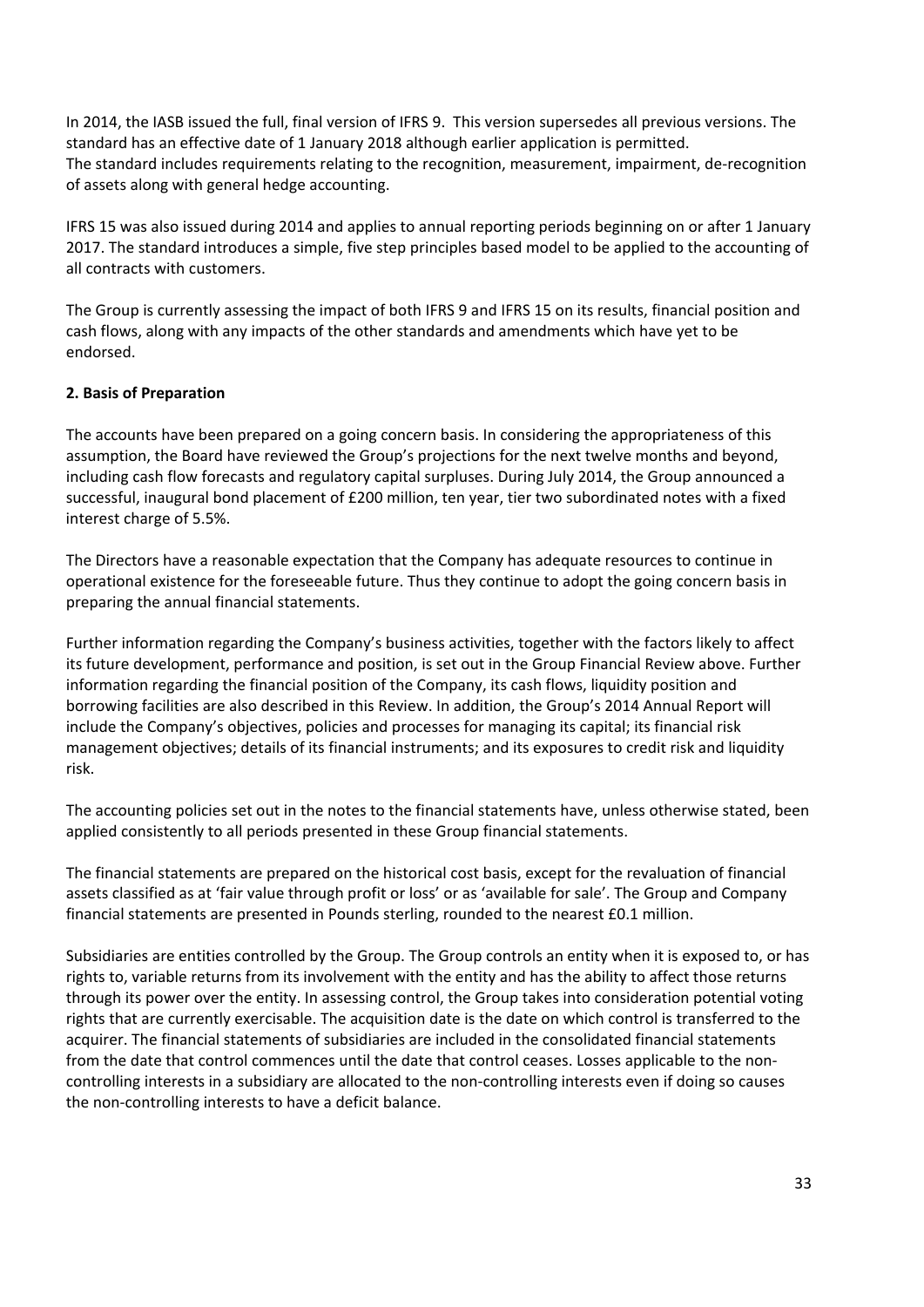In 2014, the IASB issued the full, final version of IFRS 9. This version supersedes all previous versions. The standard has an effective date of 1 January 2018 although earlier application is permitted. The standard includes requirements relating to the recognition, measurement, impairment, de-recognition of assets along with general hedge accounting.

IFRS 15 was also issued during 2014 and applies to annual reporting periods beginning on or after 1 January 2017. The standard introduces a simple, five step principles based model to be applied to the accounting of all contracts with customers.

The Group is currently assessing the impact of both IFRS 9 and IFRS 15 on its results, financial position and cash flows, along with any impacts of the other standards and amendments which have yet to be endorsed.

**2. Basis of Preparation**

The accounts have been prepared on a going concern basis. In considering the appropriateness of this assumption, the Board have reviewed the Group's projections for the next twelve months and beyond, including cash flow forecasts and regulatory capital surpluses. During July 2014, the Group announced a successful, inaugural bond placement of £200 million, ten year, tier two subordinated notes with a fixed interest charge of 5.5%.

The Directors have a reasonable expectation that the Company has adequate resources to continue in operational existence for the foreseeable future. Thus they continue to adopt the going concern basis in preparing the annual financial statements.

Further information regarding the Company's business activities, together with the factors likely to affect its future development, performance and position, is set out in the Group Financial Review above. Further information regarding the financial position of the Company, its cash flows, liquidity position and borrowing facilities are also described in this Review. In addition, the Group's 2014 Annual Report will include the Company's objectives, policies and processes for managing its capital; its financial risk management objectives; details of its financial instruments; and its exposures to credit risk and liquidity risk.

The accounting policies set out in the notes to the financial statements have, unless otherwise stated, been applied consistently to all periods presented in these Group financial statements.

The financial statements are prepared on the historical cost basis, except for the revaluation of financial assets classified as at 'fair value through profit or loss' or as 'available for sale'. The Group and Company financial statements are presented in Pounds sterling, rounded to the nearest £0.1 million.

Subsidiaries are entities controlled by the Group. The Group controls an entity when it is exposed to, or has rights to, variable returns from its involvement with the entity and has the ability to affect those returns through its power over the entity. In assessing control, the Group takes into consideration potential voting rights that are currently exercisable. The acquisition date is the date on which control is transferred to the acquirer. The financial statements of subsidiaries are included in the consolidated financial statements from the date that control commences until the date that control ceases. Losses applicable to the non-controlling interests in a subsidiary are allocated to the non-controlling interests even if doing so causes the non-controlling interests to have a deficit balance.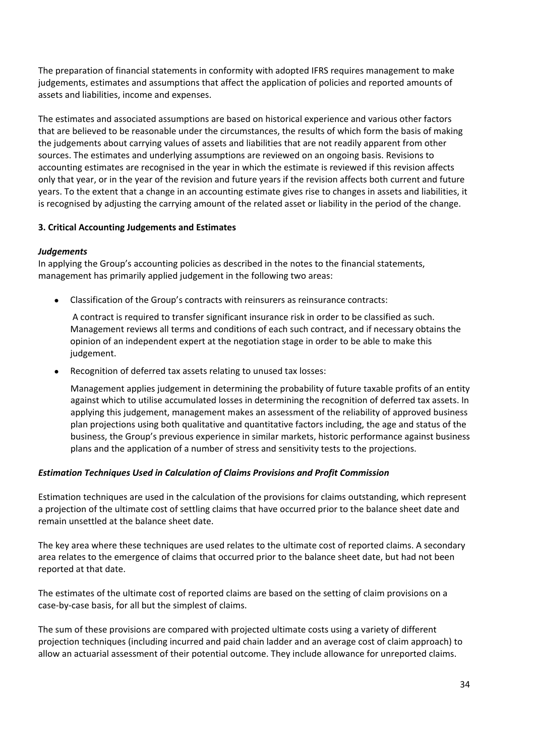The preparation of financial statements in conformity with adopted IFRS requires management to make judgements, estimates and assumptions that affect the application of policies and reported amounts of assets and liabilities, income and expenses.

The estimates and associated assumptions are based on historical experience and various other factors that are believed to be reasonable under the circumstances, the results of which form the basis of making the judgements about carrying values of assets and liabilities that are not readily apparent from other sources. The estimates and underlying assumptions are reviewed on an ongoing basis. Revisions to accounting estimates are recognised in the year in which the estimate is reviewed if this revision affects only that year, or in the year of the revision and future years if the revision affects both current and future years. To the extent that a change in an accounting estimate gives rise to changes in assets and liabilities, it is recognised by adjusting the carrying amount of the related asset or liability in the period of the change.

## 3. Critical Accounting Judgements and Estimates

***Judgements***

In applying the Group's accounting policies as described in the notes to the financial statements, management has primarily applied judgement in the following two areas:

- Classification of the Group's contracts with reinsurers as reinsurance contracts:

  A contract is required to transfer significant insurance risk in order to be classified as such. Management reviews all terms and conditions of each such contract, and if necessary obtains the opinion of an independent expert at the negotiation stage in order to be able to make this judgement.

- Recognition of deferred tax assets relating to unused tax losses:

  Management applies judgement in determining the probability of future taxable profits of an entity against which to utilise accumulated losses in determining the recognition of deferred tax assets. In applying this judgement, management makes an assessment of the reliability of approved business plan projections using both qualitative and quantitative factors including, the age and status of the business, the Group's previous experience in similar markets, historic performance against business plans and the application of a number of stress and sensitivity tests to the projections.

***Estimation Techniques Used in Calculation of Claims Provisions and Profit Commission***

Estimation techniques are used in the calculation of the provisions for claims outstanding, which represent a projection of the ultimate cost of settling claims that have occurred prior to the balance sheet date and remain unsettled at the balance sheet date.

The key area where these techniques are used relates to the ultimate cost of reported claims. A secondary area relates to the emergence of claims that occurred prior to the balance sheet date, but had not been reported at that date.

The estimates of the ultimate cost of reported claims are based on the setting of claim provisions on a case-by-case basis, for all but the simplest of claims.

The sum of these provisions are compared with projected ultimate costs using a variety of different projection techniques (including incurred and paid chain ladder and an average cost of claim approach) to allow an actuarial assessment of their potential outcome. They include allowance for unreported claims.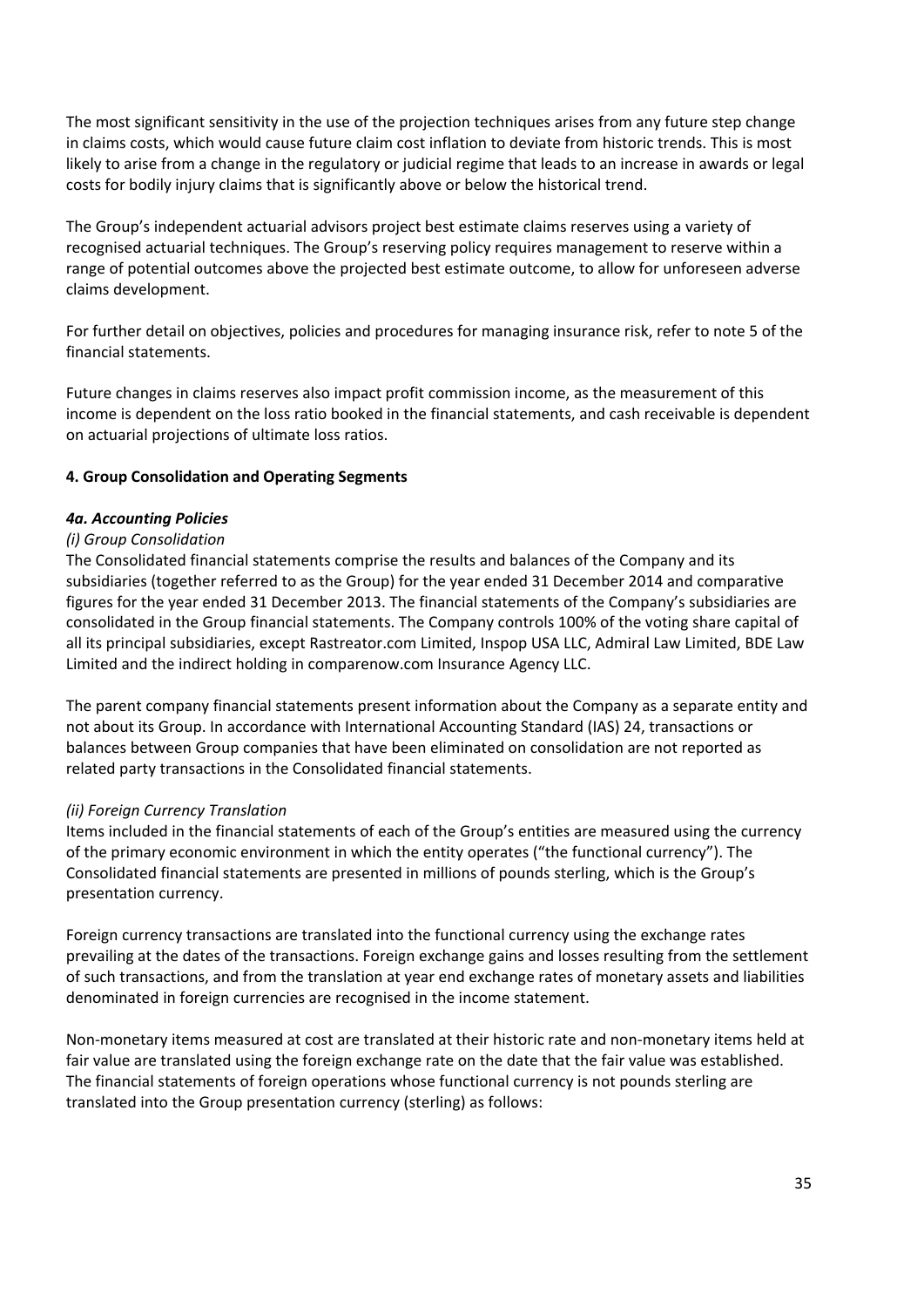The most significant sensitivity in the use of the projection techniques arises from any future step change in claims costs, which would cause future claim cost inflation to deviate from historic trends. This is most likely to arise from a change in the regulatory or judicial regime that leads to an increase in awards or legal costs for bodily injury claims that is significantly above or below the historical trend.

The Group's independent actuarial advisors project best estimate claims reserves using a variety of recognised actuarial techniques. The Group's reserving policy requires management to reserve within a range of potential outcomes above the projected best estimate outcome, to allow for unforeseen adverse claims development.

For further detail on objectives, policies and procedures for managing insurance risk, refer to note 5 of the financial statements.

Future changes in claims reserves also impact profit commission income, as the measurement of this income is dependent on the loss ratio booked in the financial statements, and cash receivable is dependent on actuarial projections of ultimate loss ratios.

## 4. Group Consolidation and Operating Segments

### *4a. Accounting Policies*

*(i) Group Consolidation*

The Consolidated financial statements comprise the results and balances of the Company and its subsidiaries (together referred to as the Group) for the year ended 31 December 2014 and comparative figures for the year ended 31 December 2013. The financial statements of the Company's subsidiaries are consolidated in the Group financial statements. The Company controls 100% of the voting share capital of all its principal subsidiaries, except Rastreator.com Limited, Inspop USA LLC, Admiral Law Limited, BDE Law Limited and the indirect holding in comparenow.com Insurance Agency LLC.

The parent company financial statements present information about the Company as a separate entity and not about its Group. In accordance with International Accounting Standard (IAS) 24, transactions or balances between Group companies that have been eliminated on consolidation are not reported as related party transactions in the Consolidated financial statements.

*(ii) Foreign Currency Translation*

Items included in the financial statements of each of the Group's entities are measured using the currency of the primary economic environment in which the entity operates ("the functional currency"). The Consolidated financial statements are presented in millions of pounds sterling, which is the Group's presentation currency.

Foreign currency transactions are translated into the functional currency using the exchange rates prevailing at the dates of the transactions. Foreign exchange gains and losses resulting from the settlement of such transactions, and from the translation at year end exchange rates of monetary assets and liabilities denominated in foreign currencies are recognised in the income statement.

Non-monetary items measured at cost are translated at their historic rate and non-monetary items held at fair value are translated using the foreign exchange rate on the date that the fair value was established. The financial statements of foreign operations whose functional currency is not pounds sterling are translated into the Group presentation currency (sterling) as follows: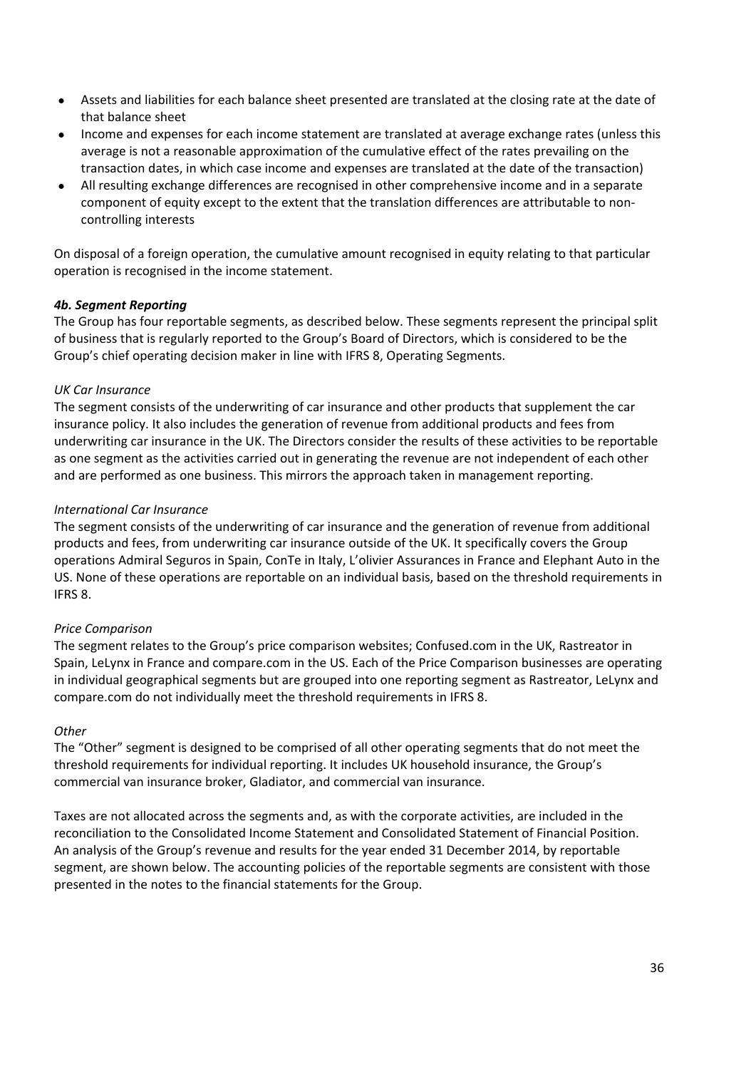- Assets and liabilities for each balance sheet presented are translated at the closing rate at the date of that balance sheet
- Income and expenses for each income statement are translated at average exchange rates (unless this average is not a reasonable approximation of the cumulative effect of the rates prevailing on the transaction dates, in which case income and expenses are translated at the date of the transaction)
- All resulting exchange differences are recognised in other comprehensive income and in a separate component of equity except to the extent that the translation differences are attributable to non-controlling interests

On disposal of a foreign operation, the cumulative amount recognised in equity relating to that particular operation is recognised in the income statement.

***4b. Segment Reporting***

The Group has four reportable segments, as described below. These segments represent the principal split of business that is regularly reported to the Group's Board of Directors, which is considered to be the Group's chief operating decision maker in line with IFRS 8, Operating Segments.

*UK Car Insurance*

The segment consists of the underwriting of car insurance and other products that supplement the car insurance policy. It also includes the generation of revenue from additional products and fees from underwriting car insurance in the UK. The Directors consider the results of these activities to be reportable as one segment as the activities carried out in generating the revenue are not independent of each other and are performed as one business. This mirrors the approach taken in management reporting.

*International Car Insurance*

The segment consists of the underwriting of car insurance and the generation of revenue from additional products and fees, from underwriting car insurance outside of the UK. It specifically covers the Group operations Admiral Seguros in Spain, ConTe in Italy, L'olivier Assurances in France and Elephant Auto in the US. None of these operations are reportable on an individual basis, based on the threshold requirements in IFRS 8.

*Price Comparison*

The segment relates to the Group's price comparison websites; Confused.com in the UK, Rastreator in Spain, LeLynx in France and compare.com in the US. Each of the Price Comparison businesses are operating in individual geographical segments but are grouped into one reporting segment as Rastreator, LeLynx and compare.com do not individually meet the threshold requirements in IFRS 8.

*Other*

The "Other" segment is designed to be comprised of all other operating segments that do not meet the threshold requirements for individual reporting. It includes UK household insurance, the Group's commercial van insurance broker, Gladiator, and commercial van insurance.

Taxes are not allocated across the segments and, as with the corporate activities, are included in the reconciliation to the Consolidated Income Statement and Consolidated Statement of Financial Position. An analysis of the Group's revenue and results for the year ended 31 December 2014, by reportable segment, are shown below. The accounting policies of the reportable segments are consistent with those presented in the notes to the financial statements for the Group.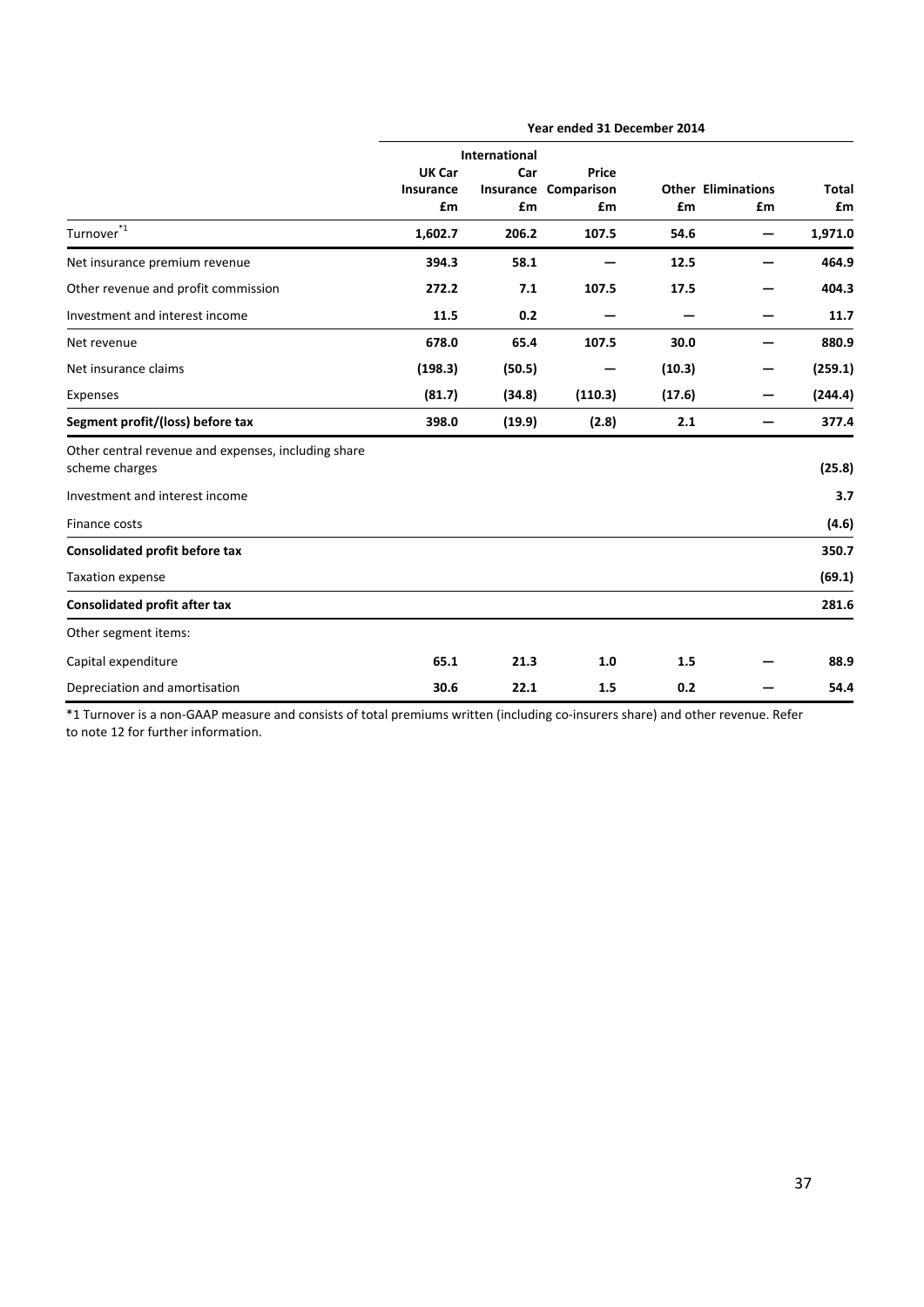| | Year ended 31 December 2014 | | | | | |
|---|---|---|---|---|---|---|
| | UK Car Insurance £m | International Car Insurance £m | Price Comparison £m | Other £m | Eliminations £m | Total £m |
| Turnover[*1] | **1,602.7** | **206.2** | **107.5** | **54.6** | **—** | **1,971.0** |
| Net insurance premium revenue | **394.3** | **58.1** | **—** | **12.5** | **—** | **464.9** |
| Other revenue and profit commission | **272.2** | **7.1** | **107.5** | **17.5** | **—** | **404.3** |
| Investment and interest income | **11.5** | **0.2** | **—** | **—** | **—** | **11.7** |
| Net revenue | **678.0** | **65.4** | **107.5** | **30.0** | **—** | **880.9** |
| Net insurance claims | **(198.3)** | **(50.5)** | **—** | **(10.3)** | **—** | **(259.1)** |
| Expenses | **(81.7)** | **(34.8)** | **(110.3)** | **(17.6)** | **—** | **(244.4)** |
| **Segment profit/(loss) before tax** | **398.0** | **(19.9)** | **(2.8)** | **2.1** | **—** | **377.4** |
| Other central revenue and expenses, including share scheme charges | | | | | | **(25.8)** |
| Investment and interest income | | | | | | **3.7** |
| Finance costs | | | | | | **(4.6)** |
| **Consolidated profit before tax** | | | | | | **350.7** |
| Taxation expense | | | | | | **(69.1)** |
| **Consolidated profit after tax** | | | | | | **281.6** |
| Other segment items: | | | | | | |
| Capital expenditure | **65.1** | **21.3** | **1.0** | **1.5** | **—** | **88.9** |
| Depreciation and amortisation | **30.6** | **22.1** | **1.5** | **0.2** | **—** | **54.4** |

*1 Turnover is a non-GAAP measure and consists of total premiums written (including co-insurers share) and other revenue. Refer to note 12 for further information.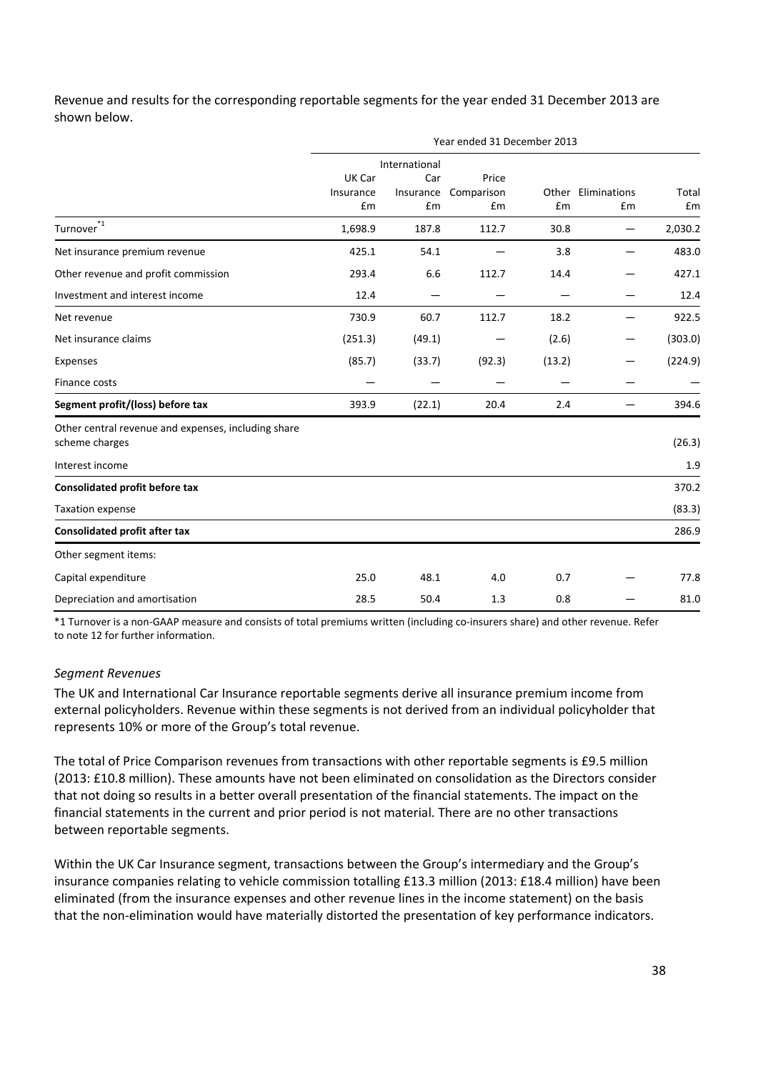Revenue and results for the corresponding reportable segments for the year ended 31 December 2013 are shown below.

| | Year ended 31 December 2013 | | | | | |
|---|---|---|---|---|---|---|
| | UK Car Insurance £m | International Car Insurance £m | Price Comparison £m | Other £m | Eliminations £m | Total £m |
| Turnover[*1] | 1,698.9 | 187.8 | 112.7 | 30.8 | — | 2,030.2 |
| Net insurance premium revenue | 425.1 | 54.1 | — | 3.8 | — | 483.0 |
| Other revenue and profit commission | 293.4 | 6.6 | 112.7 | 14.4 | — | 427.1 |
| Investment and interest income | 12.4 | — | — | — | — | 12.4 |
| Net revenue | 730.9 | 60.7 | 112.7 | 18.2 | — | 922.5 |
| Net insurance claims | (251.3) | (49.1) | — | (2.6) | — | (303.0) |
| Expenses | (85.7) | (33.7) | (92.3) | (13.2) | — | (224.9) |
| Finance costs | — | — | — | — | — | — |
| **Segment profit/(loss) before tax** | 393.9 | (22.1) | 20.4 | 2.4 | — | 394.6 |
| Other central revenue and expenses, including share scheme charges | | | | | | (26.3) |
| Interest income | | | | | | 1.9 |
| **Consolidated profit before tax** | | | | | | 370.2 |
| Taxation expense | | | | | | (83.3) |
| **Consolidated profit after tax** | | | | | | 286.9 |
| Other segment items: | | | | | | |
| Capital expenditure | 25.0 | 48.1 | 4.0 | 0.7 | — | 77.8 |
| Depreciation and amortisation | 28.5 | 50.4 | 1.3 | 0.8 | — | 81.0 |

*1 Turnover is a non-GAAP measure and consists of total premiums written (including co-insurers share) and other revenue. Refer to note 12 for further information.

*Segment Revenues*

The UK and International Car Insurance reportable segments derive all insurance premium income from external policyholders. Revenue within these segments is not derived from an individual policyholder that represents 10% or more of the Group's total revenue.

The total of Price Comparison revenues from transactions with other reportable segments is £9.5 million (2013: £10.8 million). These amounts have not been eliminated on consolidation as the Directors consider that not doing so results in a better overall presentation of the financial statements. The impact on the financial statements in the current and prior period is not material. There are no other transactions between reportable segments.

Within the UK Car Insurance segment, transactions between the Group's intermediary and the Group's insurance companies relating to vehicle commission totalling £13.3 million (2013: £18.4 million) have been eliminated (from the insurance expenses and other revenue lines in the income statement) on the basis that the non-elimination would have materially distorted the presentation of key performance indicators.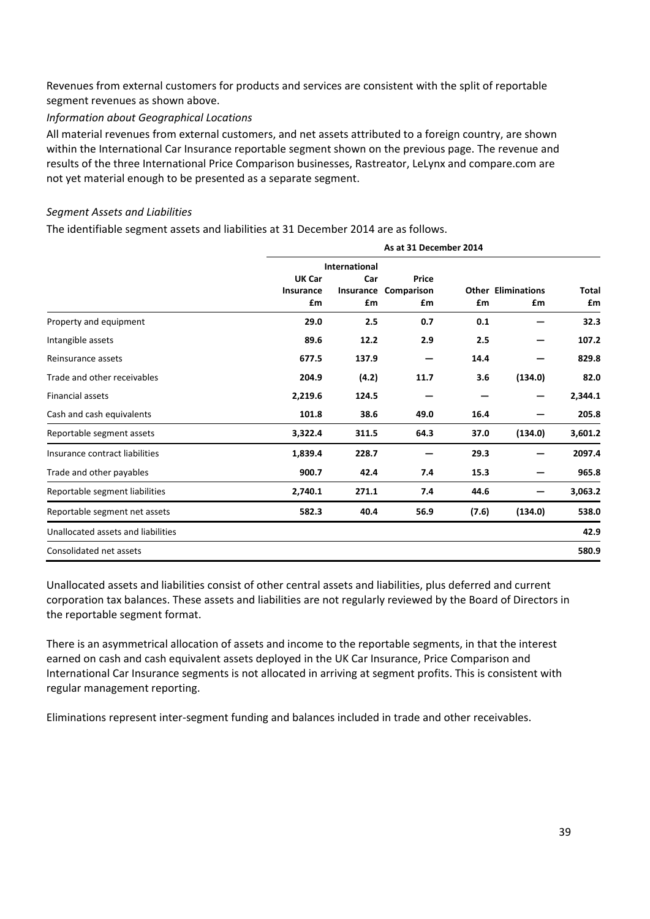Revenues from external customers for products and services are consistent with the split of reportable segment revenues as shown above.

*Information about Geographical Locations*

All material revenues from external customers, and net assets attributed to a foreign country, are shown within the International Car Insurance reportable segment shown on the previous page. The revenue and results of the three International Price Comparison businesses, Rastreator, LeLynx and compare.com are not yet material enough to be presented as a separate segment.

*Segment Assets and Liabilities*

The identifiable segment assets and liabilities at 31 December 2014 are as follows.

| | **As at 31 December 2014** | | | | | |
|---|---|---|---|---|---|---|
| | **UK Car Insurance £m** | **International Car Insurance £m** | **Price Comparison £m** | **Other £m** | **Eliminations £m** | **Total £m** |
| Property and equipment | **29.0** | **2.5** | **0.7** | **0.1** | **—** | **32.3** |
| Intangible assets | **89.6** | **12.2** | **2.9** | **2.5** | **—** | **107.2** |
| Reinsurance assets | **677.5** | **137.9** | **—** | **14.4** | **—** | **829.8** |
| Trade and other receivables | **204.9** | **(4.2)** | **11.7** | **3.6** | **(134.0)** | **82.0** |
| Financial assets | **2,219.6** | **124.5** | **—** | **—** | **—** | **2,344.1** |
| Cash and cash equivalents | **101.8** | **38.6** | **49.0** | **16.4** | **—** | **205.8** |
| Reportable segment assets | **3,322.4** | **311.5** | **64.3** | **37.0** | **(134.0)** | **3,601.2** |
| Insurance contract liabilities | **1,839.4** | **228.7** | **—** | **29.3** | **—** | **2097.4** |
| Trade and other payables | **900.7** | **42.4** | **7.4** | **15.3** | **—** | **965.8** |
| Reportable segment liabilities | **2,740.1** | **271.1** | **7.4** | **44.6** | **—** | **3,063.2** |
| Reportable segment net assets | **582.3** | **40.4** | **56.9** | **(7.6)** | **(134.0)** | **538.0** |
| Unallocated assets and liabilities | | | | | | **42.9** |
| Consolidated net assets | | | | | | **580.9** |

Unallocated assets and liabilities consist of other central assets and liabilities, plus deferred and current corporation tax balances. These assets and liabilities are not regularly reviewed by the Board of Directors in the reportable segment format.

There is an asymmetrical allocation of assets and income to the reportable segments, in that the interest earned on cash and cash equivalent assets deployed in the UK Car Insurance, Price Comparison and International Car Insurance segments is not allocated in arriving at segment profits. This is consistent with regular management reporting.

Eliminations represent inter-segment funding and balances included in trade and other receivables.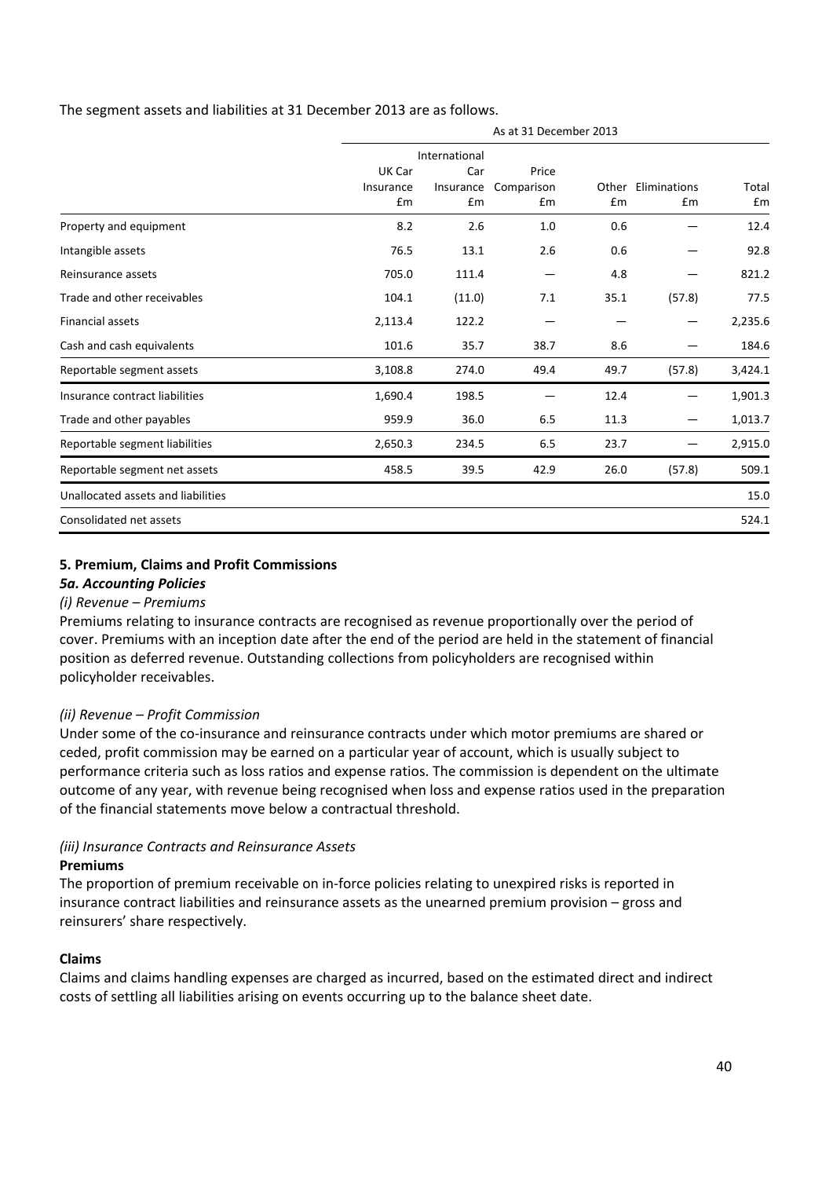The segment assets and liabilities at 31 December 2013 are as follows.

| | As at 31 December 2013 | | | | | |
|---|---|---|---|---|---|---|
| | UK Car Insurance £m | International Car Insurance £m | Price Comparison £m | Other £m | Eliminations £m | Total £m |
| Property and equipment | 8.2 | 2.6 | 1.0 | 0.6 | — | 12.4 |
| Intangible assets | 76.5 | 13.1 | 2.6 | 0.6 | — | 92.8 |
| Reinsurance assets | 705.0 | 111.4 | — | 4.8 | — | 821.2 |
| Trade and other receivables | 104.1 | (11.0) | 7.1 | 35.1 | (57.8) | 77.5 |
| Financial assets | 2,113.4 | 122.2 | — | — | — | 2,235.6 |
| Cash and cash equivalents | 101.6 | 35.7 | 38.7 | 8.6 | — | 184.6 |
| Reportable segment assets | 3,108.8 | 274.0 | 49.4 | 49.7 | (57.8) | 3,424.1 |
| Insurance contract liabilities | 1,690.4 | 198.5 | — | 12.4 | — | 1,901.3 |
| Trade and other payables | 959.9 | 36.0 | 6.5 | 11.3 | — | 1,013.7 |
| Reportable segment liabilities | 2,650.3 | 234.5 | 6.5 | 23.7 | — | 2,915.0 |
| Reportable segment net assets | 458.5 | 39.5 | 42.9 | 26.0 | (57.8) | 509.1 |
| Unallocated assets and liabilities | | | | | | 15.0 |
| Consolidated net assets | | | | | | 524.1 |

## 5. Premium, Claims and Profit Commissions

### *5a. Accounting Policies*

*(i) Revenue – Premiums*

Premiums relating to insurance contracts are recognised as revenue proportionally over the period of cover. Premiums with an inception date after the end of the period are held in the statement of financial position as deferred revenue. Outstanding collections from policyholders are recognised within policyholder receivables.

*(ii) Revenue – Profit Commission*

Under some of the co-insurance and reinsurance contracts under which motor premiums are shared or ceded, profit commission may be earned on a particular year of account, which is usually subject to performance criteria such as loss ratios and expense ratios. The commission is dependent on the ultimate outcome of any year, with revenue being recognised when loss and expense ratios used in the preparation of the financial statements move below a contractual threshold.

*(iii) Insurance Contracts and Reinsurance Assets*

**Premiums**

The proportion of premium receivable on in-force policies relating to unexpired risks is reported in insurance contract liabilities and reinsurance assets as the unearned premium provision – gross and reinsurers' share respectively.

**Claims**

Claims and claims handling expenses are charged as incurred, based on the estimated direct and indirect costs of settling all liabilities arising on events occurring up to the balance sheet date.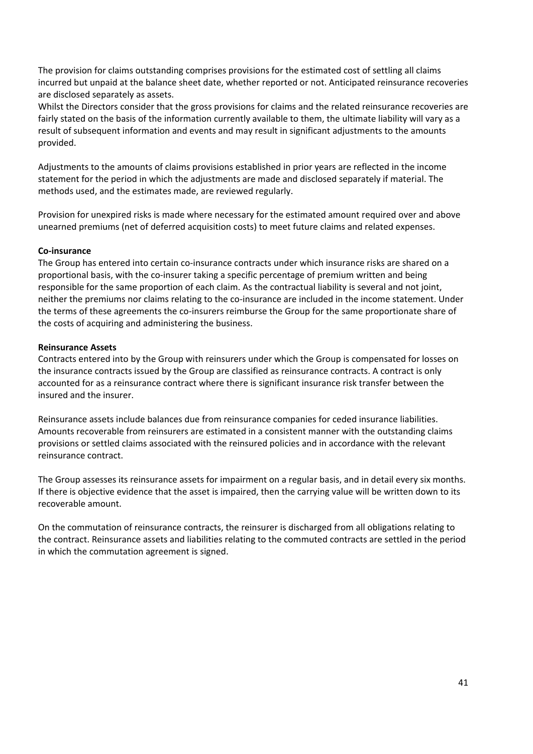The provision for claims outstanding comprises provisions for the estimated cost of settling all claims incurred but unpaid at the balance sheet date, whether reported or not. Anticipated reinsurance recoveries are disclosed separately as assets.
Whilst the Directors consider that the gross provisions for claims and the related reinsurance recoveries are fairly stated on the basis of the information currently available to them, the ultimate liability will vary as a result of subsequent information and events and may result in significant adjustments to the amounts provided.

Adjustments to the amounts of claims provisions established in prior years are reflected in the income statement for the period in which the adjustments are made and disclosed separately if material. The methods used, and the estimates made, are reviewed regularly.

Provision for unexpired risks is made where necessary for the estimated amount required over and above unearned premiums (net of deferred acquisition costs) to meet future claims and related expenses.

**Co-insurance**

The Group has entered into certain co-insurance contracts under which insurance risks are shared on a proportional basis, with the co-insurer taking a specific percentage of premium written and being responsible for the same proportion of each claim. As the contractual liability is several and not joint, neither the premiums nor claims relating to the co-insurance are included in the income statement. Under the terms of these agreements the co-insurers reimburse the Group for the same proportionate share of the costs of acquiring and administering the business.

**Reinsurance Assets**

Contracts entered into by the Group with reinsurers under which the Group is compensated for losses on the insurance contracts issued by the Group are classified as reinsurance contracts. A contract is only accounted for as a reinsurance contract where there is significant insurance risk transfer between the insured and the insurer.

Reinsurance assets include balances due from reinsurance companies for ceded insurance liabilities. Amounts recoverable from reinsurers are estimated in a consistent manner with the outstanding claims provisions or settled claims associated with the reinsured policies and in accordance with the relevant reinsurance contract.

The Group assesses its reinsurance assets for impairment on a regular basis, and in detail every six months. If there is objective evidence that the asset is impaired, then the carrying value will be written down to its recoverable amount.

On the commutation of reinsurance contracts, the reinsurer is discharged from all obligations relating to the contract. Reinsurance assets and liabilities relating to the commuted contracts are settled in the period in which the commutation agreement is signed.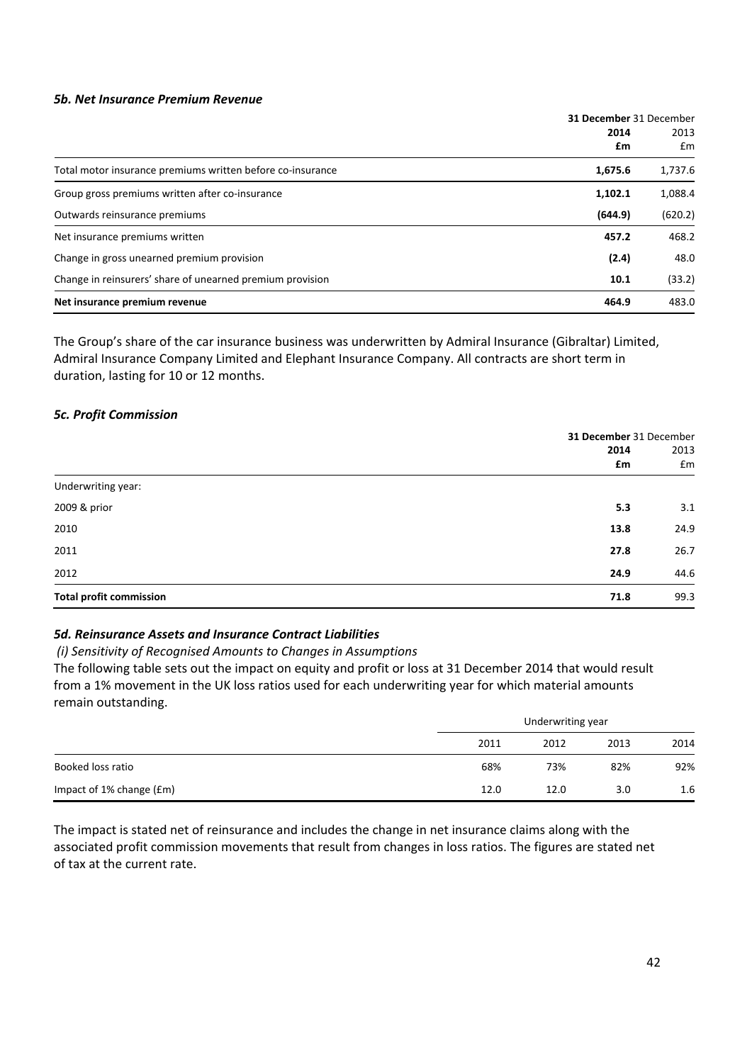### *5b. Net Insurance Premium Revenue*

| | 31 December 2014 £m | 31 December 2013 £m |
|---|---|---|
| Total motor insurance premiums written before co-insurance | **1,675.6** | 1,737.6 |
| Group gross premiums written after co-insurance | **1,102.1** | 1,088.4 |
| Outwards reinsurance premiums | **(644.9)** | (620.2) |
| Net insurance premiums written | **457.2** | 468.2 |
| Change in gross unearned premium provision | **(2.4)** | 48.0 |
| Change in reinsurers' share of unearned premium provision | **10.1** | (33.2) |
| **Net insurance premium revenue** | **464.9** | 483.0 |

The Group's share of the car insurance business was underwritten by Admiral Insurance (Gibraltar) Limited, Admiral Insurance Company Limited and Elephant Insurance Company. All contracts are short term in duration, lasting for 10 or 12 months.

### *5c. Profit Commission*

| | 31 December 2014 £m | 31 December 2013 £m |
|---|---|---|
| Underwriting year: | | |
| 2009 & prior | **5.3** | 3.1 |
| 2010 | **13.8** | 24.9 |
| 2011 | **27.8** | 26.7 |
| 2012 | **24.9** | 44.6 |
| **Total profit commission** | **71.8** | 99.3 |

### *5d. Reinsurance Assets and Insurance Contract Liabilities*

*(i) Sensitivity of Recognised Amounts to Changes in Assumptions*

The following table sets out the impact on equity and profit or loss at 31 December 2014 that would result from a 1% movement in the UK loss ratios used for each underwriting year for which material amounts remain outstanding.

| | Underwriting year | | | |
|---|---|---|---|---|
| | 2011 | 2012 | 2013 | 2014 |
| Booked loss ratio | 68% | 73% | 82% | 92% |
| Impact of 1% change (£m) | 12.0 | 12.0 | 3.0 | 1.6 |

The impact is stated net of reinsurance and includes the change in net insurance claims along with the associated profit commission movements that result from changes in loss ratios. The figures are stated net of tax at the current rate.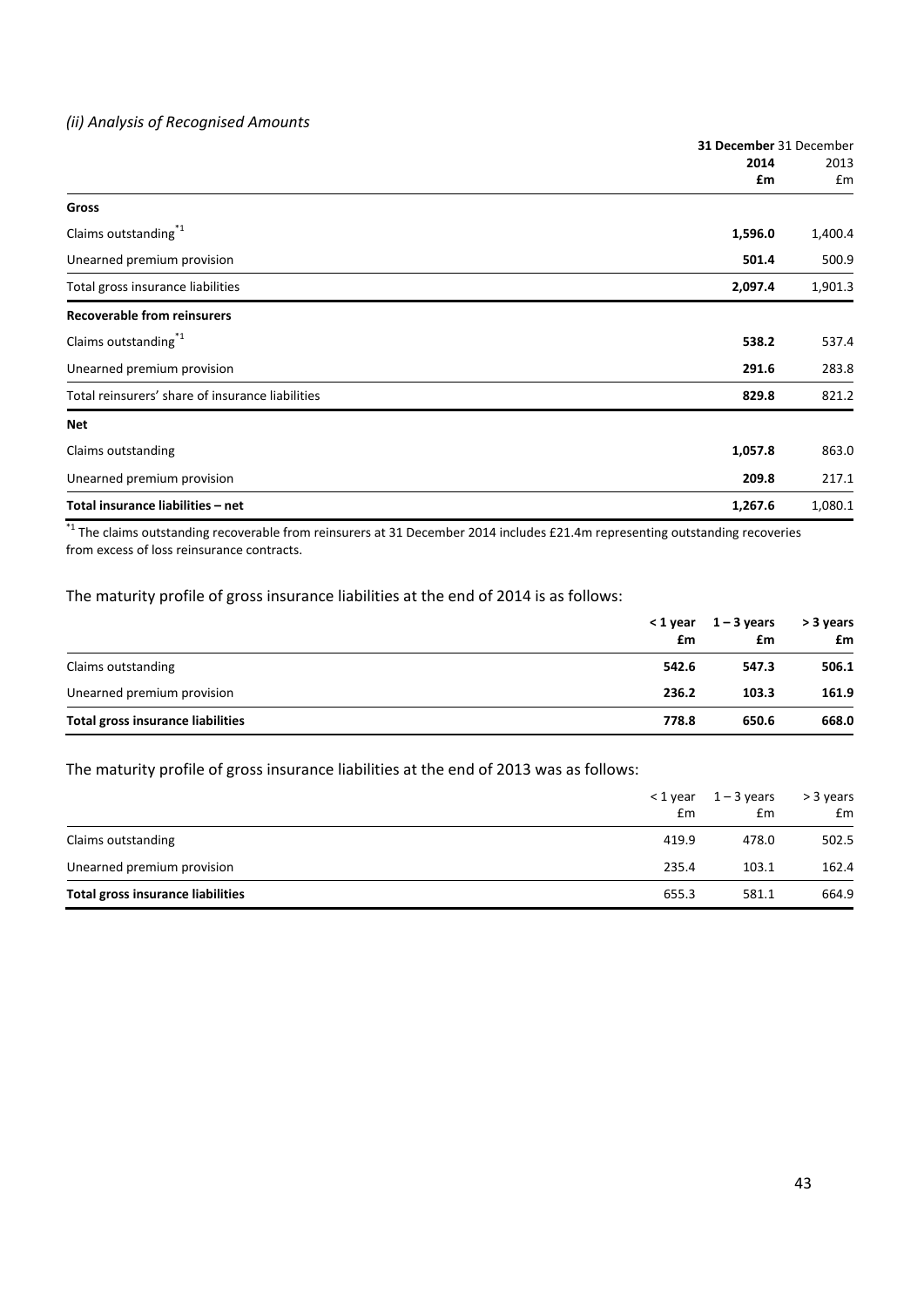### *(ii) Analysis of Recognised Amounts*

| | **31 December 2014 £m** | 31 December 2013 £m |
|---|---|---|
| **Gross** | | |
| Claims outstanding[*1] | **1,596.0** | 1,400.4 |
| Unearned premium provision | **501.4** | 500.9 |
| Total gross insurance liabilities | **2,097.4** | 1,901.3 |
| **Recoverable from reinsurers** | | |
| Claims outstanding[*1] | **538.2** | 537.4 |
| Unearned premium provision | **291.6** | 283.8 |
| Total reinsurers' share of insurance liabilities | **829.8** | 821.2 |
| **Net** | | |
| Claims outstanding | **1,057.8** | 863.0 |
| Unearned premium provision | **209.8** | 217.1 |
| **Total insurance liabilities – net** | **1,267.6** | 1,080.1 |

[*1] The claims outstanding recoverable from reinsurers at 31 December 2014 includes £21.4m representing outstanding recoveries from excess of loss reinsurance contracts.

The maturity profile of gross insurance liabilities at the end of 2014 is as follows:

| | **< 1 year £m** | **1 – 3 years £m** | **> 3 years £m** |
|---|---|---|---|
| Claims outstanding | **542.6** | **547.3** | **506.1** |
| Unearned premium provision | **236.2** | **103.3** | **161.9** |
| **Total gross insurance liabilities** | **778.8** | **650.6** | **668.0** |

The maturity profile of gross insurance liabilities at the end of 2013 was as follows:

| | < 1 year £m | 1 – 3 years £m | > 3 years £m |
|---|---|---|---|
| Claims outstanding | 419.9 | 478.0 | 502.5 |
| Unearned premium provision | 235.4 | 103.1 | 162.4 |
| **Total gross insurance liabilities** | 655.3 | 581.1 | 664.9 |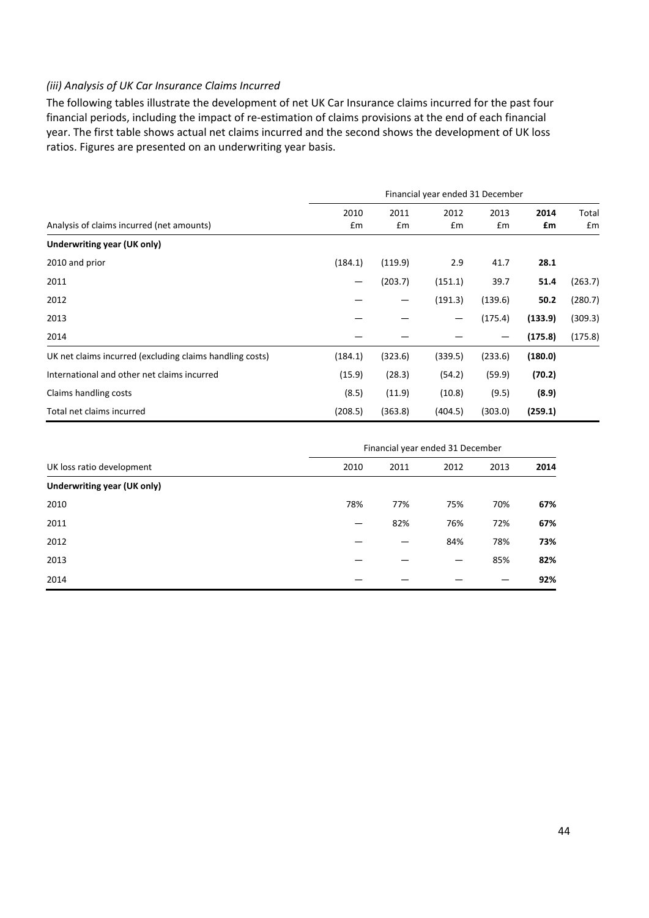### *(iii) Analysis of UK Car Insurance Claims Incurred*

The following tables illustrate the development of net UK Car Insurance claims incurred for the past four financial periods, including the impact of re-estimation of claims provisions at the end of each financial year. The first table shows actual net claims incurred and the second shows the development of UK loss ratios. Figures are presented on an underwriting year basis.

| | Financial year ended 31 December | | | | | |
|---|---|---|---|---|---|---|
| Analysis of claims incurred (net amounts) | 2010<br>£m | 2011<br>£m | 2012<br>£m | 2013<br>£m | **2014**<br>**£m** | Total<br>£m |
| **Underwriting year (UK only)** | | | | | | |
| 2010 and prior | (184.1) | (119.9) | 2.9 | 41.7 | **28.1** | |
| 2011 | — | (203.7) | (151.1) | 39.7 | **51.4** | (263.7) |
| 2012 | — | — | (191.3) | (139.6) | **50.2** | (280.7) |
| 2013 | — | — | — | (175.4) | **(133.9)** | (309.3) |
| 2014 | — | — | — | — | **(175.8)** | (175.8) |
| UK net claims incurred (excluding claims handling costs) | (184.1) | (323.6) | (339.5) | (233.6) | **(180.0)** | |
| International and other net claims incurred | (15.9) | (28.3) | (54.2) | (59.9) | **(70.2)** | |
| Claims handling costs | (8.5) | (11.9) | (10.8) | (9.5) | **(8.9)** | |
| Total net claims incurred | (208.5) | (363.8) | (404.5) | (303.0) | **(259.1)** | |

| | Financial year ended 31 December | | | | |
|---|---|---|---|---|---|
| UK loss ratio development | 2010 | 2011 | 2012 | 2013 | **2014** |
| **Underwriting year (UK only)** | | | | | |
| 2010 | 78% | 77% | 75% | 70% | **67%** |
| 2011 | — | 82% | 76% | 72% | **67%** |
| 2012 | — | — | 84% | 78% | **73%** |
| 2013 | — | — | — | 85% | **82%** |
| 2014 | — | — | — | — | **92%** |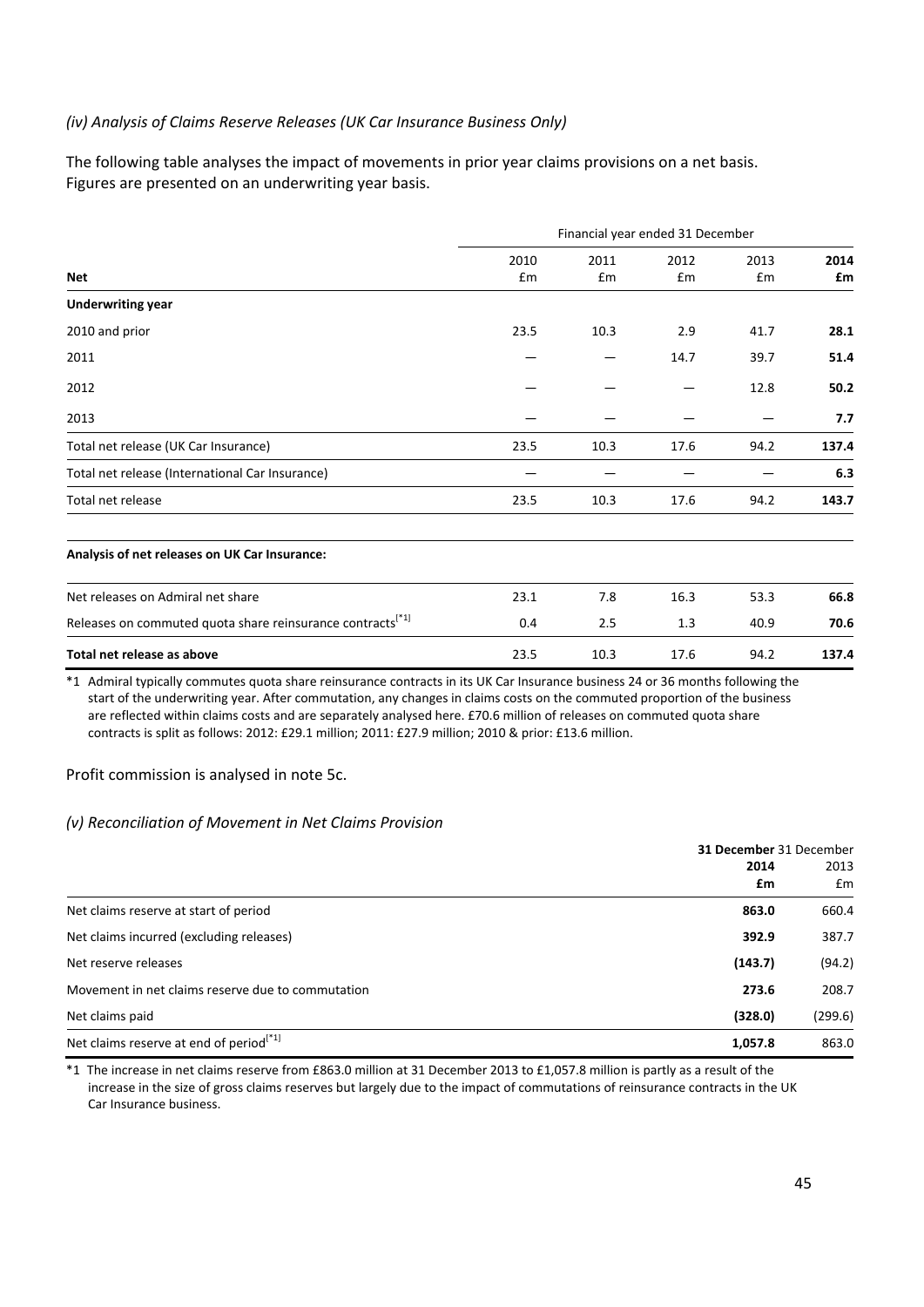*(iv) Analysis of Claims Reserve Releases (UK Car Insurance Business Only)*

The following table analyses the impact of movements in prior year claims provisions on a net basis. Figures are presented on an underwriting year basis.

| | Financial year ended 31 December | | | | |
|---|---|---|---|---|---|
| **Net** | 2010 £m | 2011 £m | 2012 £m | 2013 £m | **2014 £m** |
| **Underwriting year** | | | | | |
| 2010 and prior | 23.5 | 10.3 | 2.9 | 41.7 | **28.1** |
| 2011 | — | — | 14.7 | 39.7 | **51.4** |
| 2012 | — | — | — | 12.8 | **50.2** |
| 2013 | — | — | — | — | **7.7** |
| Total net release (UK Car Insurance) | 23.5 | 10.3 | 17.6 | 94.2 | **137.4** |
| Total net release (International Car Insurance) | — | — | — | — | **6.3** |
| Total net release | 23.5 | 10.3 | 17.6 | 94.2 | **143.7** |
| | | | | | |
| **Analysis of net releases on UK Car Insurance:** | | | | | |
| Net releases on Admiral net share | 23.1 | 7.8 | 16.3 | 53.3 | **66.8** |
| Releases on commuted quota share reinsurance contracts[*1] | 0.4 | 2.5 | 1.3 | 40.9 | **70.6** |
| **Total net release as above** | 23.5 | 10.3 | 17.6 | 94.2 | **137.4** |

*1 Admiral typically commutes quota share reinsurance contracts in its UK Car Insurance business 24 or 36 months following the start of the underwriting year. After commutation, any changes in claims costs on the commuted proportion of the business are reflected within claims costs and are separately analysed here. £70.6 million of releases on commuted quota share contracts is split as follows: 2012: £29.1 million; 2011: £27.9 million; 2010 & prior: £13.6 million.

Profit commission is analysed in note 5c.

*(v) Reconciliation of Movement in Net Claims Provision*

| | **31 December 2014 £m** | 31 December 2013 £m |
|---|---|---|
| Net claims reserve at start of period | **863.0** | 660.4 |
| Net claims incurred (excluding releases) | **392.9** | 387.7 |
| Net reserve releases | **(143.7)** | (94.2) |
| Movement in net claims reserve due to commutation | **273.6** | 208.7 |
| Net claims paid | **(328.0)** | (299.6) |
| Net claims reserve at end of period[*1] | **1,057.8** | 863.0 |

*1 The increase in net claims reserve from £863.0 million at 31 December 2013 to £1,057.8 million is partly as a result of the increase in the size of gross claims reserves but largely due to the impact of commutations of reinsurance contracts in the UK Car Insurance business.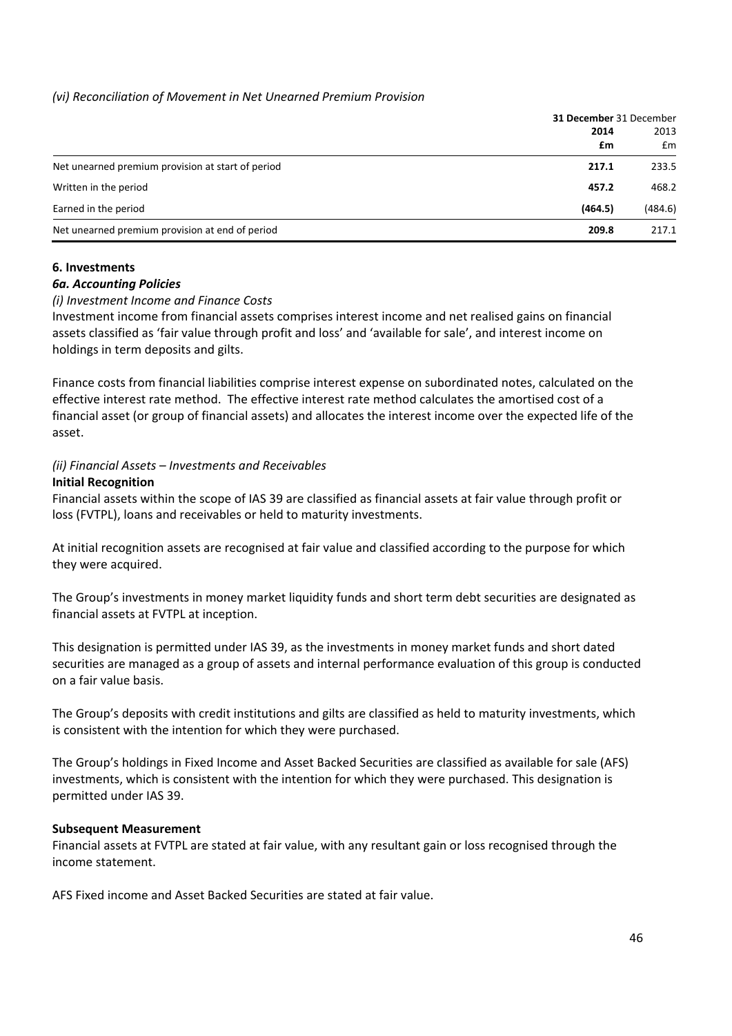*(vi) Reconciliation of Movement in Net Unearned Premium Provision*

| | **31 December 2014 £m** | 31 December 2013 £m |
|---|---|---|
| Net unearned premium provision at start of period | **217.1** | 233.5 |
| Written in the period | **457.2** | 468.2 |
| Earned in the period | **(464.5)** | (484.6) |
| Net unearned premium provision at end of period | **209.8** | 217.1 |

## 6. Investments

### *6a. Accounting Policies*

*(i) Investment Income and Finance Costs*

Investment income from financial assets comprises interest income and net realised gains on financial assets classified as 'fair value through profit and loss' and 'available for sale', and interest income on holdings in term deposits and gilts.

Finance costs from financial liabilities comprise interest expense on subordinated notes, calculated on the effective interest rate method. The effective interest rate method calculates the amortised cost of a financial asset (or group of financial assets) and allocates the interest income over the expected life of the asset.

*(ii) Financial Assets – Investments and Receivables*

**Initial Recognition**

Financial assets within the scope of IAS 39 are classified as financial assets at fair value through profit or loss (FVTPL), loans and receivables or held to maturity investments.

At initial recognition assets are recognised at fair value and classified according to the purpose for which they were acquired.

The Group's investments in money market liquidity funds and short term debt securities are designated as financial assets at FVTPL at inception.

This designation is permitted under IAS 39, as the investments in money market funds and short dated securities are managed as a group of assets and internal performance evaluation of this group is conducted on a fair value basis.

The Group's deposits with credit institutions and gilts are classified as held to maturity investments, which is consistent with the intention for which they were purchased.

The Group's holdings in Fixed Income and Asset Backed Securities are classified as available for sale (AFS) investments, which is consistent with the intention for which they were purchased. This designation is permitted under IAS 39.

**Subsequent Measurement**

Financial assets at FVTPL are stated at fair value, with any resultant gain or loss recognised through the income statement.

AFS Fixed income and Asset Backed Securities are stated at fair value.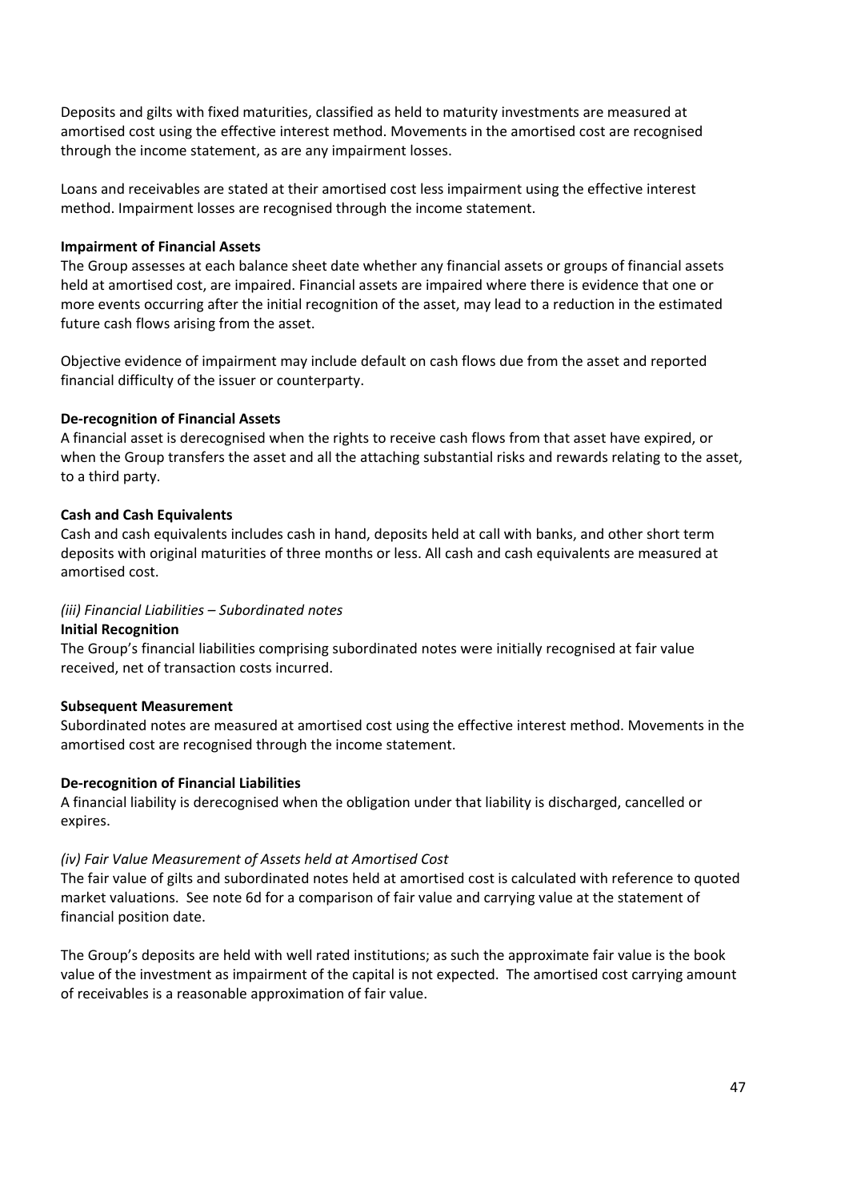Deposits and gilts with fixed maturities, classified as held to maturity investments are measured at amortised cost using the effective interest method. Movements in the amortised cost are recognised through the income statement, as are any impairment losses.

Loans and receivables are stated at their amortised cost less impairment using the effective interest method. Impairment losses are recognised through the income statement.

**Impairment of Financial Assets**

The Group assesses at each balance sheet date whether any financial assets or groups of financial assets held at amortised cost, are impaired. Financial assets are impaired where there is evidence that one or more events occurring after the initial recognition of the asset, may lead to a reduction in the estimated future cash flows arising from the asset.

Objective evidence of impairment may include default on cash flows due from the asset and reported financial difficulty of the issuer or counterparty.

**De-recognition of Financial Assets**

A financial asset is derecognised when the rights to receive cash flows from that asset have expired, or when the Group transfers the asset and all the attaching substantial risks and rewards relating to the asset, to a third party.

**Cash and Cash Equivalents**

Cash and cash equivalents includes cash in hand, deposits held at call with banks, and other short term deposits with original maturities of three months or less. All cash and cash equivalents are measured at amortised cost.

*(iii) Financial Liabilities – Subordinated notes*

**Initial Recognition**

The Group's financial liabilities comprising subordinated notes were initially recognised at fair value received, net of transaction costs incurred.

**Subsequent Measurement**

Subordinated notes are measured at amortised cost using the effective interest method. Movements in the amortised cost are recognised through the income statement.

**De-recognition of Financial Liabilities**

A financial liability is derecognised when the obligation under that liability is discharged, cancelled or expires.

*(iv) Fair Value Measurement of Assets held at Amortised Cost*

The fair value of gilts and subordinated notes held at amortised cost is calculated with reference to quoted market valuations. See note 6d for a comparison of fair value and carrying value at the statement of financial position date.

The Group's deposits are held with well rated institutions; as such the approximate fair value is the book value of the investment as impairment of the capital is not expected. The amortised cost carrying amount of receivables is a reasonable approximation of fair value.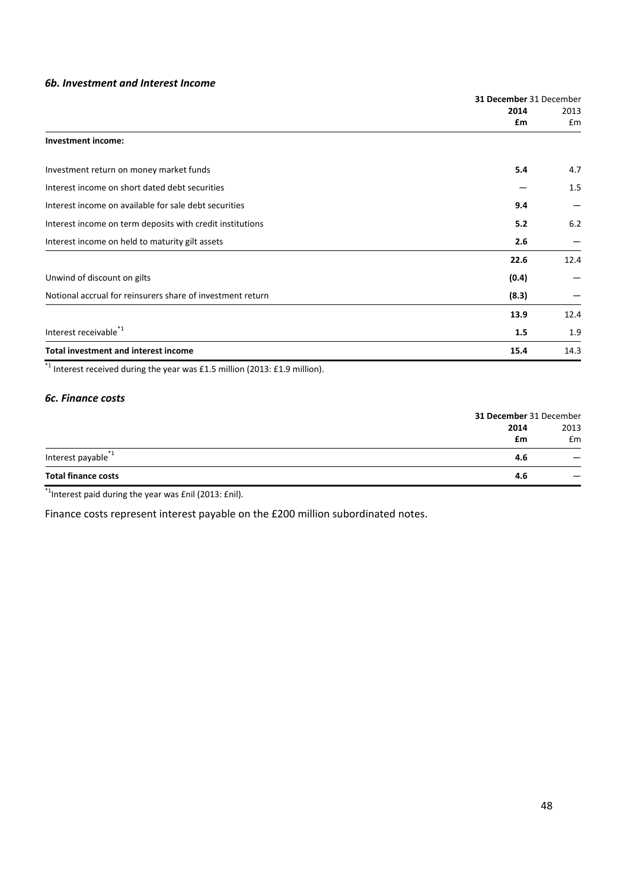### *6b. Investment and Interest Income*

| | 31 December 2014 £m | 31 December 2013 £m |
|---|---|---|
| **Investment income:** | | |
| Investment return on money market funds | **5.4** | 4.7 |
| Interest income on short dated debt securities | — | 1.5 |
| Interest income on available for sale debt securities | **9.4** | — |
| Interest income on term deposits with credit institutions | **5.2** | 6.2 |
| Interest income on held to maturity gilt assets | **2.6** | — |
| | **22.6** | 12.4 |
| Unwind of discount on gilts | **(0.4)** | — |
| Notional accrual for reinsurers share of investment return | **(8.3)** | — |
| | **13.9** | 12.4 |
| Interest receivable*1 | **1.5** | 1.9 |
| **Total investment and interest income** | **15.4** | 14.3 |

*1 Interest received during the year was £1.5 million (2013: £1.9 million).

### *6c. Finance costs*

| | 31 December 2014 £m | 31 December 2013 £m |
|---|---|---|
| Interest payable*1 | **4.6** | — |
| **Total finance costs** | **4.6** | — |

*1 Interest paid during the year was £nil (2013: £nil).

Finance costs represent interest payable on the £200 million subordinated notes.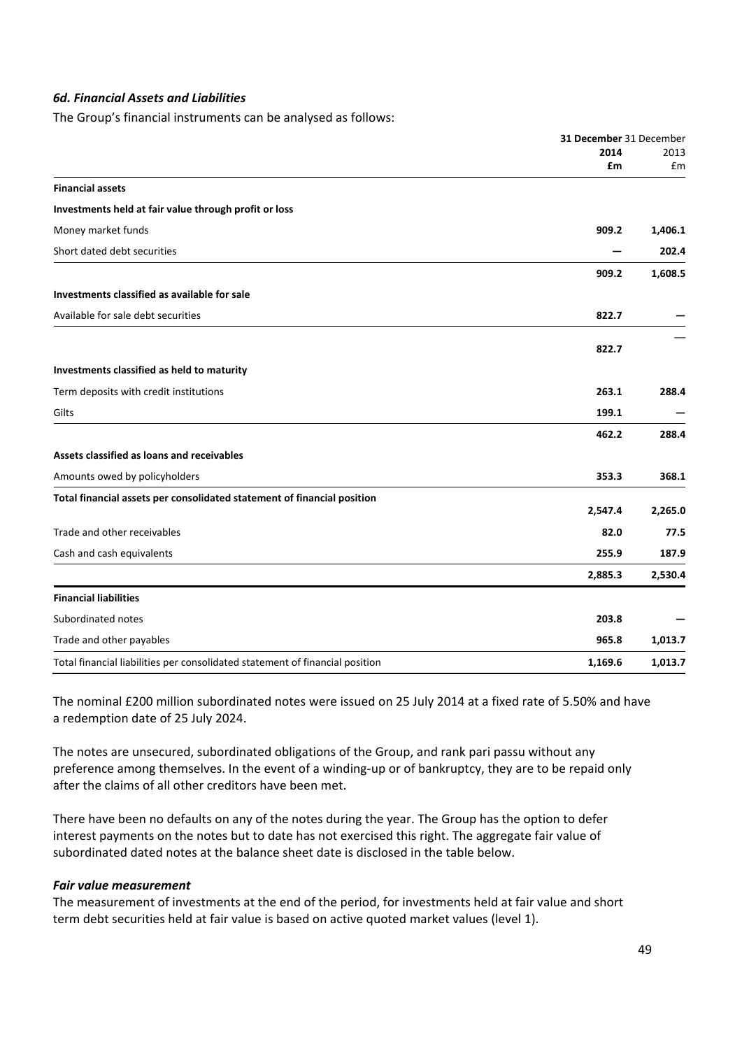### *6d. Financial Assets and Liabilities*

The Group's financial instruments can be analysed as follows:

| | 31 December 2014 £m | 31 December 2013 £m |
|---|---|---|
| **Financial assets** | | |
| **Investments held at fair value through profit or loss** | | |
| Money market funds | **909.2** | **1,406.1** |
| Short dated debt securities | **—** | **202.4** |
| | **909.2** | **1,608.5** |
| **Investments classified as available for sale** | | |
| Available for sale debt securities | **822.7** | **—** |
| | **822.7** | — |
| **Investments classified as held to maturity** | | |
| Term deposits with credit institutions | **263.1** | **288.4** |
| Gilts | **199.1** | **—** |
| | **462.2** | **288.4** |
| **Assets classified as loans and receivables** | | |
| Amounts owed by policyholders | **353.3** | **368.1** |
| **Total financial assets per consolidated statement of financial position** | **2,547.4** | **2,265.0** |
| Trade and other receivables | **82.0** | **77.5** |
| Cash and cash equivalents | **255.9** | **187.9** |
| | **2,885.3** | **2,530.4** |
| **Financial liabilities** | | |
| Subordinated notes | **203.8** | **—** |
| Trade and other payables | **965.8** | **1,013.7** |
| Total financial liabilities per consolidated statement of financial position | **1,169.6** | **1,013.7** |

The nominal £200 million subordinated notes were issued on 25 July 2014 at a fixed rate of 5.50% and have a redemption date of 25 July 2024.

The notes are unsecured, subordinated obligations of the Group, and rank pari passu without any preference among themselves. In the event of a winding-up or of bankruptcy, they are to be repaid only after the claims of all other creditors have been met.

There have been no defaults on any of the notes during the year. The Group has the option to defer interest payments on the notes but to date has not exercised this right. The aggregate fair value of subordinated dated notes at the balance sheet date is disclosed in the table below.

#### *Fair value measurement*

The measurement of investments at the end of the period, for investments held at fair value and short term debt securities held at fair value is based on active quoted market values (level 1).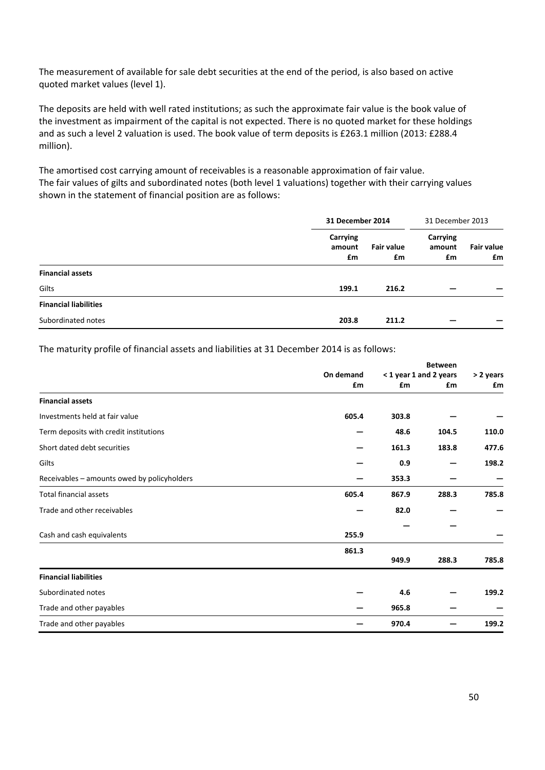The measurement of available for sale debt securities at the end of the period, is also based on active quoted market values (level 1).

The deposits are held with well rated institutions; as such the approximate fair value is the book value of the investment as impairment of the capital is not expected. There is no quoted market for these holdings and as such a level 2 valuation is used. The book value of term deposits is £263.1 million (2013: £288.4 million).

The amortised cost carrying amount of receivables is a reasonable approximation of fair value.
The fair values of gilts and subordinated notes (both level 1 valuations) together with their carrying values shown in the statement of financial position are as follows:

| | **31 December 2014** | | 31 December 2013 | |
|---|---|---|---|---|
| | **Carrying amount £m** | **Fair value £m** | **Carrying amount £m** | **Fair value £m** |
| **Financial assets** | | | | |
| Gilts | **199.1** | **216.2** | — | — |
| **Financial liabilities** | | | | |
| Subordinated notes | **203.8** | **211.2** | — | — |

The maturity profile of financial assets and liabilities at 31 December 2014 is as follows:

| | **On demand £m** | **< 1 year £m** | **Between 1 and 2 years £m** | **> 2 years £m** |
|---|---|---|---|---|
| **Financial assets** | | | | |
| Investments held at fair value | **605.4** | **303.8** | — | — |
| Term deposits with credit institutions | — | **48.6** | **104.5** | **110.0** |
| Short dated debt securities | — | **161.3** | **183.8** | **477.6** |
| Gilts | — | **0.9** | — | **198.2** |
| Receivables – amounts owed by policyholders | — | **353.3** | — | — |
| Total financial assets | **605.4** | **867.9** | **288.3** | **785.8** |
| Trade and other receivables | — | **82.0** | — | — |
| Cash and cash equivalents | **255.9** | — | — | — |
| | **861.3** | **949.9** | **288.3** | **785.8** |
| **Financial liabilities** | | | | |
| Subordinated notes | — | **4.6** | — | **199.2** |
| Trade and other payables | — | **965.8** | — | — |
| Trade and other payables | — | **970.4** | — | **199.2** |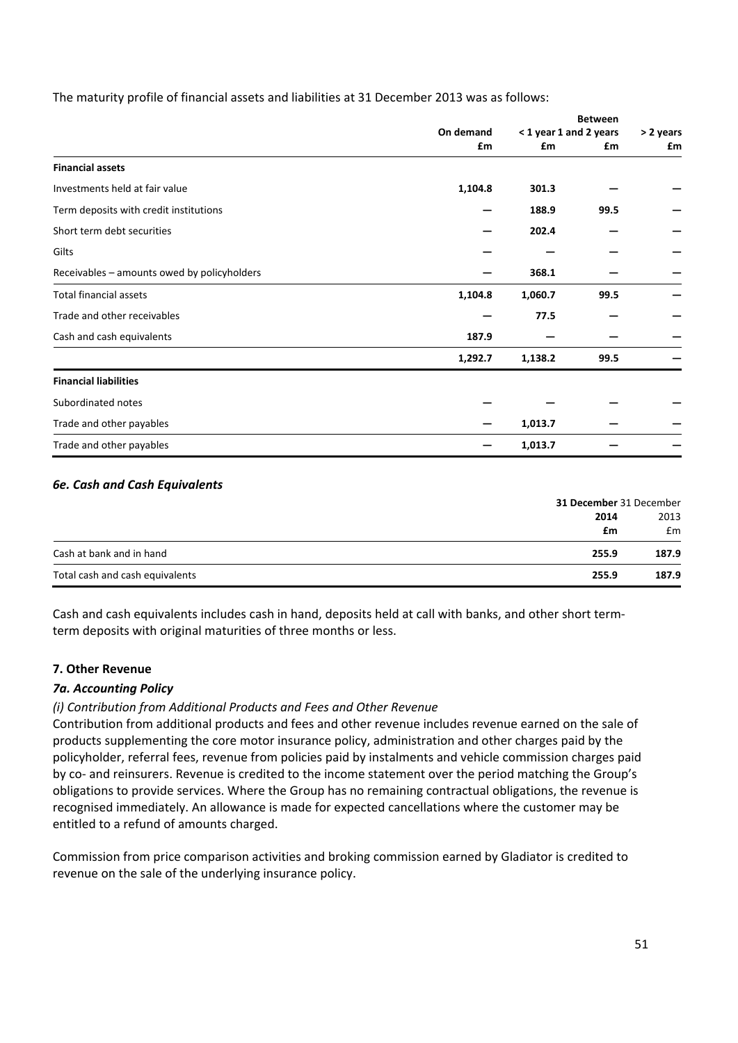The maturity profile of financial assets and liabilities at 31 December 2013 was as follows:

| | On demand £m | < 1 year £m | Between 1 and 2 years £m | > 2 years £m |
|---|---|---|---|---|
| **Financial assets** | | | | |
| Investments held at fair value | **1,104.8** | **301.3** | **—** | **—** |
| Term deposits with credit institutions | **—** | **188.9** | **99.5** | **—** |
| Short term debt securities | **—** | **202.4** | **—** | **—** |
| Gilts | **—** | **—** | **—** | **—** |
| Receivables – amounts owed by policyholders | **—** | **368.1** | **—** | **—** |
| Total financial assets | **1,104.8** | **1,060.7** | **99.5** | **—** |
| Trade and other receivables | **—** | **77.5** | **—** | **—** |
| Cash and cash equivalents | **187.9** | **—** | **—** | **—** |
| | **1,292.7** | **1,138.2** | **99.5** | **—** |
| **Financial liabilities** | | | | |
| Subordinated notes | **—** | **—** | **—** | **—** |
| Trade and other payables | **—** | **1,013.7** | **—** | **—** |
| Trade and other payables | **—** | **1,013.7** | **—** | **—** |

### *6e. Cash and Cash Equivalents*

| | **31 December 2014 £m** | 31 December 2013 £m |
|---|---|---|
| Cash at bank and in hand | **255.9** | **187.9** |
| Total cash and cash equivalents | **255.9** | **187.9** |

Cash and cash equivalents includes cash in hand, deposits held at call with banks, and other short term-term deposits with original maturities of three months or less.

## 7. Other Revenue

### *7a. Accounting Policy*

*(i) Contribution from Additional Products and Fees and Other Revenue*

Contribution from additional products and fees and other revenue includes revenue earned on the sale of products supplementing the core motor insurance policy, administration and other charges paid by the policyholder, referral fees, revenue from policies paid by instalments and vehicle commission charges paid by co- and reinsurers. Revenue is credited to the income statement over the period matching the Group's obligations to provide services. Where the Group has no remaining contractual obligations, the revenue is recognised immediately. An allowance is made for expected cancellations where the customer may be entitled to a refund of amounts charged.

Commission from price comparison activities and broking commission earned by Gladiator is credited to revenue on the sale of the underlying insurance policy.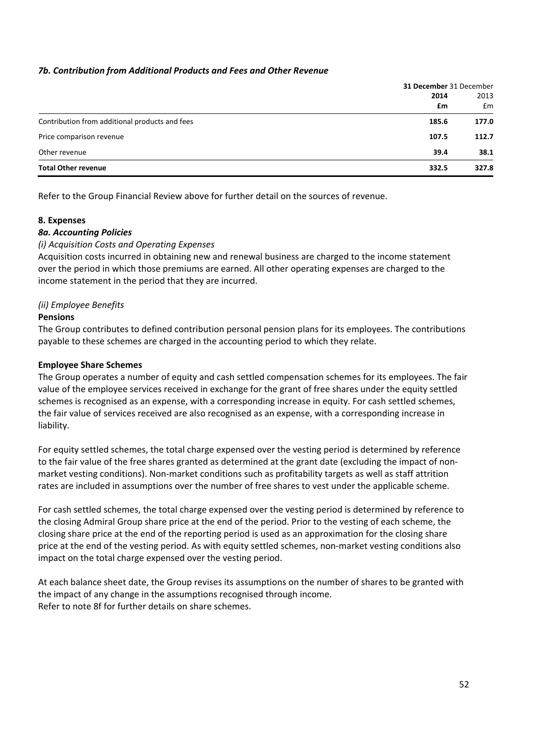### *7b. Contribution from Additional Products and Fees and Other Revenue*

| | 31 December 2014 £m | 31 December 2013 £m |
|---|---|---|
| Contribution from additional products and fees | 185.6 | 177.0 |
| Price comparison revenue | 107.5 | 112.7 |
| Other revenue | 39.4 | 38.1 |
| **Total Other revenue** | **332.5** | **327.8** |

Refer to the Group Financial Review above for further detail on the sources of revenue.

## 8. Expenses

### *8a. Accounting Policies*

*(i) Acquisition Costs and Operating Expenses*

Acquisition costs incurred in obtaining new and renewal business are charged to the income statement over the period in which those premiums are earned. All other operating expenses are charged to the income statement in the period that they are incurred.

*(ii) Employee Benefits*

**Pensions**

The Group contributes to defined contribution personal pension plans for its employees. The contributions payable to these schemes are charged in the accounting period to which they relate.

**Employee Share Schemes**

The Group operates a number of equity and cash settled compensation schemes for its employees. The fair value of the employee services received in exchange for the grant of free shares under the equity settled schemes is recognised as an expense, with a corresponding increase in equity. For cash settled schemes, the fair value of services received are also recognised as an expense, with a corresponding increase in liability.

For equity settled schemes, the total charge expensed over the vesting period is determined by reference to the fair value of the free shares granted as determined at the grant date (excluding the impact of non-market vesting conditions). Non-market conditions such as profitability targets as well as staff attrition rates are included in assumptions over the number of free shares to vest under the applicable scheme.

For cash settled schemes, the total charge expensed over the vesting period is determined by reference to the closing Admiral Group share price at the end of the period. Prior to the vesting of each scheme, the closing share price at the end of the reporting period is used as an approximation for the closing share price at the end of the vesting period. As with equity settled schemes, non-market vesting conditions also impact on the total charge expensed over the vesting period.

At each balance sheet date, the Group revises its assumptions on the number of shares to be granted with the impact of any change in the assumptions recognised through income.
Refer to note 8f for further details on share schemes.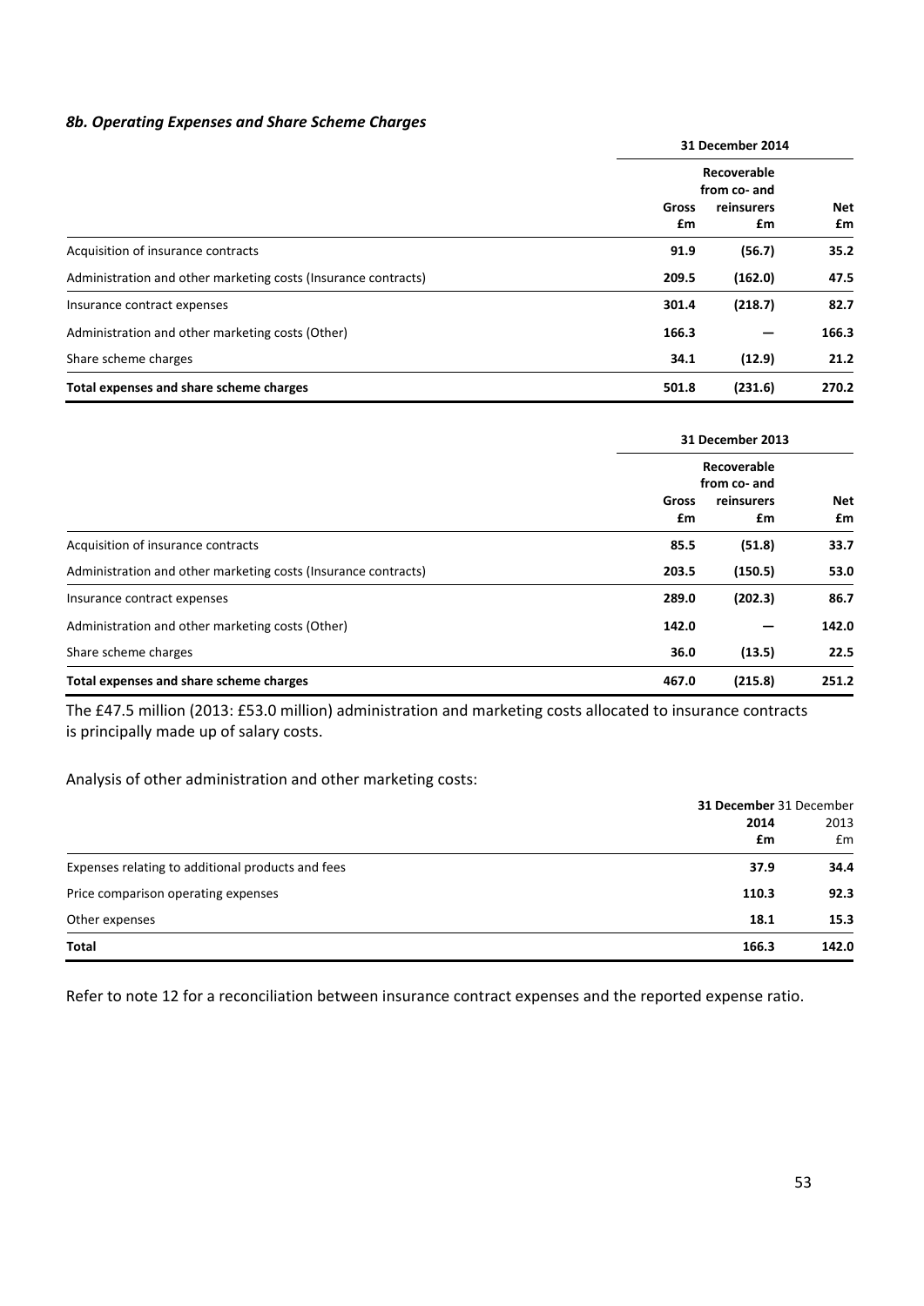### *8b. Operating Expenses and Share Scheme Charges*

| | 31 December 2014 | | |
|---|---|---|---|
| | Gross £m | Recoverable from co- and reinsurers £m | Net £m |
| Acquisition of insurance contracts | 91.9 | (56.7) | 35.2 |
| Administration and other marketing costs (Insurance contracts) | 209.5 | (162.0) | 47.5 |
| Insurance contract expenses | 301.4 | (218.7) | 82.7 |
| Administration and other marketing costs (Other) | 166.3 | — | 166.3 |
| Share scheme charges | 34.1 | (12.9) | 21.2 |
| **Total expenses and share scheme charges** | **501.8** | **(231.6)** | **270.2** |

| | 31 December 2013 | | |
|---|---|---|---|
| | Gross £m | Recoverable from co- and reinsurers £m | Net £m |
| Acquisition of insurance contracts | 85.5 | (51.8) | 33.7 |
| Administration and other marketing costs (Insurance contracts) | 203.5 | (150.5) | 53.0 |
| Insurance contract expenses | 289.0 | (202.3) | 86.7 |
| Administration and other marketing costs (Other) | 142.0 | — | 142.0 |
| Share scheme charges | 36.0 | (13.5) | 22.5 |
| **Total expenses and share scheme charges** | **467.0** | **(215.8)** | **251.2** |

The £47.5 million (2013: £53.0 million) administration and marketing costs allocated to insurance contracts is principally made up of salary costs.

Analysis of other administration and other marketing costs:

| | 31 December 2014 £m | 31 December 2013 £m |
|---|---|---|
| Expenses relating to additional products and fees | 37.9 | 34.4 |
| Price comparison operating expenses | 110.3 | 92.3 |
| Other expenses | 18.1 | 15.3 |
| **Total** | **166.3** | **142.0** |

Refer to note 12 for a reconciliation between insurance contract expenses and the reported expense ratio.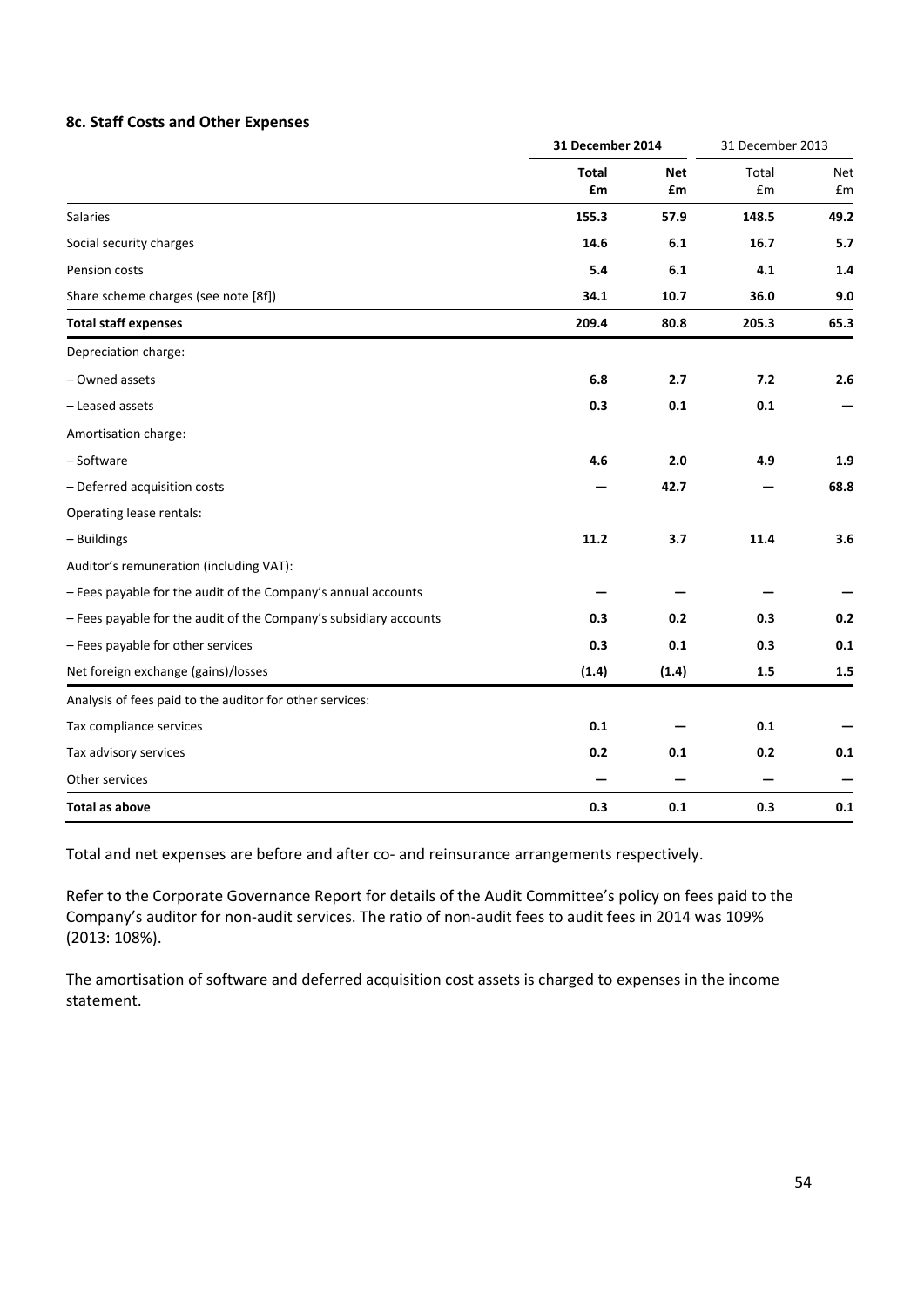### 8c. Staff Costs and Other Expenses

| | 31 December 2014 | | 31 December 2013 | |
|---|---|---|---|---|
| | **Total £m** | **Net £m** | Total £m | Net £m |
| Salaries | **155.3** | **57.9** | **148.5** | **49.2** |
| Social security charges | **14.6** | **6.1** | **16.7** | **5.7** |
| Pension costs | **5.4** | **6.1** | **4.1** | **1.4** |
| Share scheme charges (see note [8f]) | **34.1** | **10.7** | **36.0** | **9.0** |
| **Total staff expenses** | **209.4** | **80.8** | **205.3** | **65.3** |
| Depreciation charge: | | | | |
| – Owned assets | **6.8** | **2.7** | **7.2** | **2.6** |
| – Leased assets | **0.3** | **0.1** | **0.1** | **—** |
| Amortisation charge: | | | | |
| – Software | **4.6** | **2.0** | **4.9** | **1.9** |
| – Deferred acquisition costs | **—** | **42.7** | **—** | **68.8** |
| Operating lease rentals: | | | | |
| – Buildings | **11.2** | **3.7** | **11.4** | **3.6** |
| Auditor's remuneration (including VAT): | | | | |
| – Fees payable for the audit of the Company's annual accounts | **—** | **—** | **—** | **—** |
| – Fees payable for the audit of the Company's subsidiary accounts | **0.3** | **0.2** | **0.3** | **0.2** |
| – Fees payable for other services | **0.3** | **0.1** | **0.3** | **0.1** |
| Net foreign exchange (gains)/losses | **(1.4)** | **(1.4)** | **1.5** | **1.5** |
| Analysis of fees paid to the auditor for other services: | | | | |
| Tax compliance services | **0.1** | **—** | **0.1** | **—** |
| Tax advisory services | **0.2** | **0.1** | **0.2** | **0.1** |
| Other services | **—** | **—** | **—** | **—** |
| **Total as above** | **0.3** | **0.1** | **0.3** | **0.1** |

Total and net expenses are before and after co- and reinsurance arrangements respectively.

Refer to the Corporate Governance Report for details of the Audit Committee's policy on fees paid to the Company's auditor for non-audit services. The ratio of non-audit fees to audit fees in 2014 was 109% (2013: 108%).

The amortisation of software and deferred acquisition cost assets is charged to expenses in the income statement.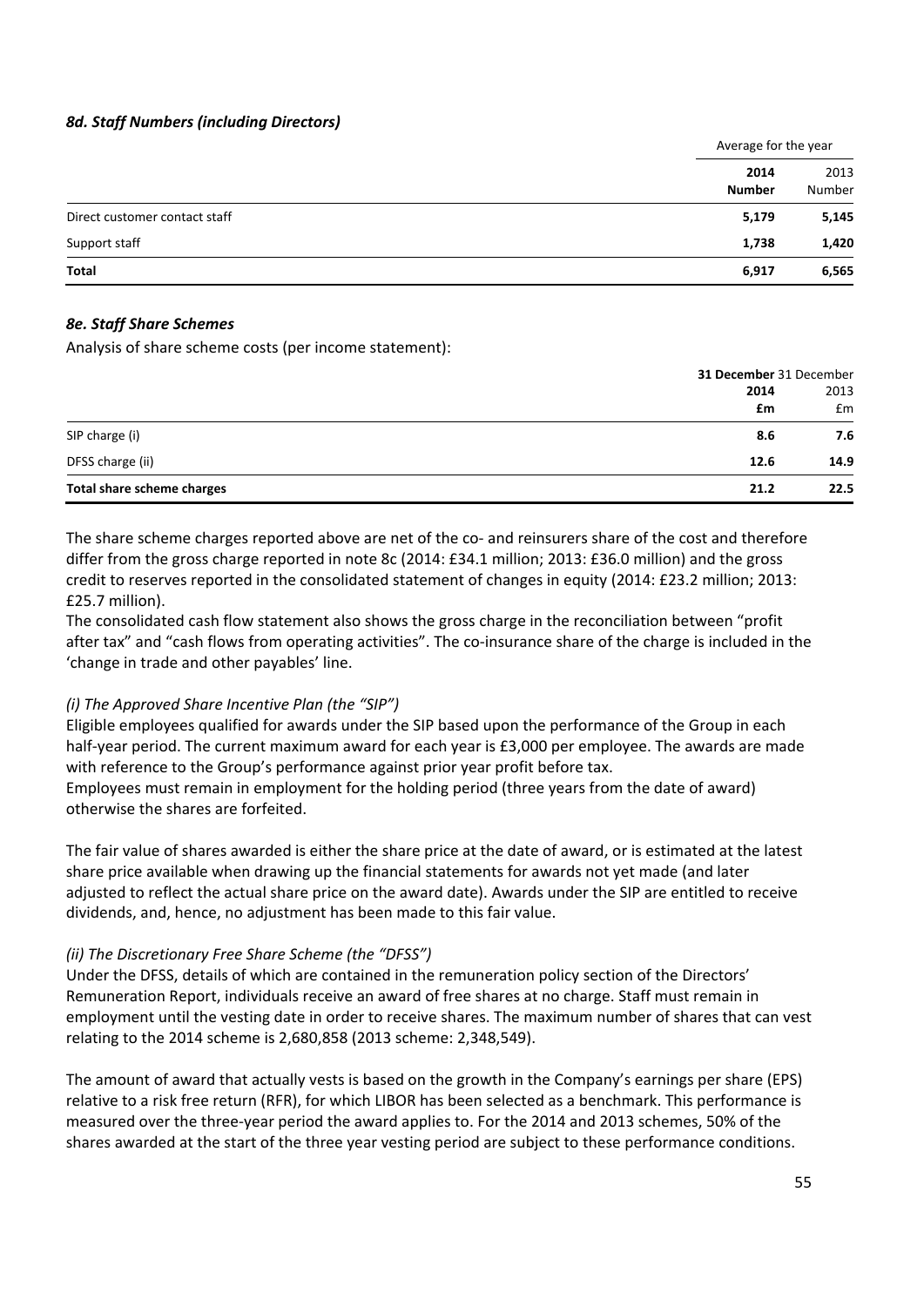### *8d. Staff Numbers (including Directors)*

| | Average for the year | |
|---|---|---|
| | **2014 Number** | 2013 Number |
| Direct customer contact staff | **5,179** | 5,145 |
| Support staff | **1,738** | 1,420 |
| **Total** | **6,917** | 6,565 |

### *8e. Staff Share Schemes*

Analysis of share scheme costs (per income statement):

| | **31 December 2014 £m** | 31 December 2013 £m |
|---|---|---|
| SIP charge (i) | **8.6** | 7.6 |
| DFSS charge (ii) | **12.6** | 14.9 |
| **Total share scheme charges** | **21.2** | 22.5 |

The share scheme charges reported above are net of the co- and reinsurers share of the cost and therefore differ from the gross charge reported in note 8c (2014: £34.1 million; 2013: £36.0 million) and the gross credit to reserves reported in the consolidated statement of changes in equity (2014: £23.2 million; 2013: £25.7 million).

The consolidated cash flow statement also shows the gross charge in the reconciliation between "profit after tax" and "cash flows from operating activities". The co-insurance share of the charge is included in the 'change in trade and other payables' line.

*(i) The Approved Share Incentive Plan (the "SIP")*

Eligible employees qualified for awards under the SIP based upon the performance of the Group in each half-year period. The current maximum award for each year is £3,000 per employee. The awards are made with reference to the Group's performance against prior year profit before tax.

Employees must remain in employment for the holding period (three years from the date of award) otherwise the shares are forfeited.

The fair value of shares awarded is either the share price at the date of award, or is estimated at the latest share price available when drawing up the financial statements for awards not yet made (and later adjusted to reflect the actual share price on the award date). Awards under the SIP are entitled to receive dividends, and, hence, no adjustment has been made to this fair value.

*(ii) The Discretionary Free Share Scheme (the "DFSS")*

Under the DFSS, details of which are contained in the remuneration policy section of the Directors' Remuneration Report, individuals receive an award of free shares at no charge. Staff must remain in employment until the vesting date in order to receive shares. The maximum number of shares that can vest relating to the 2014 scheme is 2,680,858 (2013 scheme: 2,348,549).

The amount of award that actually vests is based on the growth in the Company's earnings per share (EPS) relative to a risk free return (RFR), for which LIBOR has been selected as a benchmark. This performance is measured over the three-year period the award applies to. For the 2014 and 2013 schemes, 50% of the shares awarded at the start of the three year vesting period are subject to these performance conditions.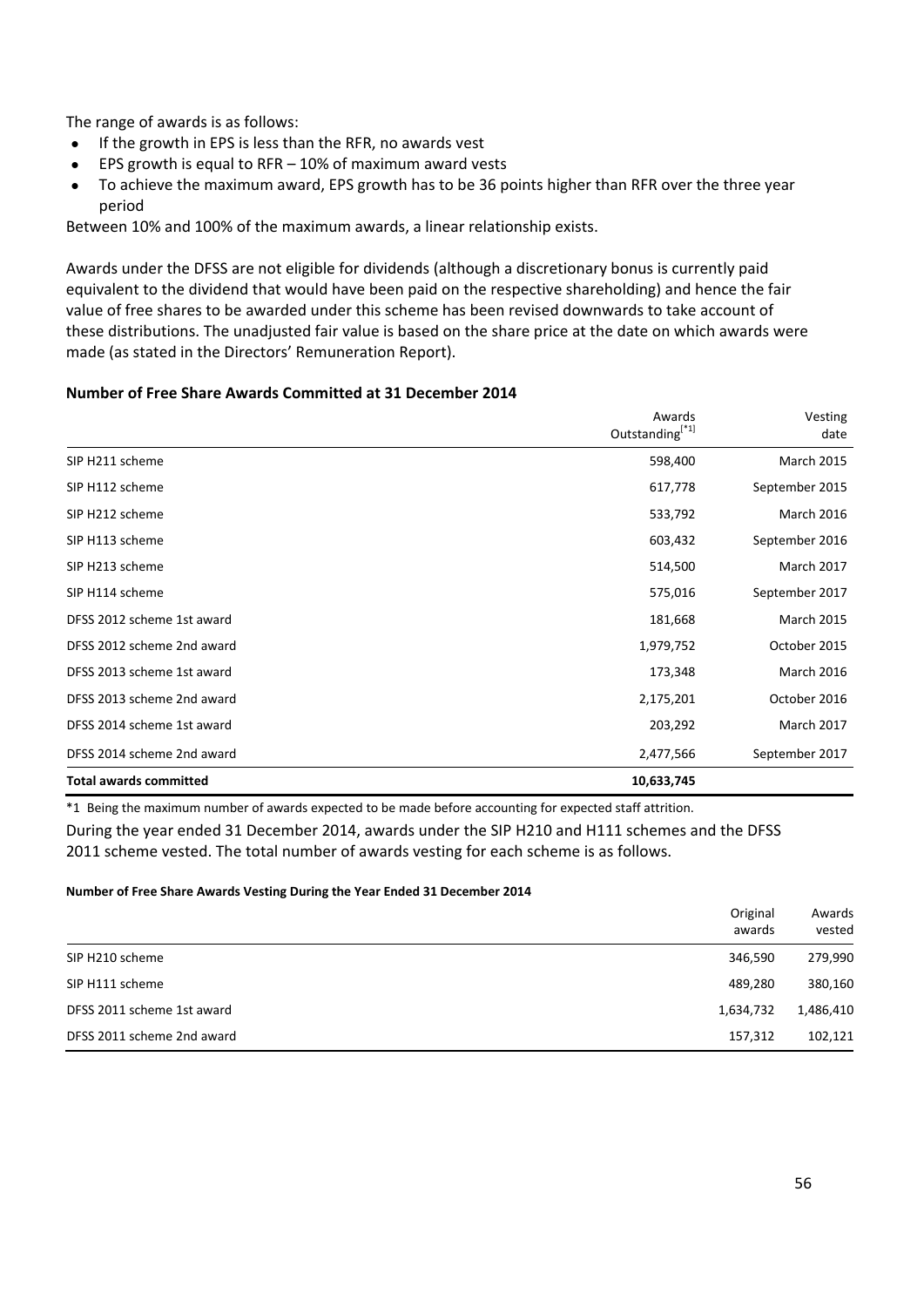The range of awards is as follows:

- If the growth in EPS is less than the RFR, no awards vest
- EPS growth is equal to RFR – 10% of maximum award vests
- To achieve the maximum award, EPS growth has to be 36 points higher than RFR over the three year period

Between 10% and 100% of the maximum awards, a linear relationship exists.

Awards under the DFSS are not eligible for dividends (although a discretionary bonus is currently paid equivalent to the dividend that would have been paid on the respective shareholding) and hence the fair value of free shares to be awarded under this scheme has been revised downwards to take account of these distributions. The unadjusted fair value is based on the share price at the date on which awards were made (as stated in the Directors' Remuneration Report).

**Number of Free Share Awards Committed at 31 December 2014**

| | Awards Outstanding[*1] | Vesting date |
|---|---|---|
| SIP H211 scheme | 598,400 | March 2015 |
| SIP H112 scheme | 617,778 | September 2015 |
| SIP H212 scheme | 533,792 | March 2016 |
| SIP H113 scheme | 603,432 | September 2016 |
| SIP H213 scheme | 514,500 | March 2017 |
| SIP H114 scheme | 575,016 | September 2017 |
| DFSS 2012 scheme 1st award | 181,668 | March 2015 |
| DFSS 2012 scheme 2nd award | 1,979,752 | October 2015 |
| DFSS 2013 scheme 1st award | 173,348 | March 2016 |
| DFSS 2013 scheme 2nd award | 2,175,201 | October 2016 |
| DFSS 2014 scheme 1st award | 203,292 | March 2017 |
| DFSS 2014 scheme 2nd award | 2,477,566 | September 2017 |
| **Total awards committed** | **10,633,745** | |

*1 Being the maximum number of awards expected to be made before accounting for expected staff attrition.

During the year ended 31 December 2014, awards under the SIP H210 and H111 schemes and the DFSS 2011 scheme vested. The total number of awards vesting for each scheme is as follows.

**Number of Free Share Awards Vesting During the Year Ended 31 December 2014**

| | Original awards | Awards vested |
|---|---|---|
| SIP H210 scheme | 346,590 | 279,990 |
| SIP H111 scheme | 489,280 | 380,160 |
| DFSS 2011 scheme 1st award | 1,634,732 | 1,486,410 |
| DFSS 2011 scheme 2nd award | 157,312 | 102,121 |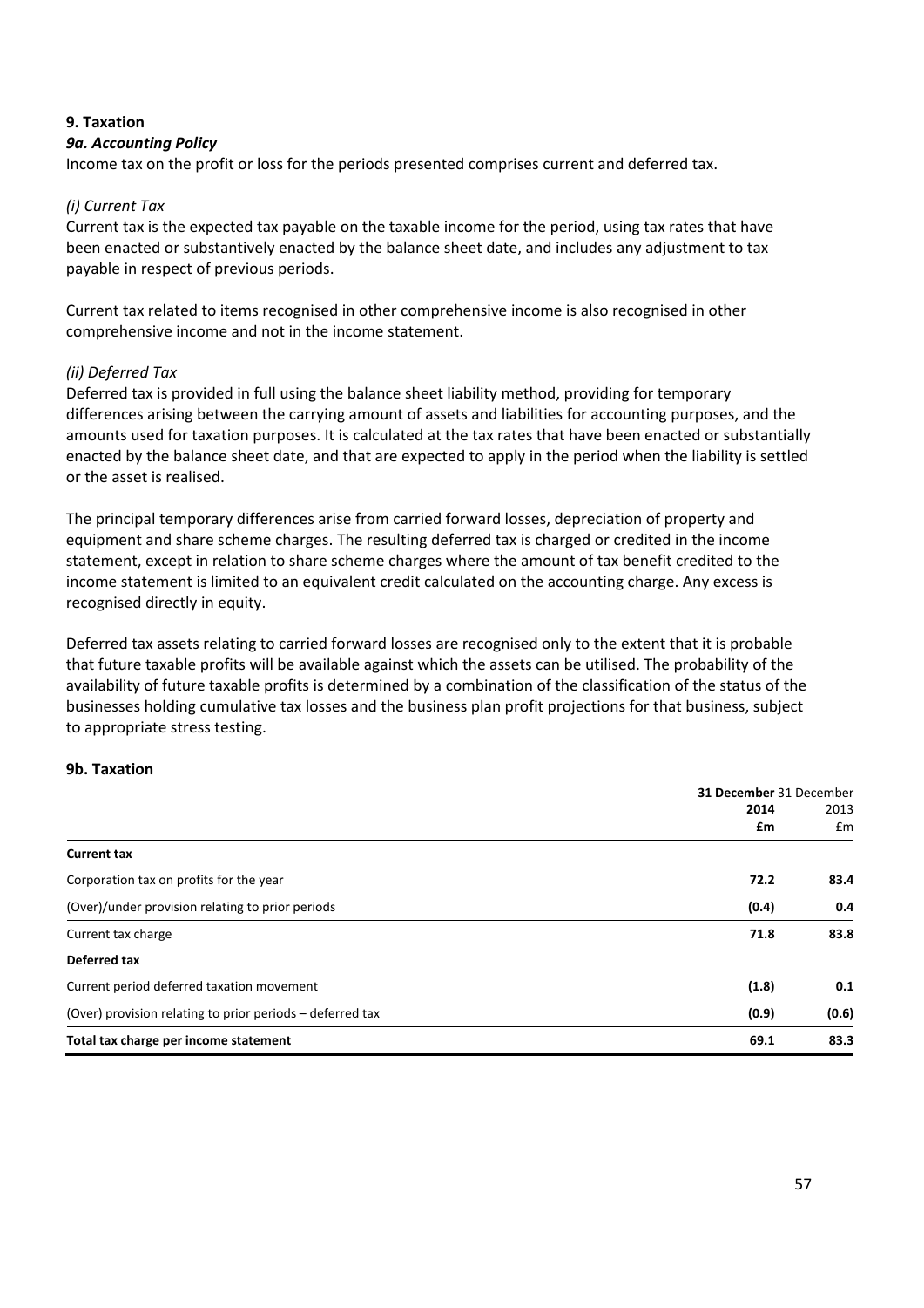## 9. Taxation

### *9a. Accounting Policy*

Income tax on the profit or loss for the periods presented comprises current and deferred tax.

*(i) Current Tax*

Current tax is the expected tax payable on the taxable income for the period, using tax rates that have been enacted or substantively enacted by the balance sheet date, and includes any adjustment to tax payable in respect of previous periods.

Current tax related to items recognised in other comprehensive income is also recognised in other comprehensive income and not in the income statement.

*(ii) Deferred Tax*

Deferred tax is provided in full using the balance sheet liability method, providing for temporary differences arising between the carrying amount of assets and liabilities for accounting purposes, and the amounts used for taxation purposes. It is calculated at the tax rates that have been enacted or substantially enacted by the balance sheet date, and that are expected to apply in the period when the liability is settled or the asset is realised.

The principal temporary differences arise from carried forward losses, depreciation of property and equipment and share scheme charges. The resulting deferred tax is charged or credited in the income statement, except in relation to share scheme charges where the amount of tax benefit credited to the income statement is limited to an equivalent credit calculated on the accounting charge. Any excess is recognised directly in equity.

Deferred tax assets relating to carried forward losses are recognised only to the extent that it is probable that future taxable profits will be available against which the assets can be utilised. The probability of the availability of future taxable profits is determined by a combination of the classification of the status of the businesses holding cumulative tax losses and the business plan profit projections for that business, subject to appropriate stress testing.

### 9b. Taxation

| | **31 December 2014 £m** | 31 December 2013 £m |
|---|---|---|
| **Current tax** | | |
| Corporation tax on profits for the year | **72.2** | **83.4** |
| (Over)/under provision relating to prior periods | **(0.4)** | **0.4** |
| Current tax charge | **71.8** | **83.8** |
| **Deferred tax** | | |
| Current period deferred taxation movement | **(1.8)** | **0.1** |
| (Over) provision relating to prior periods – deferred tax | **(0.9)** | **(0.6)** |
| **Total tax charge per income statement** | **69.1** | **83.3** |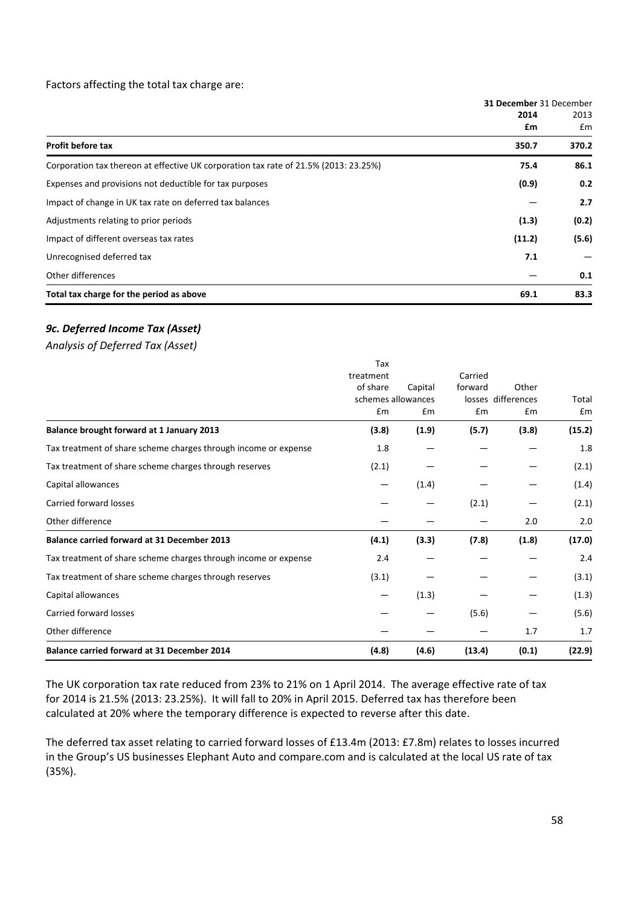Factors affecting the total tax charge are:

| | 31 December 2014 £m | 31 December 2013 £m |
|---|---|---|
| **Profit before tax** | **350.7** | **370.2** |
| Corporation tax thereon at effective UK corporation tax rate of 21.5% (2013: 23.25%) | **75.4** | **86.1** |
| Expenses and provisions not deductible for tax purposes | **(0.9)** | **0.2** |
| Impact of change in UK tax rate on deferred tax balances | — | **2.7** |
| Adjustments relating to prior periods | **(1.3)** | **(0.2)** |
| Impact of different overseas tax rates | **(11.2)** | **(5.6)** |
| Unrecognised deferred tax | **7.1** | — |
| Other differences | — | **0.1** |
| **Total tax charge for the period as above** | **69.1** | **83.3** |

### *9c. Deferred Income Tax (Asset)*

*Analysis of Deferred Tax (Asset)*

| | Tax treatment of share schemes £m | Capital allowances £m | Carried forward losses £m | Other differences £m | Total £m |
|---|---|---|---|---|---|
| **Balance brought forward at 1 January 2013** | **(3.8)** | **(1.9)** | **(5.7)** | **(3.8)** | **(15.2)** |
| Tax treatment of share scheme charges through income or expense | 1.8 | — | — | — | 1.8 |
| Tax treatment of share scheme charges through reserves | (2.1) | — | — | — | (2.1) |
| Capital allowances | — | (1.4) | — | — | (1.4) |
| Carried forward losses | — | — | (2.1) | — | (2.1) |
| Other difference | — | — | — | 2.0 | 2.0 |
| **Balance carried forward at 31 December 2013** | **(4.1)** | **(3.3)** | **(7.8)** | **(1.8)** | **(17.0)** |
| Tax treatment of share scheme charges through income or expense | 2.4 | — | — | — | 2.4 |
| Tax treatment of share scheme charges through reserves | (3.1) | — | — | — | (3.1) |
| Capital allowances | — | (1.3) | — | — | (1.3) |
| Carried forward losses | — | — | (5.6) | — | (5.6) |
| Other difference | — | — | — | 1.7 | 1.7 |
| **Balance carried forward at 31 December 2014** | **(4.8)** | **(4.6)** | **(13.4)** | **(0.1)** | **(22.9)** |

The UK corporation tax rate reduced from 23% to 21% on 1 April 2014. The average effective rate of tax for 2014 is 21.5% (2013: 23.25%). It will fall to 20% in April 2015. Deferred tax has therefore been calculated at 20% where the temporary difference is expected to reverse after this date.

The deferred tax asset relating to carried forward losses of £13.4m (2013: £7.8m) relates to losses incurred in the Group's US businesses Elephant Auto and compare.com and is calculated at the local US rate of tax (35%).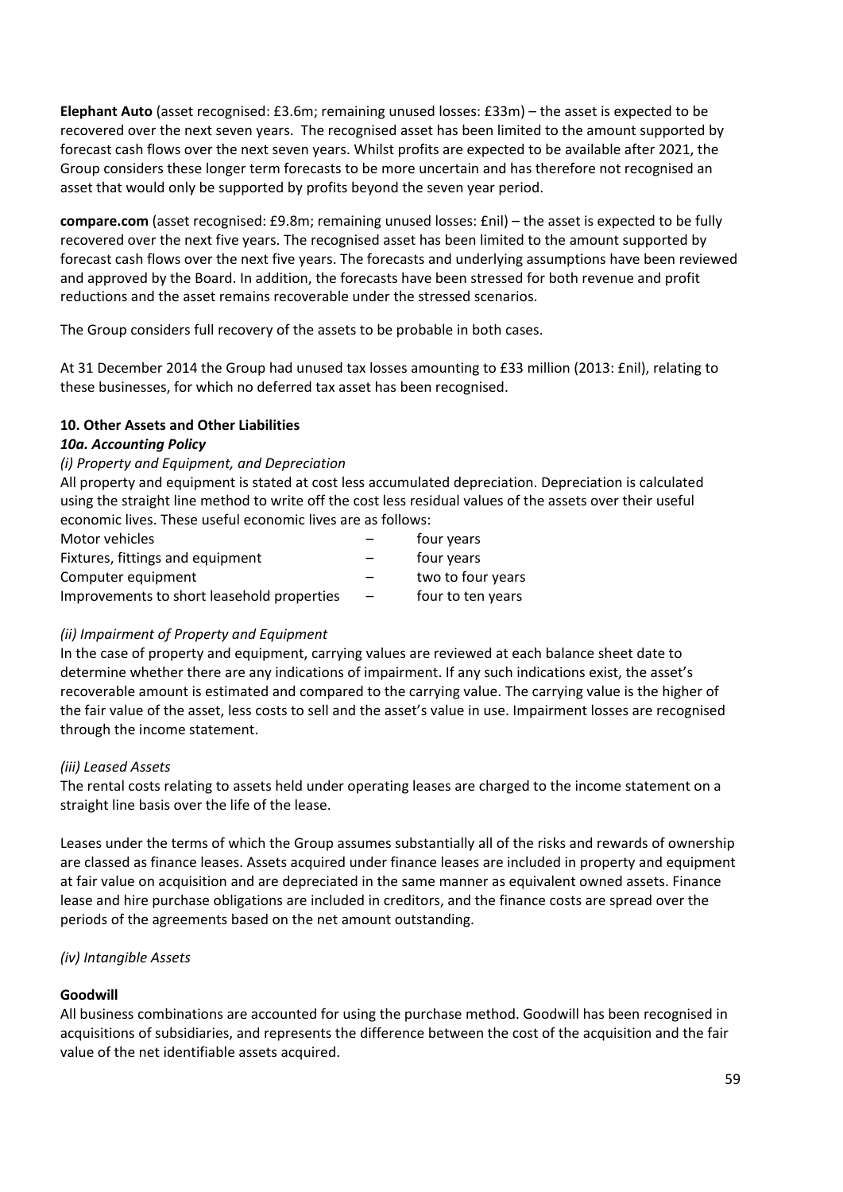**Elephant Auto** (asset recognised: £3.6m; remaining unused losses: £33m) – the asset is expected to be recovered over the next seven years. The recognised asset has been limited to the amount supported by forecast cash flows over the next seven years. Whilst profits are expected to be available after 2021, the Group considers these longer term forecasts to be more uncertain and has therefore not recognised an asset that would only be supported by profits beyond the seven year period.

**compare.com** (asset recognised: £9.8m; remaining unused losses: £nil) – the asset is expected to be fully recovered over the next five years. The recognised asset has been limited to the amount supported by forecast cash flows over the next five years. The forecasts and underlying assumptions have been reviewed and approved by the Board. In addition, the forecasts have been stressed for both revenue and profit reductions and the asset remains recoverable under the stressed scenarios.

The Group considers full recovery of the assets to be probable in both cases.

At 31 December 2014 the Group had unused tax losses amounting to £33 million (2013: £nil), relating to these businesses, for which no deferred tax asset has been recognised.

## 10. Other Assets and Other Liabilities

### *10a. Accounting Policy*

*(i) Property and Equipment, and Depreciation*

All property and equipment is stated at cost less accumulated depreciation. Depreciation is calculated using the straight line method to write off the cost less residual values of the assets over their useful economic lives. These useful economic lives are as follows:

| | | |
|---|---|---|
| Motor vehicles | – | four years |
| Fixtures, fittings and equipment | – | four years |
| Computer equipment | – | two to four years |
| Improvements to short leasehold properties | – | four to ten years |

*(ii) Impairment of Property and Equipment*

In the case of property and equipment, carrying values are reviewed at each balance sheet date to determine whether there are any indications of impairment. If any such indications exist, the asset's recoverable amount is estimated and compared to the carrying value. The carrying value is the higher of the fair value of the asset, less costs to sell and the asset's value in use. Impairment losses are recognised through the income statement.

*(iii) Leased Assets*

The rental costs relating to assets held under operating leases are charged to the income statement on a straight line basis over the life of the lease.

Leases under the terms of which the Group assumes substantially all of the risks and rewards of ownership are classed as finance leases. Assets acquired under finance leases are included in property and equipment at fair value on acquisition and are depreciated in the same manner as equivalent owned assets. Finance lease and hire purchase obligations are included in creditors, and the finance costs are spread over the periods of the agreements based on the net amount outstanding.

*(iv) Intangible Assets*

**Goodwill**

All business combinations are accounted for using the purchase method. Goodwill has been recognised in acquisitions of subsidiaries, and represents the difference between the cost of the acquisition and the fair value of the net identifiable assets acquired.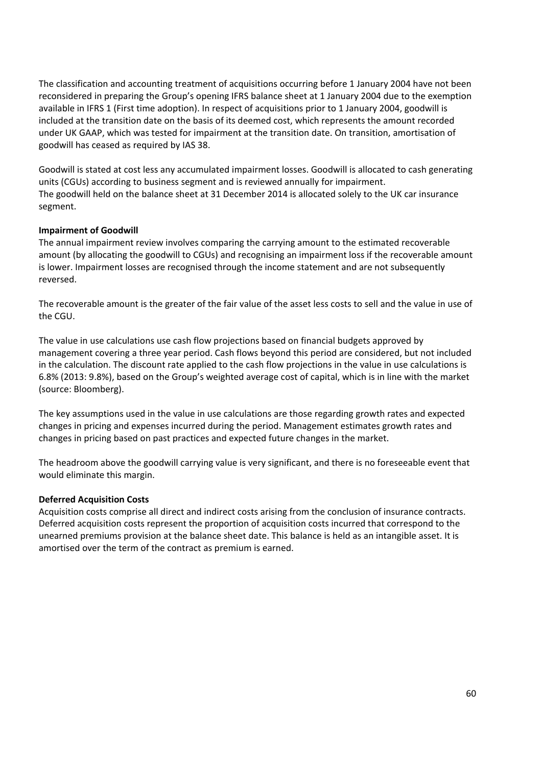The classification and accounting treatment of acquisitions occurring before 1 January 2004 have not been reconsidered in preparing the Group's opening IFRS balance sheet at 1 January 2004 due to the exemption available in IFRS 1 (First time adoption). In respect of acquisitions prior to 1 January 2004, goodwill is included at the transition date on the basis of its deemed cost, which represents the amount recorded under UK GAAP, which was tested for impairment at the transition date. On transition, amortisation of goodwill has ceased as required by IAS 38.

Goodwill is stated at cost less any accumulated impairment losses. Goodwill is allocated to cash generating units (CGUs) according to business segment and is reviewed annually for impairment.
The goodwill held on the balance sheet at 31 December 2014 is allocated solely to the UK car insurance segment.

**Impairment of Goodwill**
The annual impairment review involves comparing the carrying amount to the estimated recoverable amount (by allocating the goodwill to CGUs) and recognising an impairment loss if the recoverable amount is lower. Impairment losses are recognised through the income statement and are not subsequently reversed.

The recoverable amount is the greater of the fair value of the asset less costs to sell and the value in use of the CGU.

The value in use calculations use cash flow projections based on financial budgets approved by management covering a three year period. Cash flows beyond this period are considered, but not included in the calculation. The discount rate applied to the cash flow projections in the value in use calculations is 6.8% (2013: 9.8%), based on the Group's weighted average cost of capital, which is in line with the market (source: Bloomberg).

The key assumptions used in the value in use calculations are those regarding growth rates and expected changes in pricing and expenses incurred during the period. Management estimates growth rates and changes in pricing based on past practices and expected future changes in the market.

The headroom above the goodwill carrying value is very significant, and there is no foreseeable event that would eliminate this margin.

**Deferred Acquisition Costs**
Acquisition costs comprise all direct and indirect costs arising from the conclusion of insurance contracts. Deferred acquisition costs represent the proportion of acquisition costs incurred that correspond to the unearned premiums provision at the balance sheet date. This balance is held as an intangible asset. It is amortised over the term of the contract as premium is earned.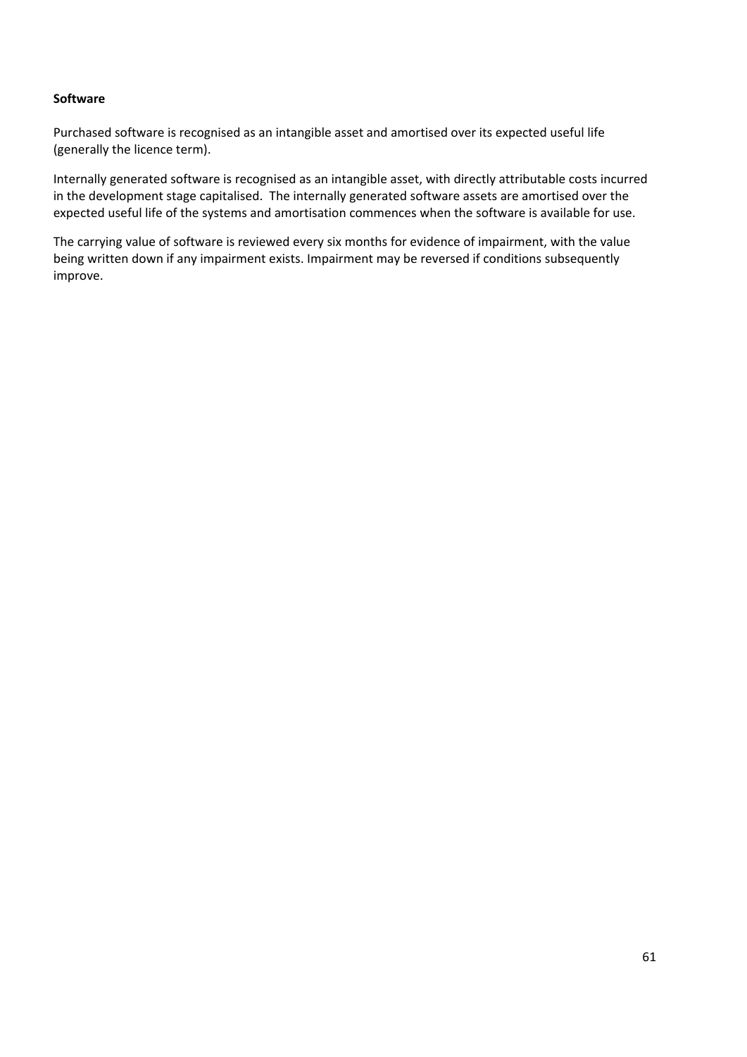**Software**

Purchased software is recognised as an intangible asset and amortised over its expected useful life (generally the licence term).

Internally generated software is recognised as an intangible asset, with directly attributable costs incurred in the development stage capitalised. The internally generated software assets are amortised over the expected useful life of the systems and amortisation commences when the software is available for use.

The carrying value of software is reviewed every six months for evidence of impairment, with the value being written down if any impairment exists. Impairment may be reversed if conditions subsequently improve.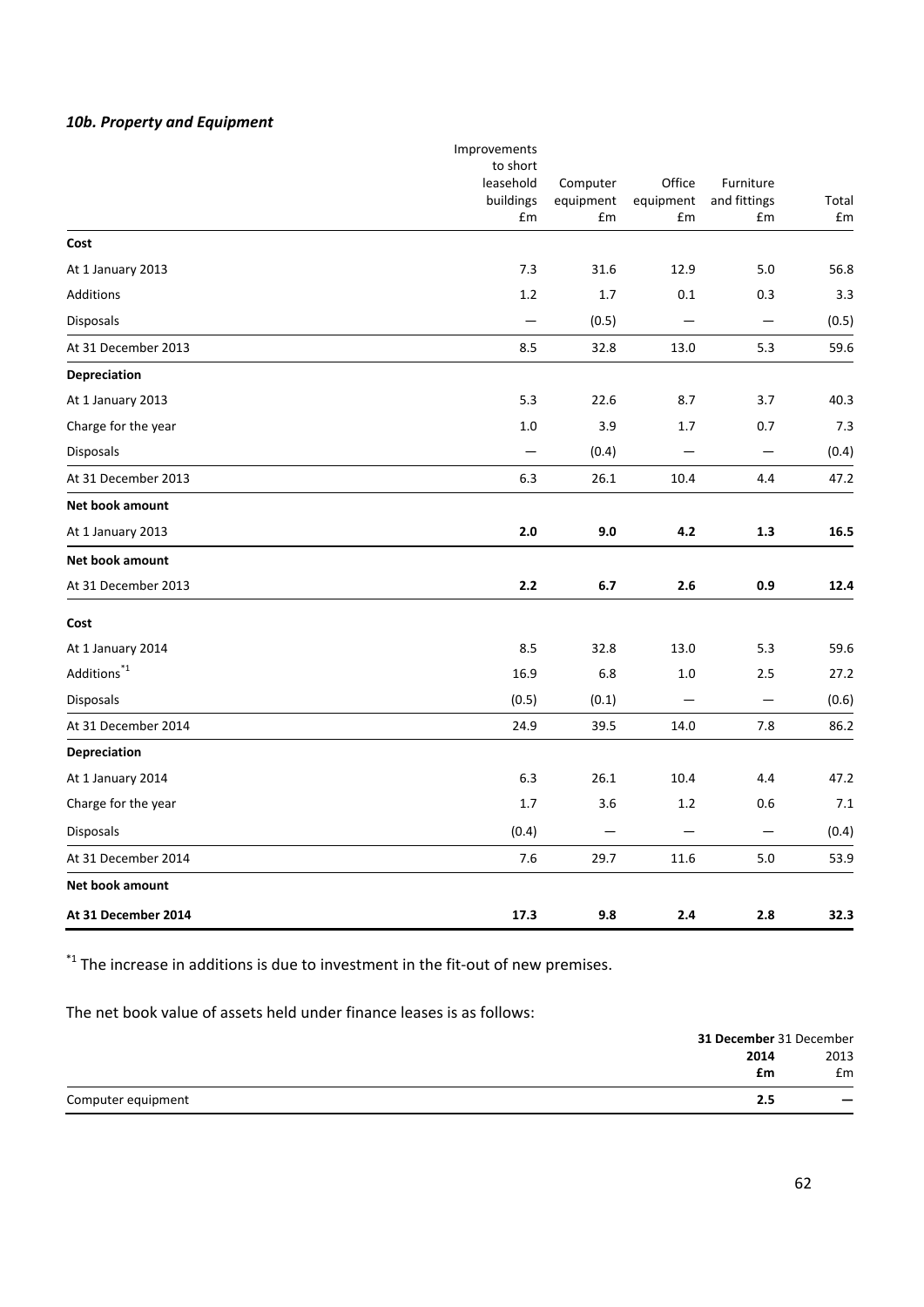### *10b. Property and Equipment*

| | Improvements to short leasehold buildings £m | Computer equipment £m | Office equipment £m | Furniture and fittings £m | Total £m |
|---|---|---|---|---|---|
| **Cost** | | | | | |
| At 1 January 2013 | 7.3 | 31.6 | 12.9 | 5.0 | 56.8 |
| Additions | 1.2 | 1.7 | 0.1 | 0.3 | 3.3 |
| Disposals | — | (0.5) | — | — | (0.5) |
| At 31 December 2013 | 8.5 | 32.8 | 13.0 | 5.3 | 59.6 |
| **Depreciation** | | | | | |
| At 1 January 2013 | 5.3 | 22.6 | 8.7 | 3.7 | 40.3 |
| Charge for the year | 1.0 | 3.9 | 1.7 | 0.7 | 7.3 |
| Disposals | — | (0.4) | — | — | (0.4) |
| At 31 December 2013 | 6.3 | 26.1 | 10.4 | 4.4 | 47.2 |
| **Net book amount** | | | | | |
| At 1 January 2013 | **2.0** | **9.0** | **4.2** | **1.3** | **16.5** |
| **Net book amount** | | | | | |
| At 31 December 2013 | **2.2** | **6.7** | **2.6** | **0.9** | **12.4** |
| **Cost** | | | | | |
| At 1 January 2014 | 8.5 | 32.8 | 13.0 | 5.3 | 59.6 |
| Additions[*1] | 16.9 | 6.8 | 1.0 | 2.5 | 27.2 |
| Disposals | (0.5) | (0.1) | — | — | (0.6) |
| At 31 December 2014 | 24.9 | 39.5 | 14.0 | 7.8 | 86.2 |
| **Depreciation** | | | | | |
| At 1 January 2014 | 6.3 | 26.1 | 10.4 | 4.4 | 47.2 |
| Charge for the year | 1.7 | 3.6 | 1.2 | 0.6 | 7.1 |
| Disposals | (0.4) | — | — | — | (0.4) |
| At 31 December 2014 | 7.6 | 29.7 | 11.6 | 5.0 | 53.9 |
| **Net book amount** | | | | | |
| **At 31 December 2014** | **17.3** | **9.8** | **2.4** | **2.8** | **32.3** |

[*1] The increase in additions is due to investment in the fit-out of new premises.

The net book value of assets held under finance leases is as follows:

| | **31 December 2014 £m** | 31 December 2013 £m |
|---|---|---|
| Computer equipment | **2.5** | — |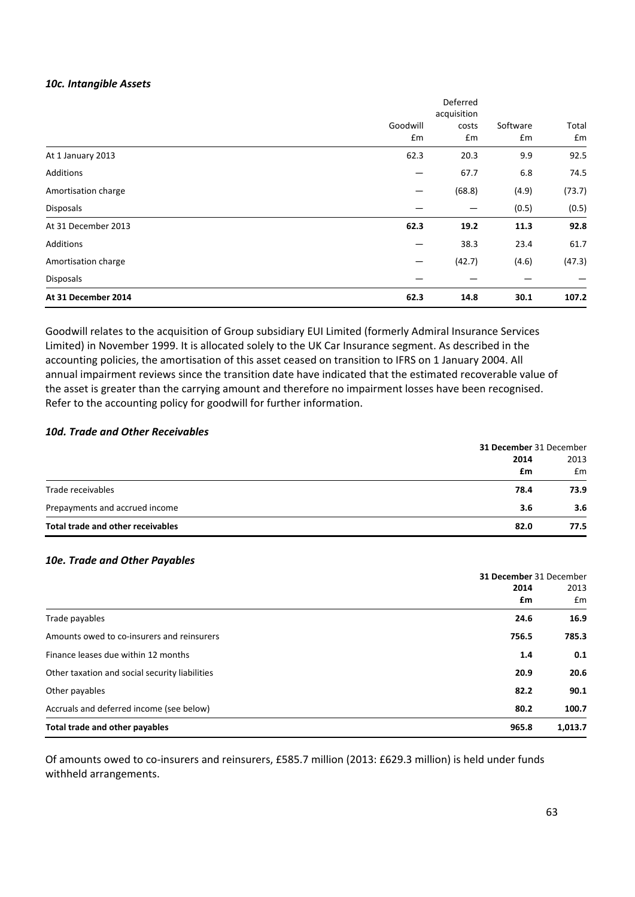### *10c. Intangible Assets*

| | Goodwill £m | Deferred acquisition costs £m | Software £m | Total £m |
|---|---|---|---|---|
| At 1 January 2013 | 62.3 | 20.3 | 9.9 | 92.5 |
| Additions | — | 67.7 | 6.8 | 74.5 |
| Amortisation charge | — | (68.8) | (4.9) | (73.7) |
| Disposals | — | — | (0.5) | (0.5) |
| At 31 December 2013 | **62.3** | **19.2** | **11.3** | **92.8** |
| Additions | — | 38.3 | 23.4 | 61.7 |
| Amortisation charge | — | (42.7) | (4.6) | (47.3) |
| Disposals | — | — | — | — |
| **At 31 December 2014** | **62.3** | **14.8** | **30.1** | **107.2** |

Goodwill relates to the acquisition of Group subsidiary EUI Limited (formerly Admiral Insurance Services Limited) in November 1999. It is allocated solely to the UK Car Insurance segment. As described in the accounting policies, the amortisation of this asset ceased on transition to IFRS on 1 January 2004. All annual impairment reviews since the transition date have indicated that the estimated recoverable value of the asset is greater than the carrying amount and therefore no impairment losses have been recognised. Refer to the accounting policy for goodwill for further information.

### *10d. Trade and Other Receivables*

| | **31 December 2014 £m** | 31 December 2013 £m |
|---|---|---|
| Trade receivables | **78.4** | **73.9** |
| Prepayments and accrued income | **3.6** | **3.6** |
| **Total trade and other receivables** | **82.0** | **77.5** |

### *10e. Trade and Other Payables*

| | **31 December 2014 £m** | 31 December 2013 £m |
|---|---|---|
| Trade payables | **24.6** | **16.9** |
| Amounts owed to co-insurers and reinsurers | **756.5** | **785.3** |
| Finance leases due within 12 months | **1.4** | **0.1** |
| Other taxation and social security liabilities | **20.9** | **20.6** |
| Other payables | **82.2** | **90.1** |
| Accruals and deferred income (see below) | **80.2** | **100.7** |
| **Total trade and other payables** | **965.8** | **1,013.7** |

Of amounts owed to co-insurers and reinsurers, £585.7 million (2013: £629.3 million) is held under funds withheld arrangements.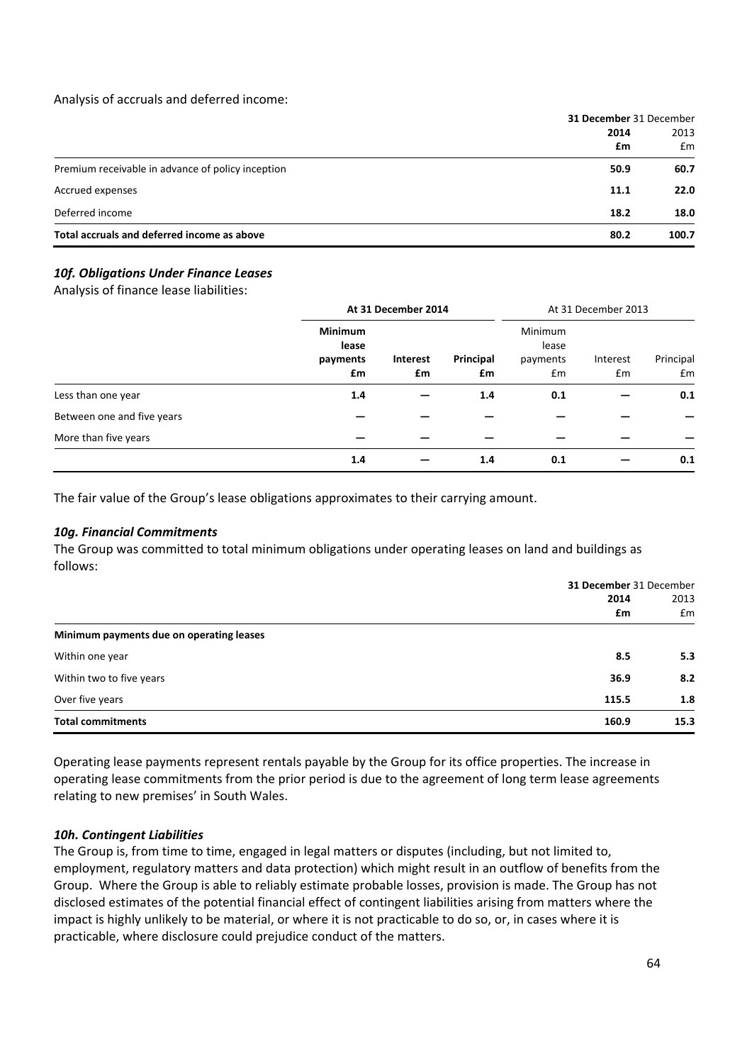Analysis of accruals and deferred income:

| | 31 December 2014 £m | 31 December 2013 £m |
|---|---|---|
| Premium receivable in advance of policy inception | 50.9 | 60.7 |
| Accrued expenses | 11.1 | 22.0 |
| Deferred income | 18.2 | 18.0 |
| **Total accruals and deferred income as above** | **80.2** | **100.7** |

### *10f. Obligations Under Finance Leases*

Analysis of finance lease liabilities:

| | At 31 December 2014 | | | At 31 December 2013 | | |
|---|---|---|---|---|---|---|
| | Minimum lease payments £m | Interest £m | Principal £m | Minimum lease payments £m | Interest £m | Principal £m |
| Less than one year | 1.4 | — | 1.4 | 0.1 | — | 0.1 |
| Between one and five years | — | — | — | — | — | — |
| More than five years | — | — | — | — | — | — |
| | 1.4 | — | 1.4 | 0.1 | — | 0.1 |

The fair value of the Group's lease obligations approximates to their carrying amount.

### *10g. Financial Commitments*

The Group was committed to total minimum obligations under operating leases on land and buildings as follows:

| | 31 December 2014 £m | 31 December 2013 £m |
|---|---|---|
| **Minimum payments due on operating leases** | | |
| Within one year | 8.5 | 5.3 |
| Within two to five years | 36.9 | 8.2 |
| Over five years | 115.5 | 1.8 |
| **Total commitments** | **160.9** | **15.3** |

Operating lease payments represent rentals payable by the Group for its office properties. The increase in operating lease commitments from the prior period is due to the agreement of long term lease agreements relating to new premises' in South Wales.

### *10h. Contingent Liabilities*

The Group is, from time to time, engaged in legal matters or disputes (including, but not limited to, employment, regulatory matters and data protection) which might result in an outflow of benefits from the Group. Where the Group is able to reliably estimate probable losses, provision is made. The Group has not disclosed estimates of the potential financial effect of contingent liabilities arising from matters where the impact is highly unlikely to be material, or where it is not practicable to do so, or, in cases where it is practicable, where disclosure could prejudice conduct of the matters.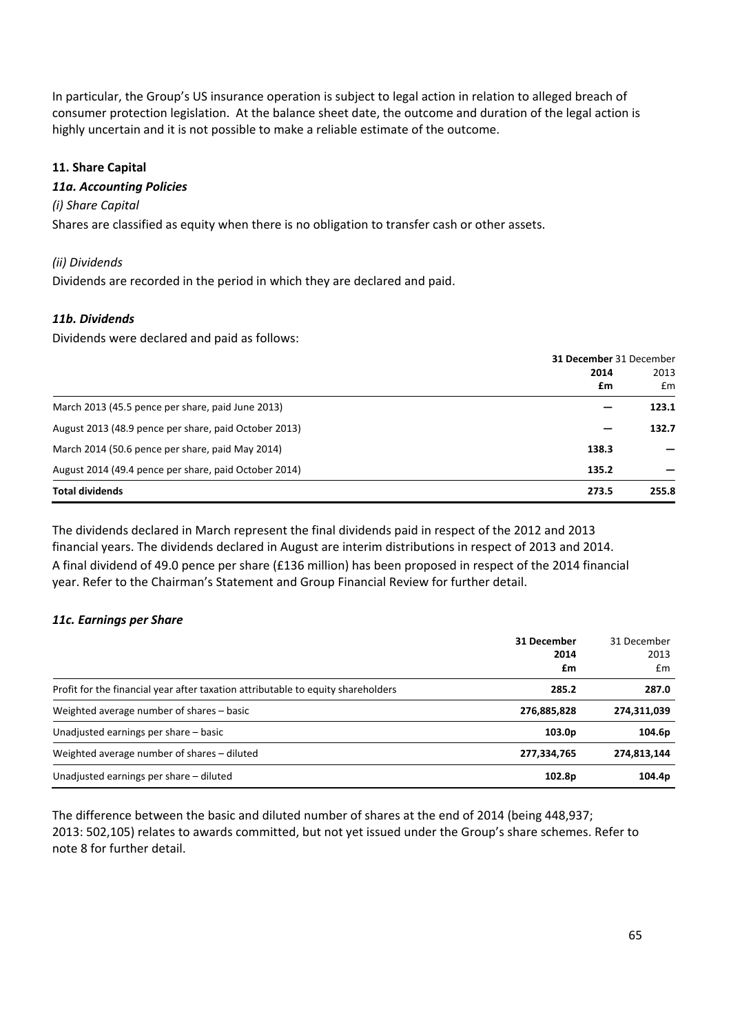In particular, the Group's US insurance operation is subject to legal action in relation to alleged breach of consumer protection legislation. At the balance sheet date, the outcome and duration of the legal action is highly uncertain and it is not possible to make a reliable estimate of the outcome.

## 11. Share Capital

### *11a. Accounting Policies*

*(i) Share Capital*

Shares are classified as equity when there is no obligation to transfer cash or other assets.

*(ii) Dividends*

Dividends are recorded in the period in which they are declared and paid.

### *11b. Dividends*

Dividends were declared and paid as follows:

| | **31 December 2014 £m** | 31 December 2013 £m |
|---|---|---|
| March 2013 (45.5 pence per share, paid June 2013) | — | **123.1** |
| August 2013 (48.9 pence per share, paid October 2013) | — | **132.7** |
| March 2014 (50.6 pence per share, paid May 2014) | **138.3** | — |
| August 2014 (49.4 pence per share, paid October 2014) | **135.2** | — |
| **Total dividends** | **273.5** | **255.8** |

The dividends declared in March represent the final dividends paid in respect of the 2012 and 2013 financial years. The dividends declared in August are interim distributions in respect of 2013 and 2014. A final dividend of 49.0 pence per share (£136 million) has been proposed in respect of the 2014 financial year. Refer to the Chairman's Statement and Group Financial Review for further detail.

### *11c. Earnings per Share*

| | **31 December 2014 £m** | 31 December 2013 £m |
|---|---|---|
| Profit for the financial year after taxation attributable to equity shareholders | **285.2** | **287.0** |
| Weighted average number of shares – basic | **276,885,828** | **274,311,039** |
| Unadjusted earnings per share – basic | **103.0p** | **104.6p** |
| Weighted average number of shares – diluted | **277,334,765** | **274,813,144** |
| Unadjusted earnings per share – diluted | **102.8p** | **104.4p** |

The difference between the basic and diluted number of shares at the end of 2014 (being 448,937; 2013: 502,105) relates to awards committed, but not yet issued under the Group's share schemes. Refer to note 8 for further detail.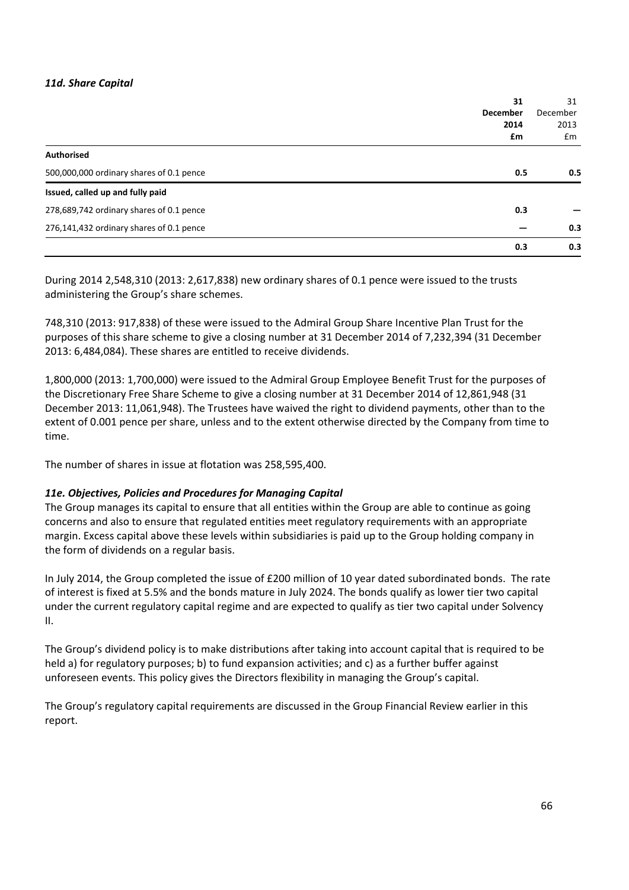### *11d. Share Capital*

| | 31 December 2014 £m | 31 December 2013 £m |
|---|---|---|
| **Authorised** | | |
| 500,000,000 ordinary shares of 0.1 pence | **0.5** | 0.5 |
| **Issued, called up and fully paid** | | |
| 278,689,742 ordinary shares of 0.1 pence | **0.3** | — |
| 276,141,432 ordinary shares of 0.1 pence | **—** | 0.3 |
| | **0.3** | 0.3 |

During 2014 2,548,310 (2013: 2,617,838) new ordinary shares of 0.1 pence were issued to the trusts administering the Group's share schemes.

748,310 (2013: 917,838) of these were issued to the Admiral Group Share Incentive Plan Trust for the purposes of this share scheme to give a closing number at 31 December 2014 of 7,232,394 (31 December 2013: 6,484,084). These shares are entitled to receive dividends.

1,800,000 (2013: 1,700,000) were issued to the Admiral Group Employee Benefit Trust for the purposes of the Discretionary Free Share Scheme to give a closing number at 31 December 2014 of 12,861,948 (31 December 2013: 11,061,948). The Trustees have waived the right to dividend payments, other than to the extent of 0.001 pence per share, unless and to the extent otherwise directed by the Company from time to time.

The number of shares in issue at flotation was 258,595,400.

### *11e. Objectives, Policies and Procedures for Managing Capital*

The Group manages its capital to ensure that all entities within the Group are able to continue as going concerns and also to ensure that regulated entities meet regulatory requirements with an appropriate margin. Excess capital above these levels within subsidiaries is paid up to the Group holding company in the form of dividends on a regular basis.

In July 2014, the Group completed the issue of £200 million of 10 year dated subordinated bonds. The rate of interest is fixed at 5.5% and the bonds mature in July 2024. The bonds qualify as lower tier two capital under the current regulatory capital regime and are expected to qualify as tier two capital under Solvency II.

The Group's dividend policy is to make distributions after taking into account capital that is required to be held a) for regulatory purposes; b) to fund expansion activities; and c) as a further buffer against unforeseen events. This policy gives the Directors flexibility in managing the Group's capital.

The Group's regulatory capital requirements are discussed in the Group Financial Review earlier in this report.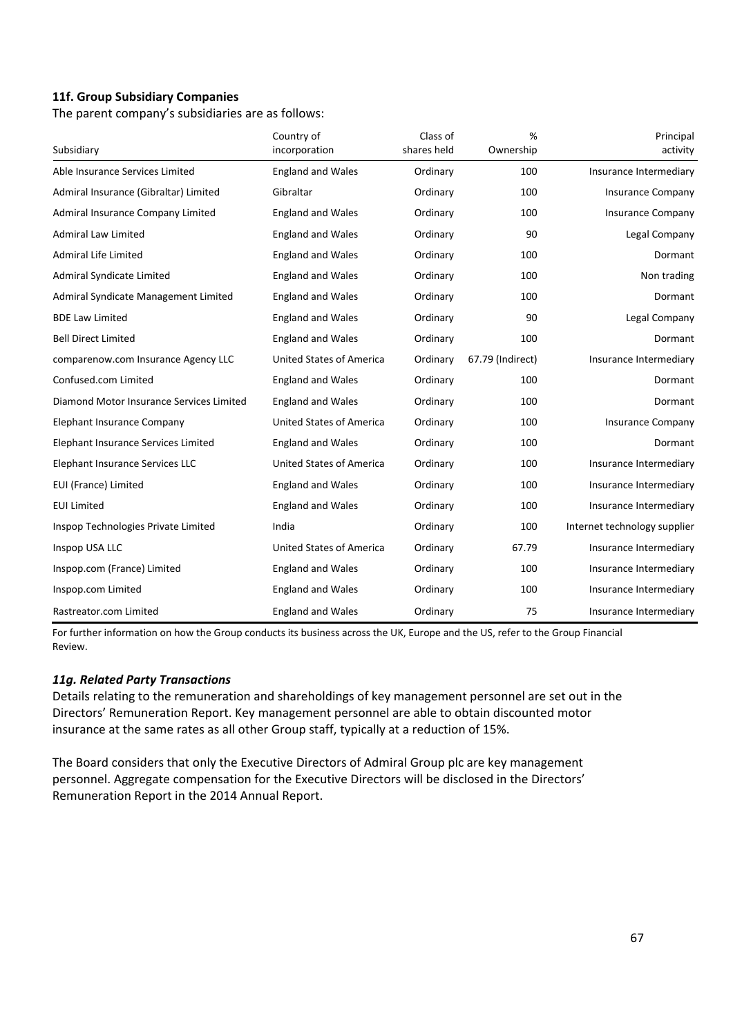### 11f. Group Subsidiary Companies

The parent company's subsidiaries are as follows:

| Subsidiary | Country of incorporation | Class of shares held | % Ownership | Principal activity |
|---|---|---|---|---|
| Able Insurance Services Limited | England and Wales | Ordinary | 100 | Insurance Intermediary |
| Admiral Insurance (Gibraltar) Limited | Gibraltar | Ordinary | 100 | Insurance Company |
| Admiral Insurance Company Limited | England and Wales | Ordinary | 100 | Insurance Company |
| Admiral Law Limited | England and Wales | Ordinary | 90 | Legal Company |
| Admiral Life Limited | England and Wales | Ordinary | 100 | Dormant |
| Admiral Syndicate Limited | England and Wales | Ordinary | 100 | Non trading |
| Admiral Syndicate Management Limited | England and Wales | Ordinary | 100 | Dormant |
| BDE Law Limited | England and Wales | Ordinary | 90 | Legal Company |
| Bell Direct Limited | England and Wales | Ordinary | 100 | Dormant |
| comparenow.com Insurance Agency LLC | United States of America | Ordinary | 67.79 (Indirect) | Insurance Intermediary |
| Confused.com Limited | England and Wales | Ordinary | 100 | Dormant |
| Diamond Motor Insurance Services Limited | England and Wales | Ordinary | 100 | Dormant |
| Elephant Insurance Company | United States of America | Ordinary | 100 | Insurance Company |
| Elephant Insurance Services Limited | England and Wales | Ordinary | 100 | Dormant |
| Elephant Insurance Services LLC | United States of America | Ordinary | 100 | Insurance Intermediary |
| EUI (France) Limited | England and Wales | Ordinary | 100 | Insurance Intermediary |
| EUI Limited | England and Wales | Ordinary | 100 | Insurance Intermediary |
| Inspop Technologies Private Limited | India | Ordinary | 100 | Internet technology supplier |
| Inspop USA LLC | United States of America | Ordinary | 67.79 | Insurance Intermediary |
| Inspop.com (France) Limited | England and Wales | Ordinary | 100 | Insurance Intermediary |
| Inspop.com Limited | England and Wales | Ordinary | 100 | Insurance Intermediary |
| Rastreator.com Limited | England and Wales | Ordinary | 75 | Insurance Intermediary |

For further information on how the Group conducts its business across the UK, Europe and the US, refer to the Group Financial Review.

### *11g. Related Party Transactions*

Details relating to the remuneration and shareholdings of key management personnel are set out in the Directors' Remuneration Report. Key management personnel are able to obtain discounted motor insurance at the same rates as all other Group staff, typically at a reduction of 15%.

The Board considers that only the Executive Directors of Admiral Group plc are key management personnel. Aggregate compensation for the Executive Directors will be disclosed in the Directors' Remuneration Report in the 2014 Annual Report.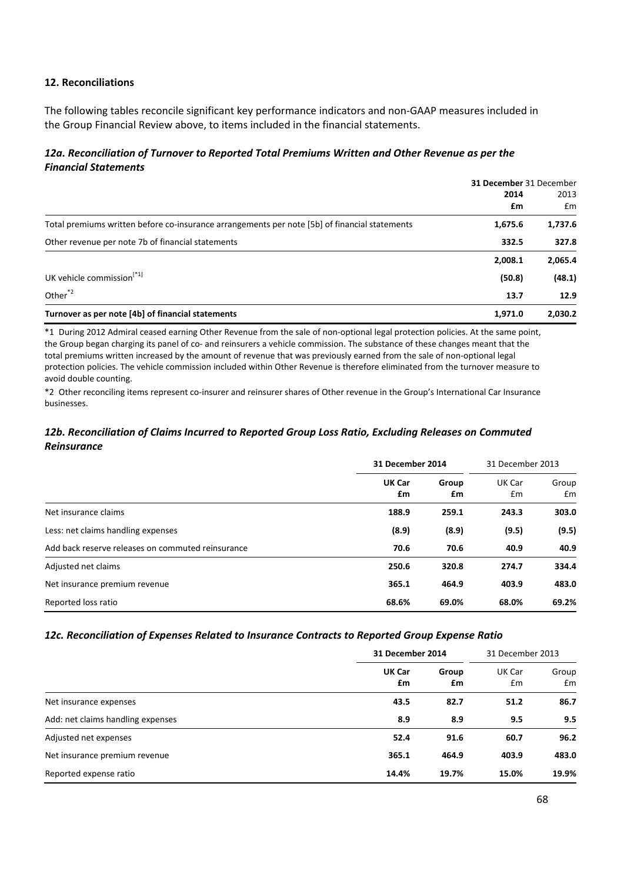## 12. Reconciliations

The following tables reconcile significant key performance indicators and non-GAAP measures included in the Group Financial Review above, to items included in the financial statements.

### *12a. Reconciliation of Turnover to Reported Total Premiums Written and Other Revenue as per the Financial Statements*

| | **31 December 2014 £m** | 31 December 2013 £m |
|---|---|---|
| Total premiums written before co-insurance arrangements per note [5b] of financial statements | **1,675.6** | **1,737.6** |
| Other revenue per note 7b of financial statements | **332.5** | **327.8** |
| | **2,008.1** | **2,065.4** |
| UK vehicle commission[*1] | **(50.8)** | **(48.1)** |
| Other[*2] | **13.7** | **12.9** |
| **Turnover as per note [4b] of financial statements** | **1,971.0** | **2,030.2** |

*1 During 2012 Admiral ceased earning Other Revenue from the sale of non-optional legal protection policies. At the same point, the Group began charging its panel of co- and reinsurers a vehicle commission. The substance of these changes meant that the total premiums written increased by the amount of revenue that was previously earned from the sale of non-optional legal protection policies. The vehicle commission included within Other Revenue is therefore eliminated from the turnover measure to avoid double counting.

*2 Other reconciling items represent co-insurer and reinsurer shares of Other revenue in the Group's International Car Insurance businesses.

### *12b. Reconciliation of Claims Incurred to Reported Group Loss Ratio, Excluding Releases on Commuted Reinsurance*

| | **31 December 2014** | | 31 December 2013 | |
|---|---|---|---|---|
| | **UK Car £m** | **Group £m** | UK Car £m | Group £m |
| Net insurance claims | **188.9** | **259.1** | **243.3** | **303.0** |
| Less: net claims handling expenses | **(8.9)** | **(8.9)** | **(9.5)** | **(9.5)** |
| Add back reserve releases on commuted reinsurance | **70.6** | **70.6** | **40.9** | **40.9** |
| Adjusted net claims | **250.6** | **320.8** | **274.7** | **334.4** |
| Net insurance premium revenue | **365.1** | **464.9** | **403.9** | **483.0** |
| Reported loss ratio | **68.6%** | **69.0%** | **68.0%** | **69.2%** |

### *12c. Reconciliation of Expenses Related to Insurance Contracts to Reported Group Expense Ratio*

| | **31 December 2014** | | 31 December 2013 | |
|---|---|---|---|---|
| | **UK Car £m** | **Group £m** | UK Car £m | Group £m |
| Net insurance expenses | **43.5** | **82.7** | **51.2** | **86.7** |
| Add: net claims handling expenses | **8.9** | **8.9** | **9.5** | **9.5** |
| Adjusted net expenses | **52.4** | **91.6** | **60.7** | **96.2** |
| Net insurance premium revenue | **365.1** | **464.9** | **403.9** | **483.0** |
| Reported expense ratio | **14.4%** | **19.7%** | **15.0%** | **19.9%** |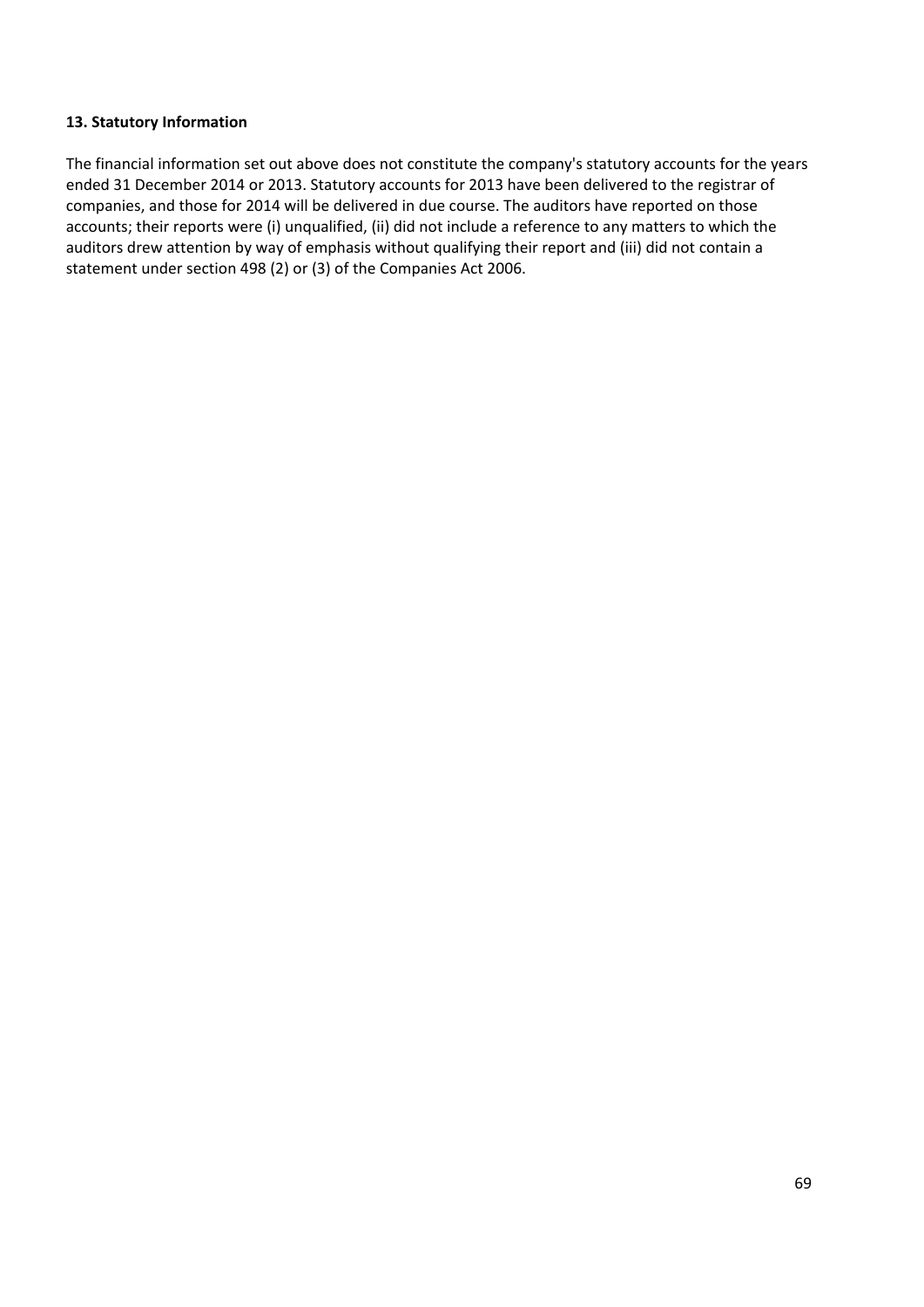**13. Statutory Information**

The financial information set out above does not constitute the company's statutory accounts for the years ended 31 December 2014 or 2013. Statutory accounts for 2013 have been delivered to the registrar of companies, and those for 2014 will be delivered in due course. The auditors have reported on those accounts; their reports were (i) unqualified, (ii) did not include a reference to any matters to which the auditors drew attention by way of emphasis without qualifying their report and (iii) did not contain a statement under section 498 (2) or (3) of the Companies Act 2006.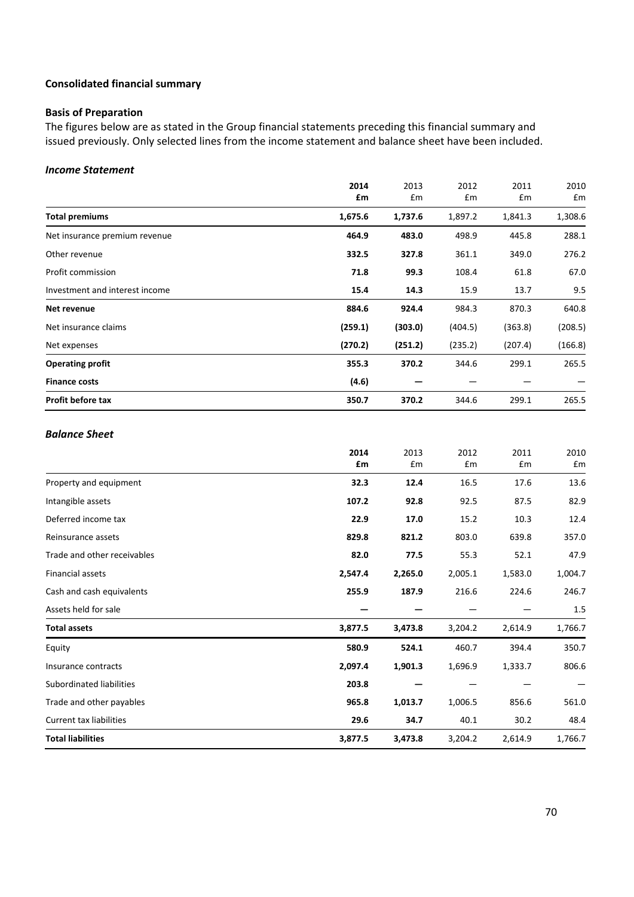## Consolidated financial summary

### Basis of Preparation

The figures below are as stated in the Group financial statements preceding this financial summary and issued previously. Only selected lines from the income statement and balance sheet have been included.

### *Income Statement*

| | 2014 £m | 2013 £m | 2012 £m | 2011 £m | 2010 £m |
|---|---|---|---|---|---|
| **Total premiums** | **1,675.6** | **1,737.6** | 1,897.2 | 1,841.3 | 1,308.6 |
| Net insurance premium revenue | **464.9** | **483.0** | 498.9 | 445.8 | 288.1 |
| Other revenue | **332.5** | **327.8** | 361.1 | 349.0 | 276.2 |
| Profit commission | **71.8** | **99.3** | 108.4 | 61.8 | 67.0 |
| Investment and interest income | **15.4** | **14.3** | 15.9 | 13.7 | 9.5 |
| **Net revenue** | **884.6** | **924.4** | 984.3 | 870.3 | 640.8 |
| Net insurance claims | **(259.1)** | **(303.0)** | (404.5) | (363.8) | (208.5) |
| Net expenses | **(270.2)** | **(251.2)** | (235.2) | (207.4) | (166.8) |
| **Operating profit** | **355.3** | **370.2** | 344.6 | 299.1 | 265.5 |
| **Finance costs** | **(4.6)** | **—** | — | — | — |
| **Profit before tax** | **350.7** | **370.2** | 344.6 | 299.1 | 265.5 |

### *Balance Sheet*

| | 2014 £m | 2013 £m | 2012 £m | 2011 £m | 2010 £m |
|---|---|---|---|---|---|
| Property and equipment | **32.3** | **12.4** | 16.5 | 17.6 | 13.6 |
| Intangible assets | **107.2** | **92.8** | 92.5 | 87.5 | 82.9 |
| Deferred income tax | **22.9** | **17.0** | 15.2 | 10.3 | 12.4 |
| Reinsurance assets | **829.8** | **821.2** | 803.0 | 639.8 | 357.0 |
| Trade and other receivables | **82.0** | **77.5** | 55.3 | 52.1 | 47.9 |
| Financial assets | **2,547.4** | **2,265.0** | 2,005.1 | 1,583.0 | 1,004.7 |
| Cash and cash equivalents | **255.9** | **187.9** | 216.6 | 224.6 | 246.7 |
| Assets held for sale | **—** | **—** | — | — | 1.5 |
| **Total assets** | **3,877.5** | **3,473.8** | 3,204.2 | 2,614.9 | 1,766.7 |
| Equity | **580.9** | **524.1** | 460.7 | 394.4 | 350.7 |
| Insurance contracts | **2,097.4** | **1,901.3** | 1,696.9 | 1,333.7 | 806.6 |
| Subordinated liabilities | **203.8** | **—** | — | — | — |
| Trade and other payables | **965.8** | **1,013.7** | 1,006.5 | 856.6 | 561.0 |
| Current tax liabilities | **29.6** | **34.7** | 40.1 | 30.2 | 48.4 |
| **Total liabilities** | **3,877.5** | **3,473.8** | 3,204.2 | 2,614.9 | 1,766.7 |